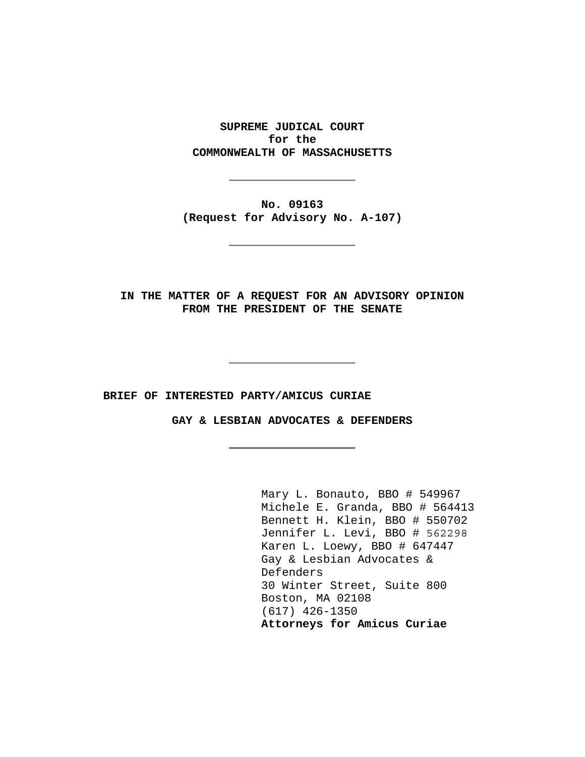**SUPREME JUDICIAL COURT**
**for the**
**COMMONWEALTH OF MASSACHUSETTS**

---

**No. 09163**
**(Request for Advisory No. A-107)**

---

**IN THE MATTER OF A REQUEST FOR AN ADVISORY OPINION FROM THE PRESIDENT OF THE SENATE**

---

**BRIEF OF INTERESTED PARTY/AMICUS CURIAE**

**GAY & LESBIAN ADVOCATES & DEFENDERS**

---

Mary L. Bonauto, BBO # 549967
Michele E. Granda, BBO # 564413
Bennett H. Klein, BBO # 550702
Jennifer L. Levi, BBO # 562298
Karen L. Loewy, BBO # 647447
Gay & Lesbian Advocates & Defenders
30 Winter Street, Suite 800
Boston, MA 02108
(617) 426-1350
**Attorneys for Amicus Curiae**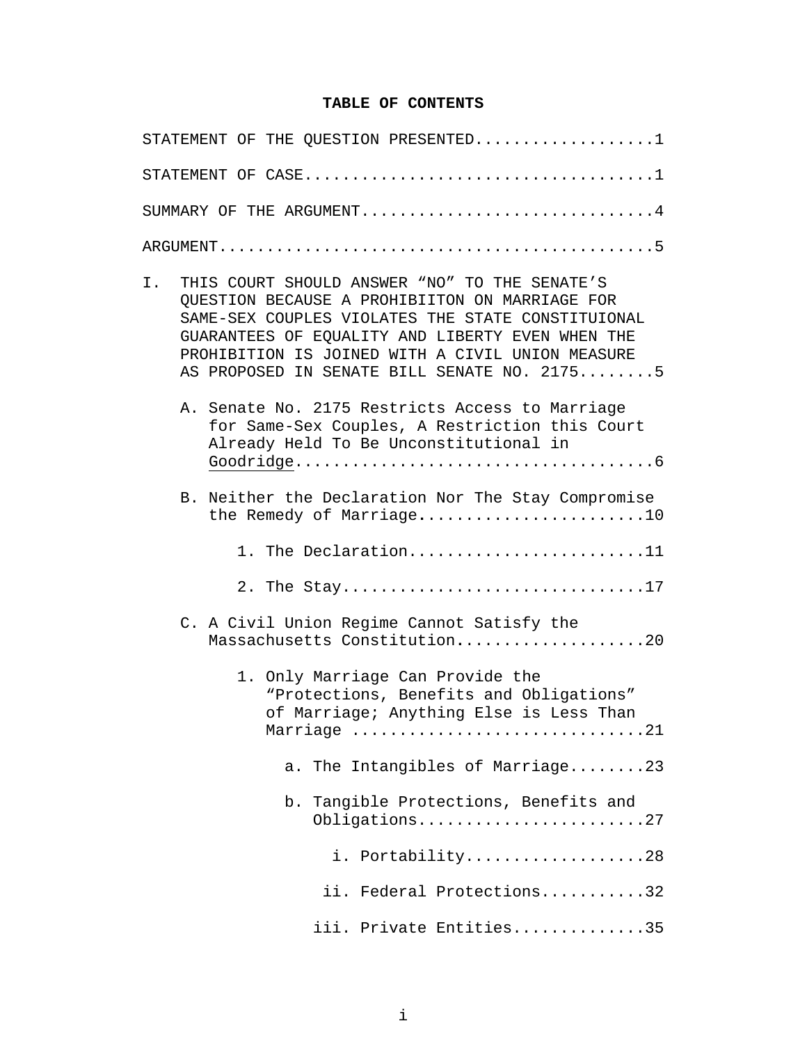**TABLE OF CONTENTS**

STATEMENT OF THE QUESTION PRESENTED...................1

STATEMENT OF CASE.....................................1

SUMMARY OF THE ARGUMENT...............................4

ARGUMENT..............................................5

I. THIS COURT SHOULD ANSWER "NO" TO THE SENATE'S QUESTION BECAUSE A PROHIBIITON ON MARRIAGE FOR SAME-SEX COUPLES VIOLATES THE STATE CONSTITUIONAL GUARANTEES OF EQUALITY AND LIBERTY EVEN WHEN THE PROHIBITION IS JOINED WITH A CIVIL UNION MEASURE AS PROPOSED IN SENATE BILL SENATE NO. 2175........5

   A. Senate No. 2175 Restricts Access to Marriage for Same-Sex Couples, A Restriction this Court Already Held To Be Unconstitutional in Goodridge.....................................6

   B. Neither the Declaration Nor The Stay Compromise the Remedy of Marriage........................10

      1. The Declaration.........................11

      2. The Stay................................17

   C. A Civil Union Regime Cannot Satisfy the Massachusetts Constitution....................20

      1. Only Marriage Can Provide the "Protections, Benefits and Obligations" of Marriage; Anything Else is Less Than Marriage ..............................21

         a. The Intangibles of Marriage........23

         b. Tangible Protections, Benefits and Obligations........................27

            i. Portability...................28

            ii. Federal Protections...........32

            iii. Private Entities..............35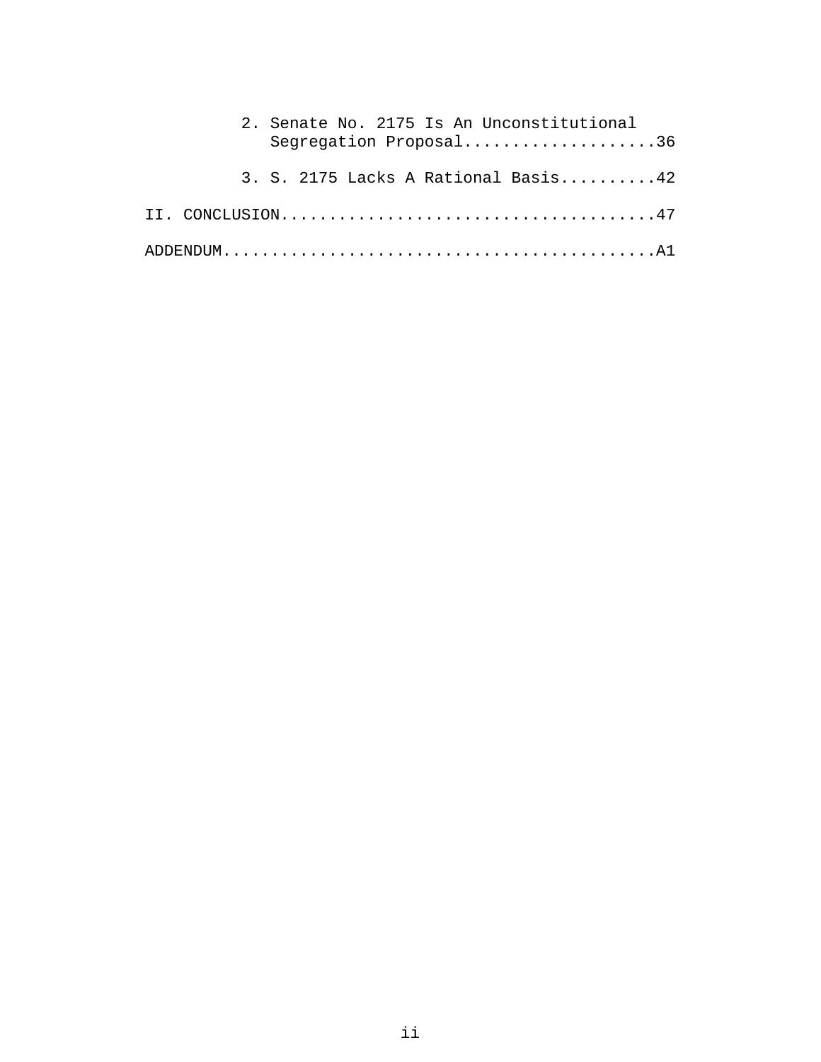2. Senate No. 2175 Is An Unconstitutional Segregation Proposal....................36

3. S. 2175 Lacks A Rational Basis..........42

II. CONCLUSION.......................................47

ADDENDUM............................................A1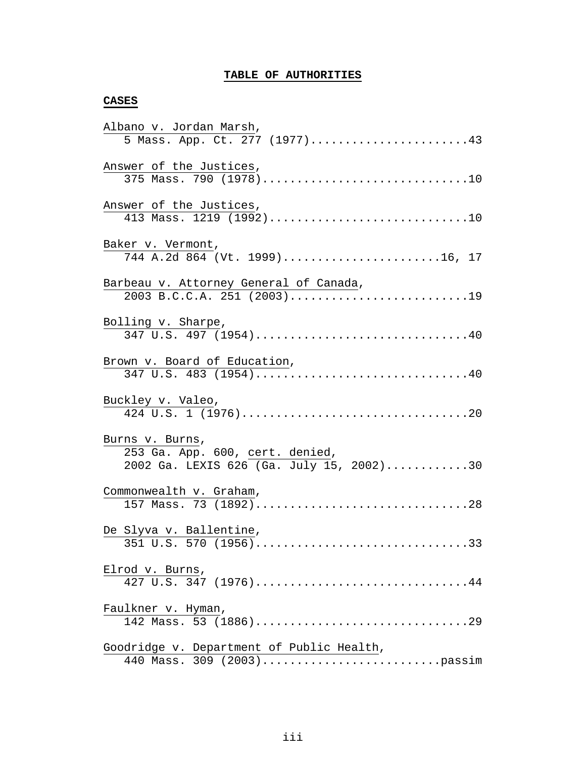# TABLE OF AUTHORITIES

## CASES

Albano v. Jordan Marsh,
5 Mass. App. Ct. 277 (1977).......................43

Answer of the Justices,
375 Mass. 790 (1978)..............................10

Answer of the Justices,
413 Mass. 1219 (1992).............................10

Baker v. Vermont,
744 A.2d 864 (Vt. 1999).......................16, 17

Barbeau v. Attorney General of Canada,
2003 B.C.C.A. 251 (2003)..........................19

Bolling v. Sharpe,
347 U.S. 497 (1954)...............................40

Brown v. Board of Education,
347 U.S. 483 (1954)...............................40

Buckley v. Valeo,
424 U.S. 1 (1976).................................20

Burns v. Burns,
253 Ga. App. 600, cert. denied,
2002 Ga. LEXIS 626 (Ga. July 15, 2002)............30

Commonwealth v. Graham,
157 Mass. 73 (1892)...............................28

De Slyva v. Ballentine,
351 U.S. 570 (1956)...............................33

Elrod v. Burns,
427 U.S. 347 (1976)...............................44

Faulkner v. Hyman,
142 Mass. 53 (1886)...............................29

Goodridge v. Department of Public Health,
440 Mass. 309 (2003)..........................passim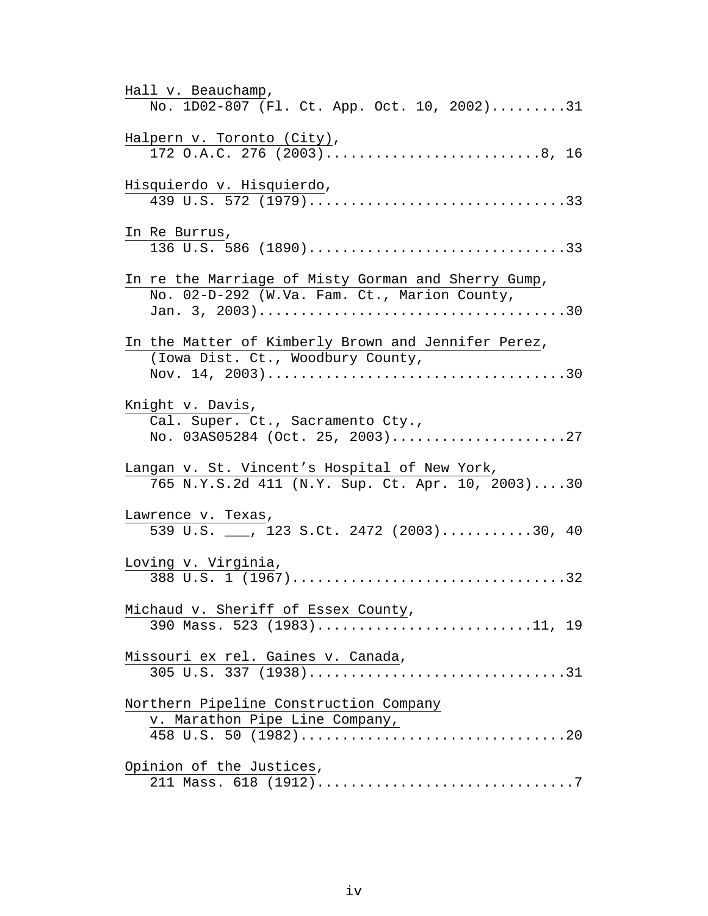Hall v. Beauchamp,
No. 1D02-807 (Fl. Ct. App. Oct. 10, 2002).........31

Halpern v. Toronto (City),
172 O.A.C. 276 (2003)..........................8, 16

Hisquierdo v. Hisquierdo,
439 U.S. 572 (1979)...............................33

In Re Burrus,
136 U.S. 586 (1890)...............................33

In re the Marriage of Misty Gorman and Sherry Gump,
No. 02-D-292 (W.Va. Fam. Ct., Marion County,
Jan. 3, 2003)....................................30

In the Matter of Kimberly Brown and Jennifer Perez,
(Iowa Dist. Ct., Woodbury County,
Nov. 14, 2003)....................................30

Knight v. Davis,
Cal. Super. Ct., Sacramento Cty.,
No. 03AS05284 (Oct. 25, 2003).....................27

Langan v. St. Vincent's Hospital of New York,
765 N.Y.S.2d 411 (N.Y. Sup. Ct. Apr. 10, 2003)....30

Lawrence v. Texas,
539 U.S. ___, 123 S.Ct. 2472 (2003)...........30, 40

Loving v. Virginia,
388 U.S. 1 (1967).................................32

Michaud v. Sheriff of Essex County,
390 Mass. 523 (1983)..........................11, 19

Missouri ex rel. Gaines v. Canada,
305 U.S. 337 (1938)...............................31

Northern Pipeline Construction Company
v. Marathon Pipe Line Company,
458 U.S. 50 (1982)................................20

Opinion of the Justices,
211 Mass. 618 (1912)...............................7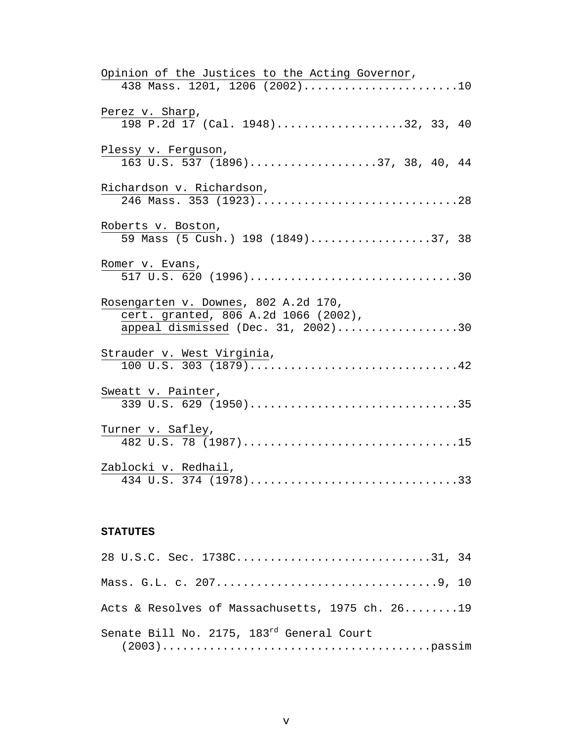Opinion of the Justices to the Acting Governor,
438 Mass. 1201, 1206 (2002).......................10

Perez v. Sharp,
198 P.2d 17 (Cal. 1948)...................32, 33, 40

Plessy v. Ferguson,
163 U.S. 537 (1896)...................37, 38, 40, 44

Richardson v. Richardson,
246 Mass. 353 (1923)..............................28

Roberts v. Boston,
59 Mass (5 Cush.) 198 (1849)..................37, 38

Romer v. Evans,
517 U.S. 620 (1996)...............................30

Rosengarten v. Downes, 802 A.2d 170,
cert. granted, 806 A.2d 1066 (2002),
appeal dismissed (Dec. 31, 2002)..................30

Strauder v. West Virginia,
100 U.S. 303 (1879)...............................42

Sweatt v. Painter,
339 U.S. 629 (1950)...............................35

Turner v. Safley,
482 U.S. 78 (1987)................................15

Zablocki v. Redhail,
434 U.S. 374 (1978)...............................33

**STATUTES**

28 U.S.C. Sec. 1738C.............................31, 34

Mass. G.L. c. 207.................................9, 10

Acts & Resolves of Massachusetts, 1975 ch. 26........19

Senate Bill No. 2175, 183rd General Court
(2003)........................................passim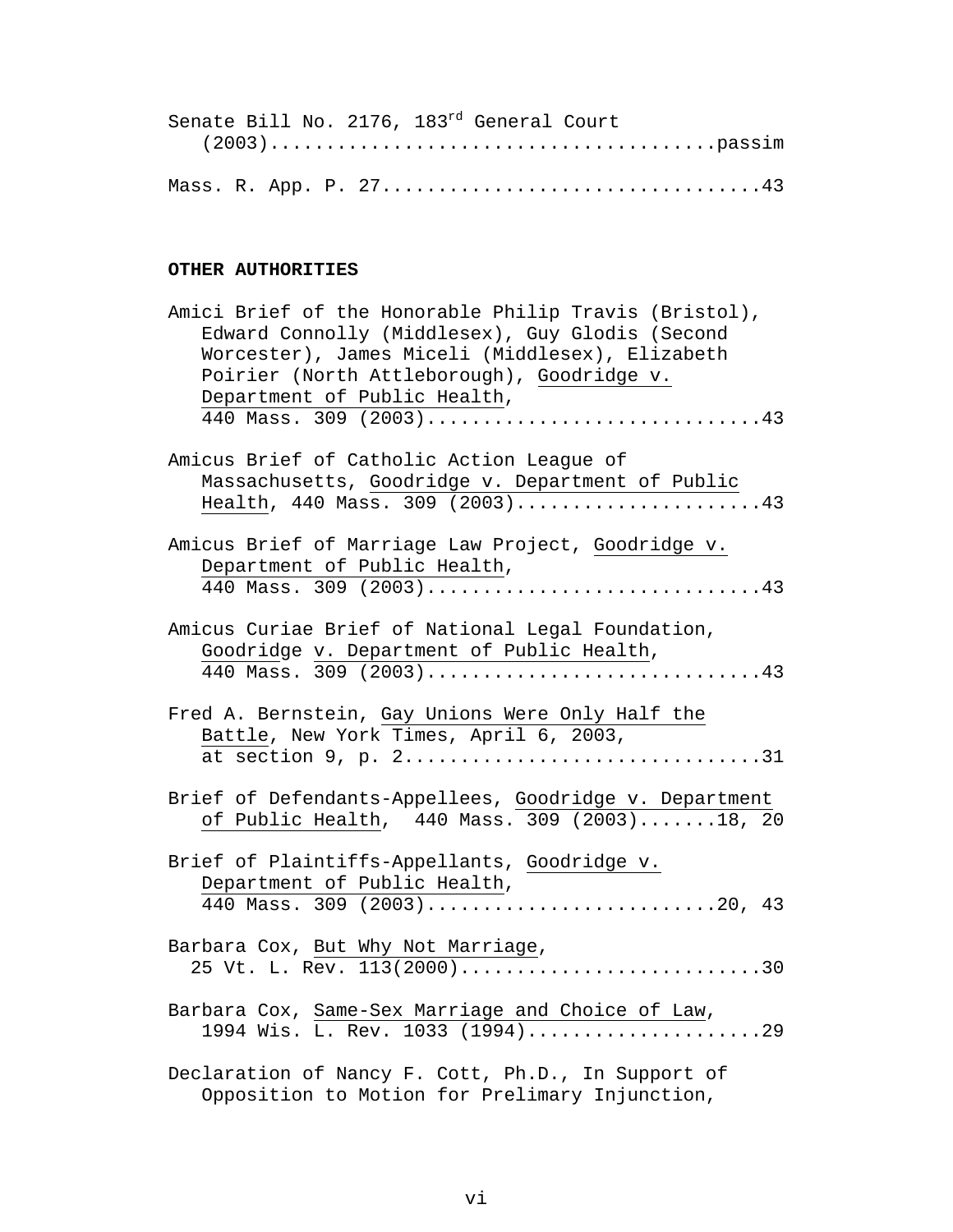Senate Bill No. 2176, 183[rd] General Court (2003)........................................passim

Mass. R. App. P. 27.................................43

**OTHER AUTHORITIES**

Amici Brief of the Honorable Philip Travis (Bristol), Edward Connolly (Middlesex), Guy Glodis (Second Worcester), James Miceli (Middlesex), Elizabeth Poirier (North Attleborough), Goodridge v. Department of Public Health, 440 Mass. 309 (2003).............................43

Amicus Brief of Catholic Action League of Massachusetts, Goodridge v. Department of Public Health, 440 Mass. 309 (2003).....................43

Amicus Brief of Marriage Law Project, Goodridge v. Department of Public Health, 440 Mass. 309 (2003).............................43

Amicus Curiae Brief of National Legal Foundation, Goodridge v. Department of Public Health, 440 Mass. 309 (2003).............................43

Fred A. Bernstein, Gay Unions Were Only Half the Battle, New York Times, April 6, 2003, at section 9, p. 2...............................31

Brief of Defendants-Appellees, Goodridge v. Department of Public Health, 440 Mass. 309 (2003).......18, 20

Brief of Plaintiffs-Appellants, Goodridge v. Department of Public Health, 440 Mass. 309 (2003)..........................20, 43

Barbara Cox, But Why Not Marriage, 25 Vt. L. Rev. 113(2000)..........................30

Barbara Cox, Same-Sex Marriage and Choice of Law, 1994 Wis. L. Rev. 1033 (1994).....................29

Declaration of Nancy F. Cott, Ph.D., In Support of Opposition to Motion for Prelimary Injunction,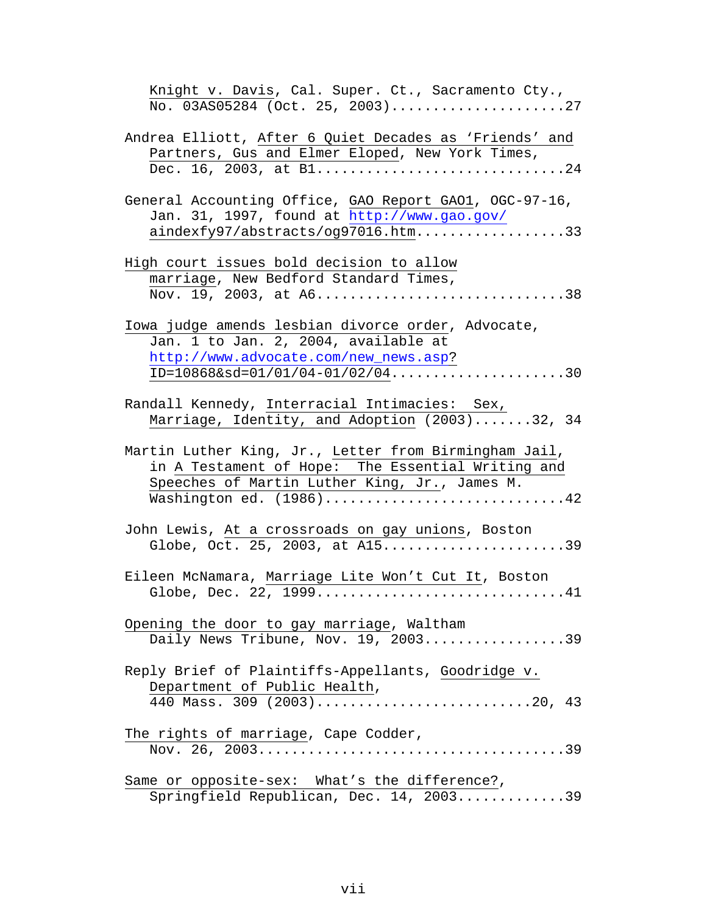Knight v. Davis, Cal. Super. Ct., Sacramento Cty., No. 03AS05284 (Oct. 25, 2003).....................27

Andrea Elliott, After 6 Quiet Decades as 'Friends' and Partners, Gus and Elmer Eloped, New York Times, Dec. 16, 2003, at B1.............................24

General Accounting Office, GAO Report GAO1, OGC-97-16, Jan. 31, 1997, found at http://www.gao.gov/aindexfy97/abstracts/og97016.htm..................33

High court issues bold decision to allow marriage, New Bedford Standard Times, Nov. 19, 2003, at A6.............................38

Iowa judge amends lesbian divorce order, Advocate, Jan. 1 to Jan. 2, 2004, available at http://www.advocate.com/new_news.asp?ID=10868&sd=01/01/04-01/02/04.....................30

Randall Kennedy, Interracial Intimacies: Sex, Marriage, Identity, and Adoption (2003).......32, 34

Martin Luther King, Jr., Letter from Birmingham Jail, in A Testament of Hope: The Essential Writing and Speeches of Martin Luther King, Jr., James M. Washington ed. (1986).............................42

John Lewis, At a crossroads on gay unions, Boston Globe, Oct. 25, 2003, at A15......................39

Eileen McNamara, Marriage Lite Won't Cut It, Boston Globe, Dec. 22, 1999.............................41

Opening the door to gay marriage, Waltham Daily News Tribune, Nov. 19, 2003.................39

Reply Brief of Plaintiffs-Appellants, Goodridge v. Department of Public Health, 440 Mass. 309 (2003).........................20, 43

The rights of marriage, Cape Codder, Nov. 26, 2003....................................39

Same or opposite-sex: What's the difference?, Springfield Republican, Dec. 14, 2003.............39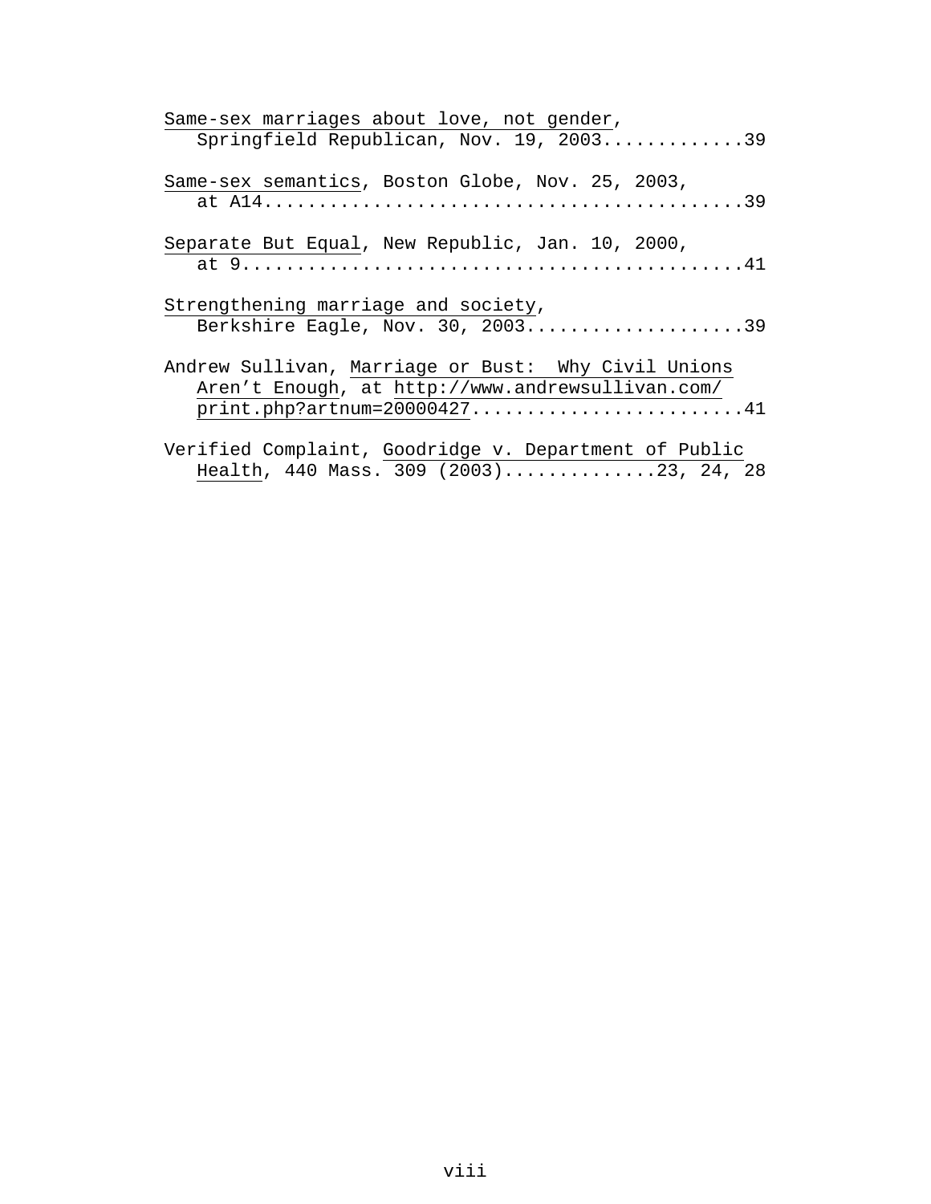Same-sex marriages about love, not gender, Springfield Republican, Nov. 19, 2003.............39

Same-sex semantics, Boston Globe, Nov. 25, 2003, at A14..........................................39

Separate But Equal, New Republic, Jan. 10, 2000, at 9............................................41

Strengthening marriage and society, Berkshire Eagle, Nov. 30, 2003....................39

Andrew Sullivan, Marriage or Bust: Why Civil Unions Aren't Enough, at http://www.andrewsullivan.com/print.php?artnum=20000427.........................41

Verified Complaint, Goodridge v. Department of Public Health, 440 Mass. 309 (2003)..............23, 24, 28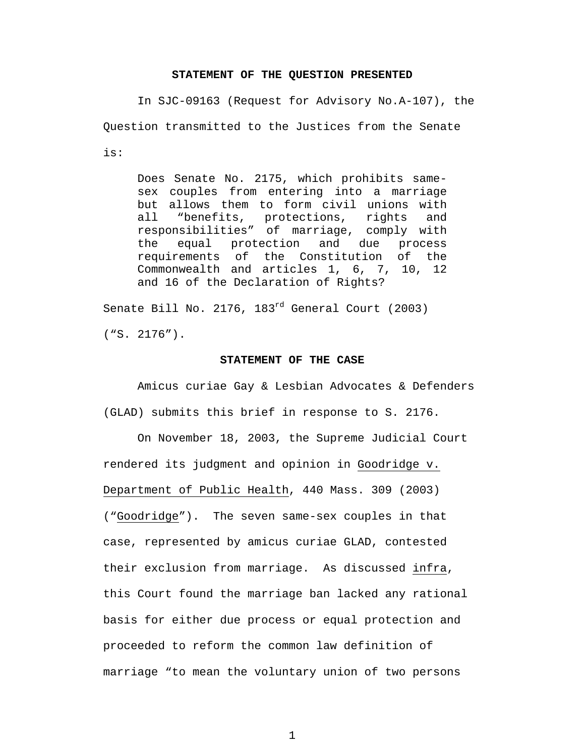## STATEMENT OF THE QUESTION PRESENTED

In SJC-09163 (Request for Advisory No.A-107), the Question transmitted to the Justices from the Senate is:

> Does Senate No. 2175, which prohibits same-sex couples from entering into a marriage but allows them to form civil unions with all "benefits, protections, rights and responsibilities" of marriage, comply with the equal protection and due process requirements of the Constitution of the Commonwealth and articles 1, 6, 7, 10, 12 and 16 of the Declaration of Rights?

Senate Bill No. 2176, 183rd General Court (2003) ("S. 2176").

## STATEMENT OF THE CASE

Amicus curiae Gay & Lesbian Advocates & Defenders (GLAD) submits this brief in response to S. 2176.

On November 18, 2003, the Supreme Judicial Court rendered its judgment and opinion in Goodridge v. Department of Public Health, 440 Mass. 309 (2003) ("Goodridge"). The seven same-sex couples in that case, represented by amicus curiae GLAD, contested their exclusion from marriage. As discussed infra, this Court found the marriage ban lacked any rational basis for either due process or equal protection and proceeded to reform the common law definition of marriage "to mean the voluntary union of two persons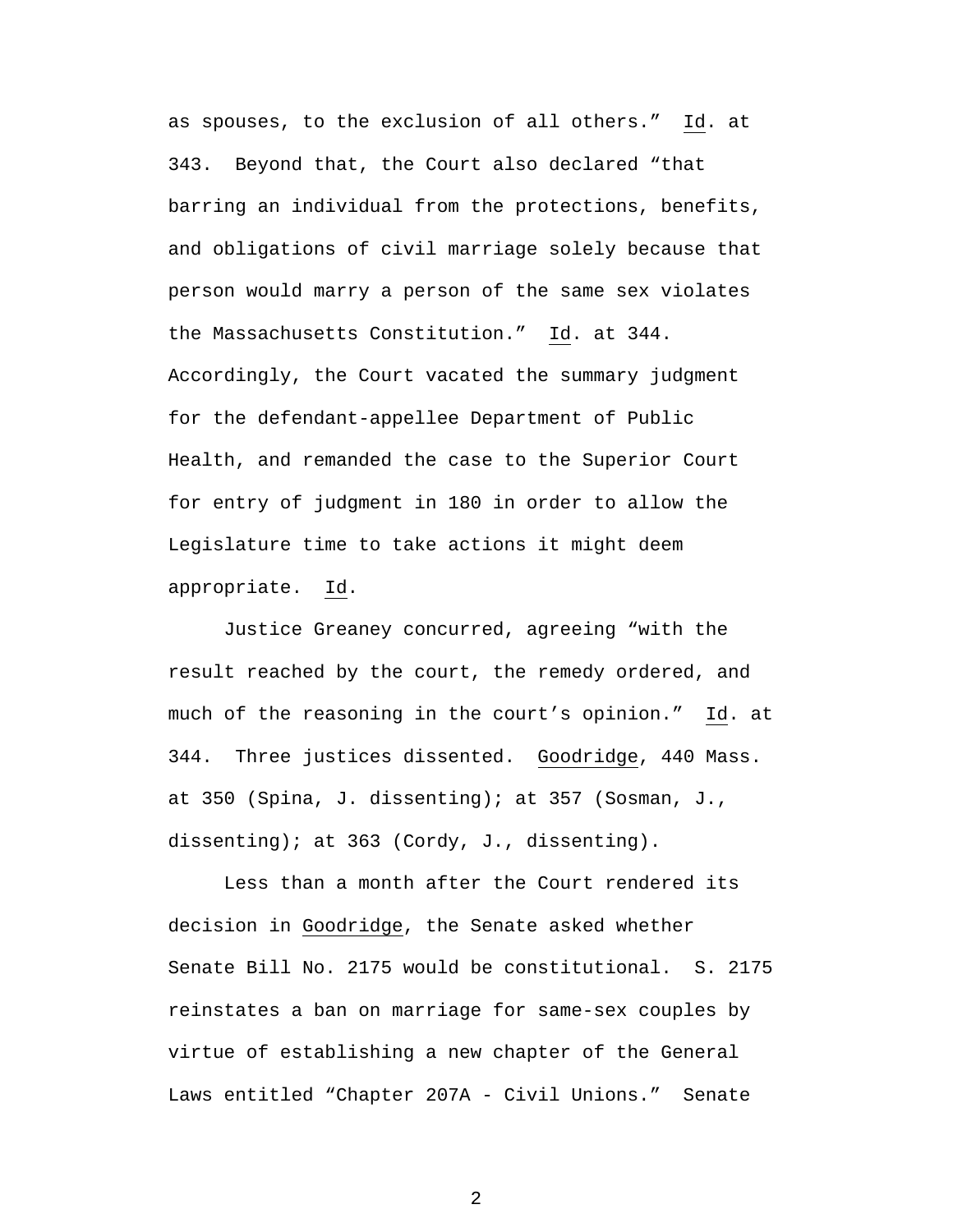as spouses, to the exclusion of all others." Id. at 343. Beyond that, the Court also declared "that barring an individual from the protections, benefits, and obligations of civil marriage solely because that person would marry a person of the same sex violates the Massachusetts Constitution." Id. at 344. Accordingly, the Court vacated the summary judgment for the defendant-appellee Department of Public Health, and remanded the case to the Superior Court for entry of judgment in 180 in order to allow the Legislature time to take actions it might deem appropriate. Id.

Justice Greaney concurred, agreeing "with the result reached by the court, the remedy ordered, and much of the reasoning in the court's opinion." Id. at 344. Three justices dissented. Goodridge, 440 Mass. at 350 (Spina, J. dissenting); at 357 (Sosman, J., dissenting); at 363 (Cordy, J., dissenting).

Less than a month after the Court rendered its decision in Goodridge, the Senate asked whether Senate Bill No. 2175 would be constitutional. S. 2175 reinstates a ban on marriage for same-sex couples by virtue of establishing a new chapter of the General Laws entitled "Chapter 207A - Civil Unions." Senate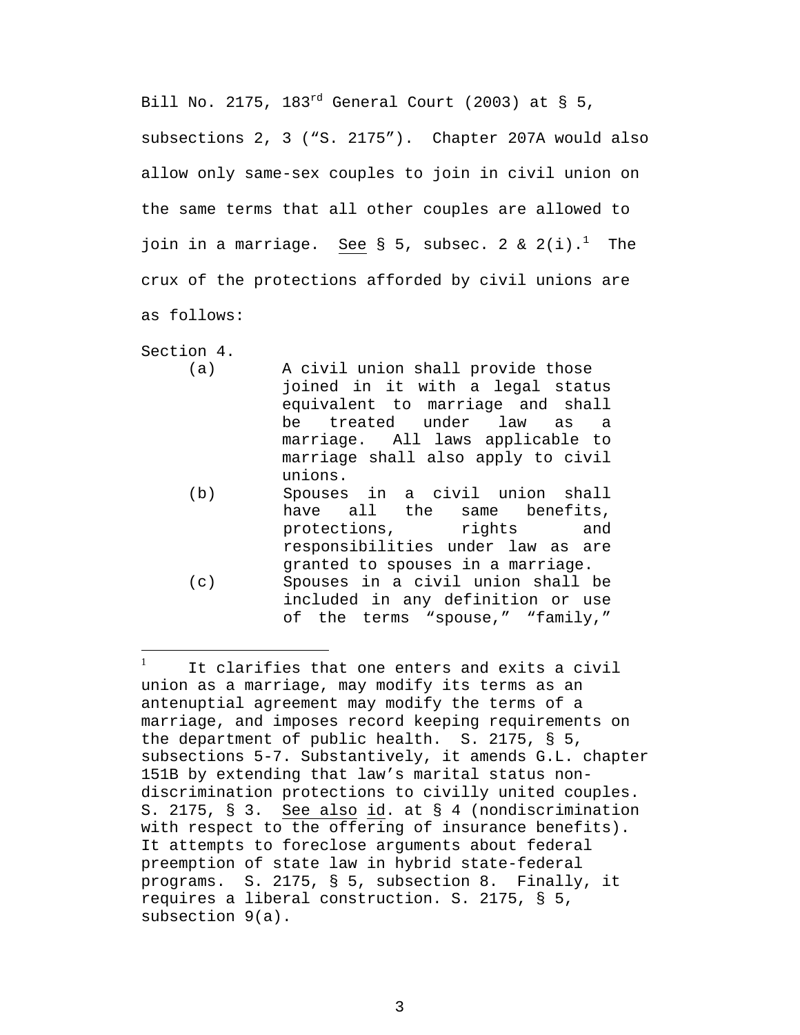Bill No. 2175, 183rd General Court (2003) at § 5, subsections 2, 3 ("S. 2175"). Chapter 207A would also allow only same-sex couples to join in civil union on the same terms that all other couples are allowed to join in a marriage. See § 5, subsec. 2 & 2(i).[1] The crux of the protections afforded by civil unions are as follows:

Section 4.

(a) A civil union shall provide those joined in it with a legal status equivalent to marriage and shall be treated under law as a marriage. All laws applicable to marriage shall also apply to civil unions.

(b) Spouses in a civil union shall have all the same benefits, protections, rights and responsibilities under law as are granted to spouses in a marriage.

(c) Spouses in a civil union shall be included in any definition or use of the terms "spouse," "family,"

---

[1] It clarifies that one enters and exits a civil union as a marriage, may modify its terms as an antenuptial agreement may modify the terms of a marriage, and imposes record keeping requirements on the department of public health. S. 2175, § 5, subsections 5-7. Substantively, it amends G.L. chapter 151B by extending that law's marital status non-discrimination protections to civilly united couples. S. 2175, § 3. See also id. at § 4 (nondiscrimination with respect to the offering of insurance benefits). It attempts to foreclose arguments about federal preemption of state law in hybrid state-federal programs. S. 2175, § 5, subsection 8. Finally, it requires a liberal construction. S. 2175, § 5, subsection 9(a).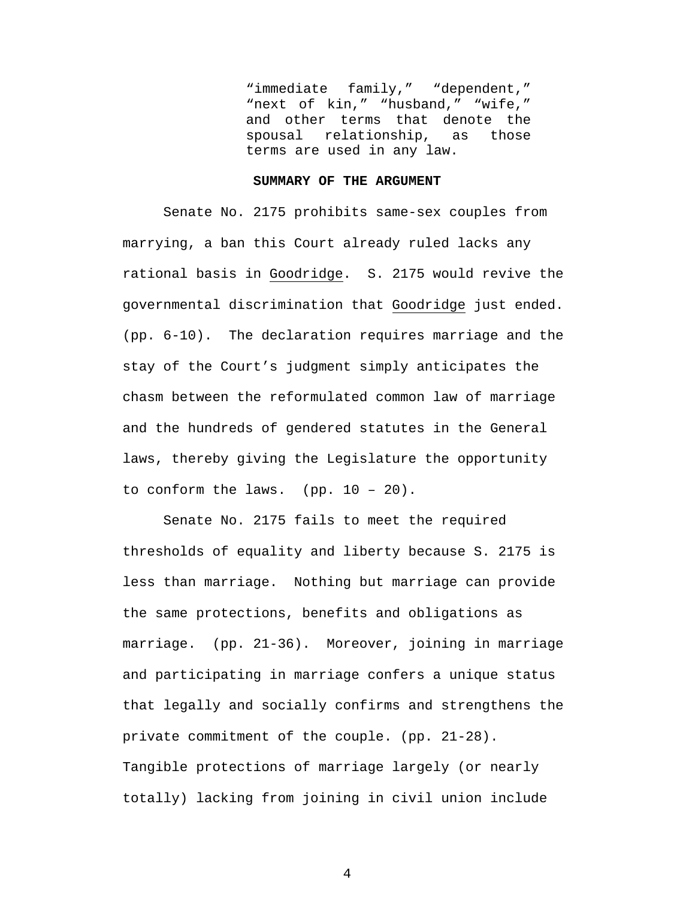> "immediate family," "dependent," "next of kin," "husband," "wife," and other terms that denote the spousal relationship, as those terms are used in any law.

## SUMMARY OF THE ARGUMENT

Senate No. 2175 prohibits same-sex couples from marrying, a ban this Court already ruled lacks any rational basis in Goodridge. S. 2175 would revive the governmental discrimination that Goodridge just ended. (pp. 6-10). The declaration requires marriage and the stay of the Court's judgment simply anticipates the chasm between the reformulated common law of marriage and the hundreds of gendered statutes in the General laws, thereby giving the Legislature the opportunity to conform the laws. (pp. 10 – 20).

Senate No. 2175 fails to meet the required thresholds of equality and liberty because S. 2175 is less than marriage. Nothing but marriage can provide the same protections, benefits and obligations as marriage. (pp. 21-36). Moreover, joining in marriage and participating in marriage confers a unique status that legally and socially confirms and strengthens the private commitment of the couple. (pp. 21-28). Tangible protections of marriage largely (or nearly totally) lacking from joining in civil union include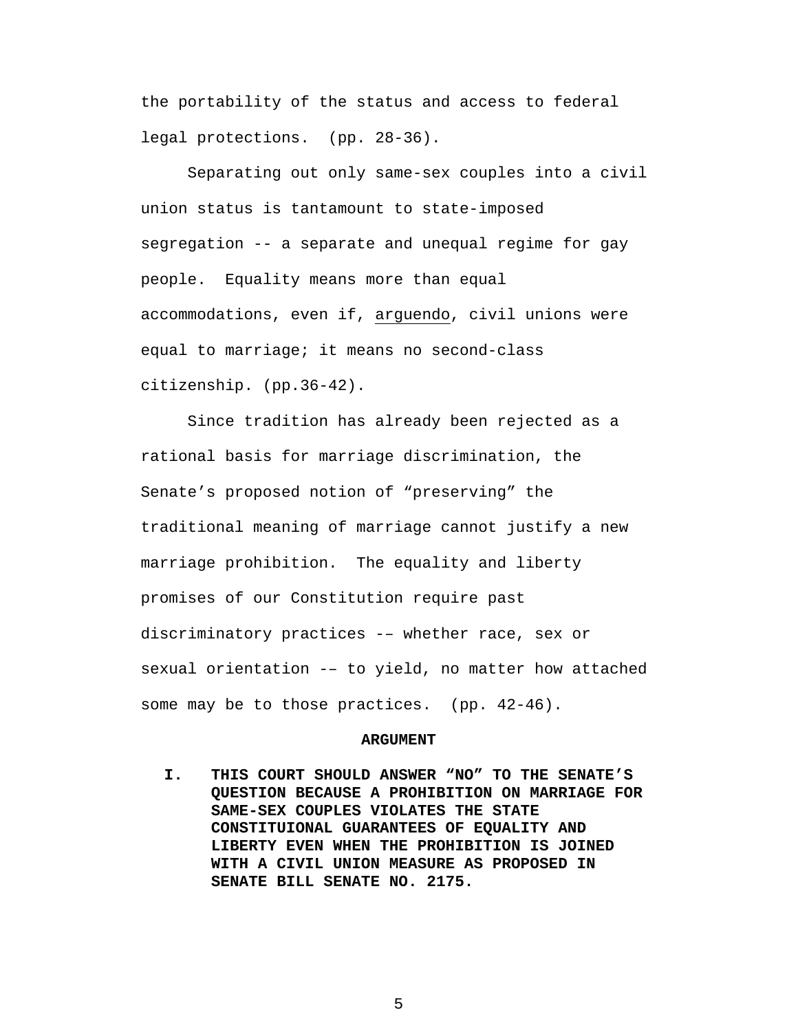the portability of the status and access to federal legal protections. (pp. 28-36).

Separating out only same-sex couples into a civil union status is tantamount to state-imposed segregation -- a separate and unequal regime for gay people. Equality means more than equal accommodations, even if, arguendo, civil unions were equal to marriage; it means no second-class citizenship. (pp.36-42).

Since tradition has already been rejected as a rational basis for marriage discrimination, the Senate's proposed notion of "preserving" the traditional meaning of marriage cannot justify a new marriage prohibition. The equality and liberty promises of our Constitution require past discriminatory practices -– whether race, sex or sexual orientation -– to yield, no matter how attached some may be to those practices. (pp. 42-46).

## ARGUMENT

### I. THIS COURT SHOULD ANSWER "NO" TO THE SENATE'S QUESTION BECAUSE A PROHIBITION ON MARRIAGE FOR SAME-SEX COUPLES VIOLATES THE STATE CONSTITUIONAL GUARANTEES OF EQUALITY AND LIBERTY EVEN WHEN THE PROHIBITION IS JOINED WITH A CIVIL UNION MEASURE AS PROPOSED IN SENATE BILL SENATE NO. 2175.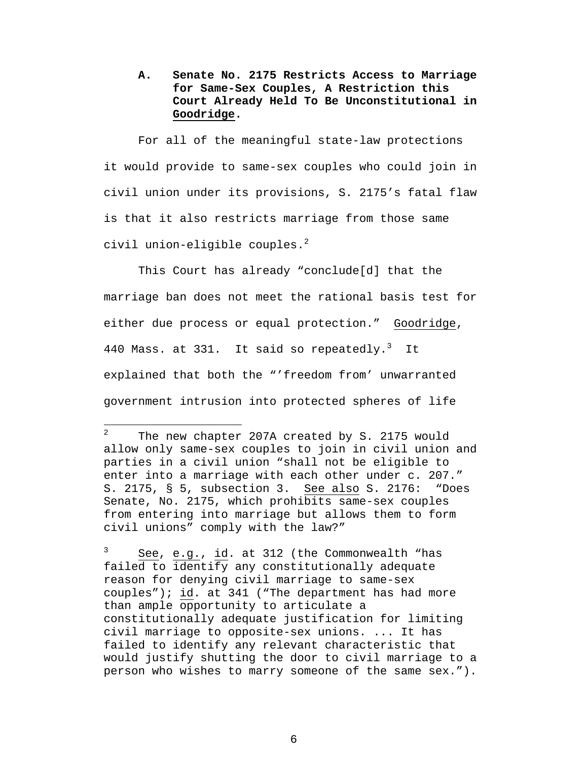### A. Senate No. 2175 Restricts Access to Marriage for Same-Sex Couples, A Restriction this Court Already Held To Be Unconstitutional in Goodridge.

For all of the meaningful state-law protections it would provide to same-sex couples who could join in civil union under its provisions, S. 2175's fatal flaw is that it also restricts marriage from those same civil union-eligible couples.[2]

This Court has already "conclude[d] that the marriage ban does not meet the rational basis test for either due process or equal protection." Goodridge, 440 Mass. at 331. It said so repeatedly.[3] It explained that both the "'freedom from' unwarranted government intrusion into protected spheres of life

---

[2] The new chapter 207A created by S. 2175 would allow only same-sex couples to join in civil union and parties in a civil union "shall not be eligible to enter into a marriage with each other under c. 207." S. 2175, § 5, subsection 3. See also S. 2176: "Does Senate, No. 2175, which prohibits same-sex couples from entering into marriage but allows them to form civil unions" comply with the law?"

[3] See, e.g., id. at 312 (the Commonwealth "has failed to identify any constitutionally adequate reason for denying civil marriage to same-sex couples"); id. at 341 ("The department has had more than ample opportunity to articulate a constitutionally adequate justification for limiting civil marriage to opposite-sex unions. ... It has failed to identify any relevant characteristic that would justify shutting the door to civil marriage to a person who wishes to marry someone of the same sex.").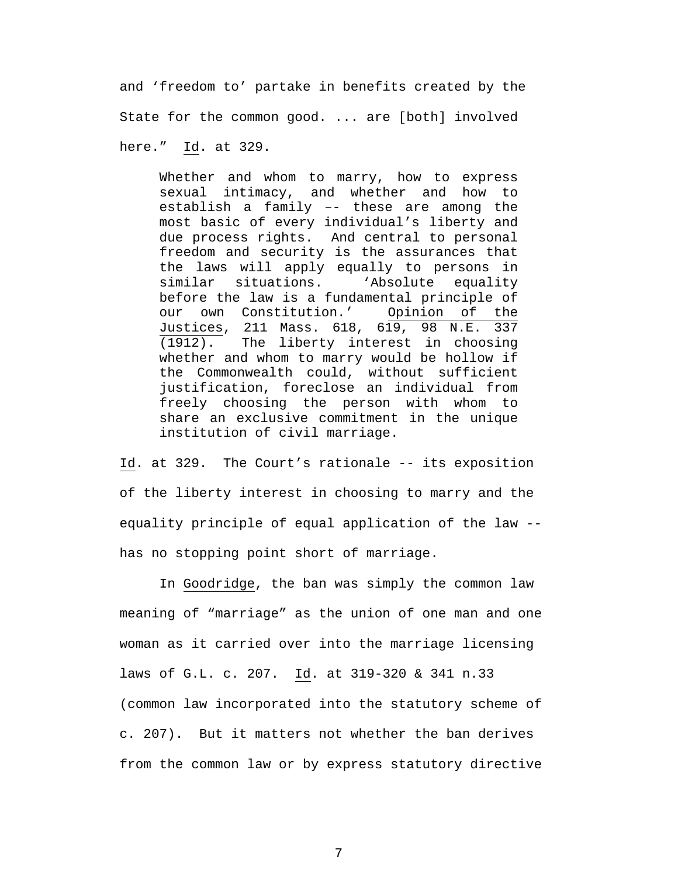and ‘freedom to’ partake in benefits created by the State for the common good. ... are [both] involved here.” Id. at 329.

> Whether and whom to marry, how to express sexual intimacy, and whether and how to establish a family –- these are among the most basic of every individual’s liberty and due process rights. And central to personal freedom and security is the assurances that the laws will apply equally to persons in similar situations. ‘Absolute equality before the law is a fundamental principle of our own Constitution.’ Opinion of the Justices, 211 Mass. 618, 619, 98 N.E. 337 (1912). The liberty interest in choosing whether and whom to marry would be hollow if the Commonwealth could, without sufficient justification, foreclose an individual from freely choosing the person with whom to share an exclusive commitment in the unique institution of civil marriage.

Id. at 329. The Court’s rationale -- its exposition of the liberty interest in choosing to marry and the equality principle of equal application of the law -- has no stopping point short of marriage.

In Goodridge, the ban was simply the common law meaning of “marriage” as the union of one man and one woman as it carried over into the marriage licensing laws of G.L. c. 207. Id. at 319-320 & 341 n.33 (common law incorporated into the statutory scheme of c. 207). But it matters not whether the ban derives from the common law or by express statutory directive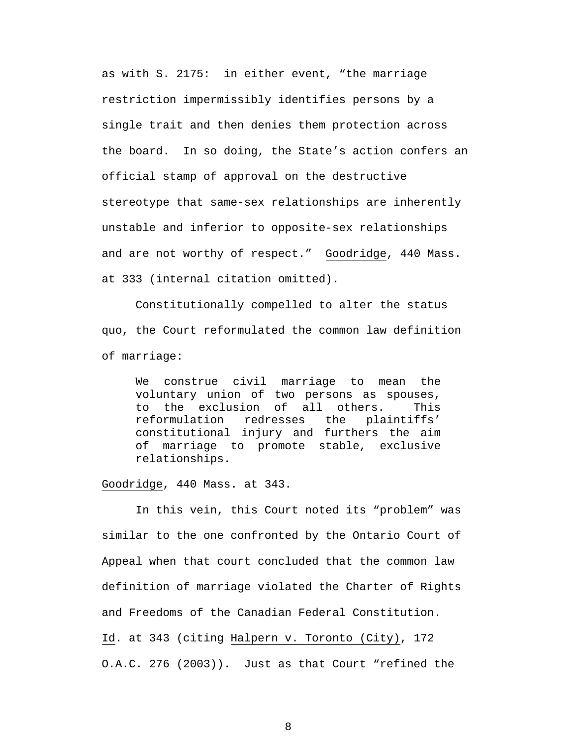as with S. 2175: in either event, "the marriage restriction impermissibly identifies persons by a single trait and then denies them protection across the board. In so doing, the State's action confers an official stamp of approval on the destructive stereotype that same-sex relationships are inherently unstable and inferior to opposite-sex relationships and are not worthy of respect." Goodridge, 440 Mass. at 333 (internal citation omitted).

Constitutionally compelled to alter the status quo, the Court reformulated the common law definition of marriage:

> We construe civil marriage to mean the voluntary union of two persons as spouses, to the exclusion of all others. This reformulation redresses the plaintiffs' constitutional injury and furthers the aim of marriage to promote stable, exclusive relationships.

Goodridge, 440 Mass. at 343.

In this vein, this Court noted its "problem" was similar to the one confronted by the Ontario Court of Appeal when that court concluded that the common law definition of marriage violated the Charter of Rights and Freedoms of the Canadian Federal Constitution. Id. at 343 (citing Halpern v. Toronto (City), 172 O.A.C. 276 (2003)). Just as that Court "refined the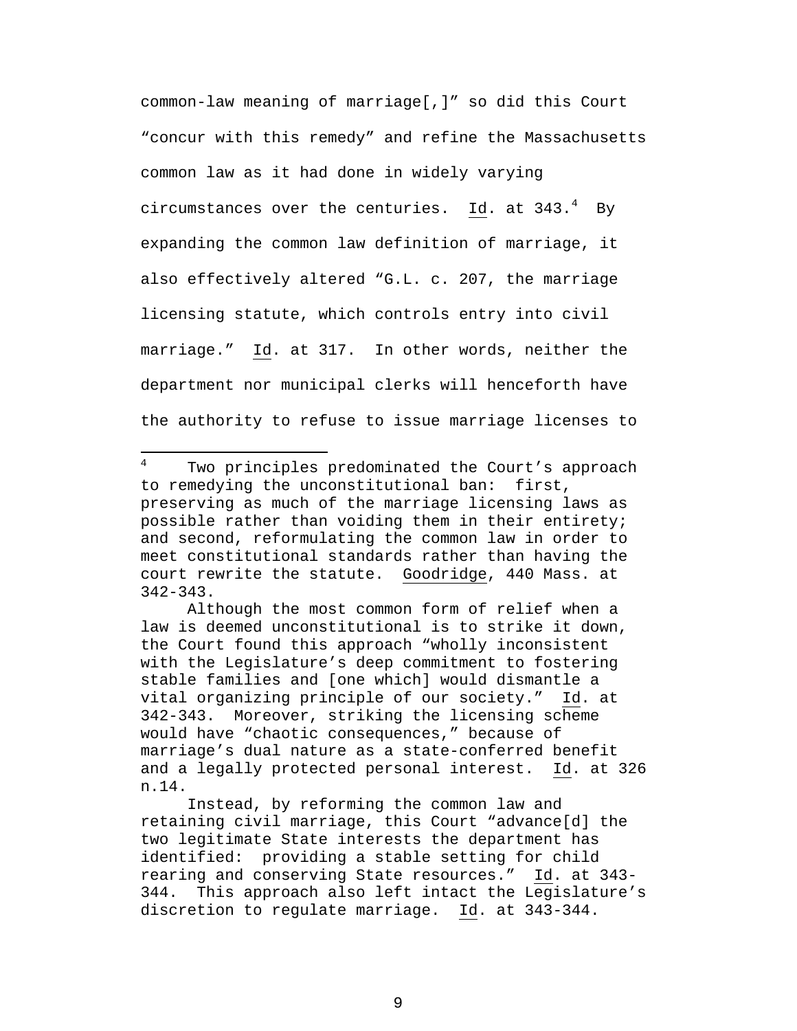common-law meaning of marriage[,]" so did this Court "concur with this remedy" and refine the Massachusetts common law as it had done in widely varying circumstances over the centuries. Id. at 343.[4] By expanding the common law definition of marriage, it also effectively altered "G.L. c. 207, the marriage licensing statute, which controls entry into civil marriage." Id. at 317. In other words, neither the department nor municipal clerks will henceforth have the authority to refuse to issue marriage licenses to

---

[4] Two principles predominated the Court's approach to remedying the unconstitutional ban: first, preserving as much of the marriage licensing laws as possible rather than voiding them in their entirety; and second, reformulating the common law in order to meet constitutional standards rather than having the court rewrite the statute. Goodridge, 440 Mass. at 342-343.

Although the most common form of relief when a law is deemed unconstitutional is to strike it down, the Court found this approach "wholly inconsistent with the Legislature's deep commitment to fostering stable families and [one which] would dismantle a vital organizing principle of our society." Id. at 342-343. Moreover, striking the licensing scheme would have "chaotic consequences," because of marriage's dual nature as a state-conferred benefit and a legally protected personal interest. Id. at 326 n.14.

Instead, by reforming the common law and retaining civil marriage, this Court "advance[d] the two legitimate State interests the department has identified: providing a stable setting for child rearing and conserving State resources." Id. at 343-344. This approach also left intact the Legislature's discretion to regulate marriage. Id. at 343-344.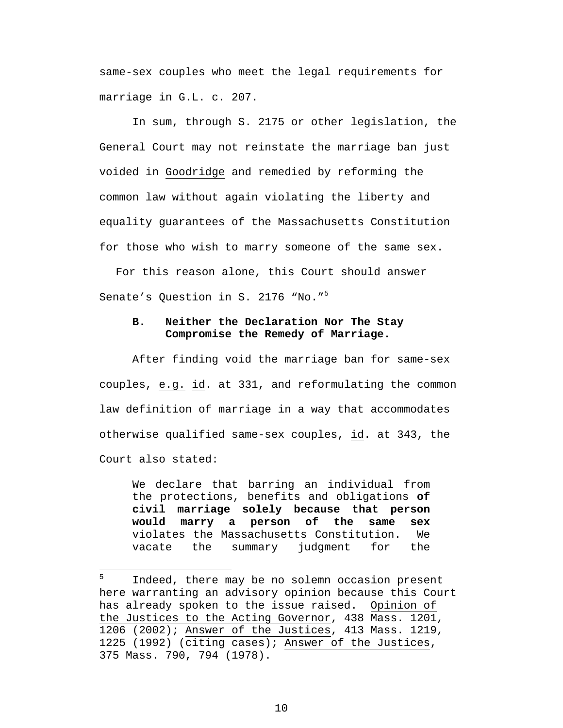same-sex couples who meet the legal requirements for marriage in G.L. c. 207.

In sum, through S. 2175 or other legislation, the General Court may not reinstate the marriage ban just voided in Goodridge and remedied by reforming the common law without again violating the liberty and equality guarantees of the Massachusetts Constitution for those who wish to marry someone of the same sex.

For this reason alone, this Court should answer Senate's Question in S. 2176 "No."[5]

### B. Neither the Declaration Nor The Stay Compromise the Remedy of Marriage.

After finding void the marriage ban for same-sex couples, e.g. id. at 331, and reformulating the common law definition of marriage in a way that accommodates otherwise qualified same-sex couples, id. at 343, the Court also stated:

> We declare that barring an individual from the protections, benefits and obligations **of civil marriage solely because that person would marry a person of the same sex** violates the Massachusetts Constitution. We vacate the summary judgment for the

---

[5] Indeed, there may be no solemn occasion present here warranting an advisory opinion because this Court has already spoken to the issue raised. Opinion of the Justices to the Acting Governor, 438 Mass. 1201, 1206 (2002); Answer of the Justices, 413 Mass. 1219, 1225 (1992) (citing cases); Answer of the Justices, 375 Mass. 790, 794 (1978).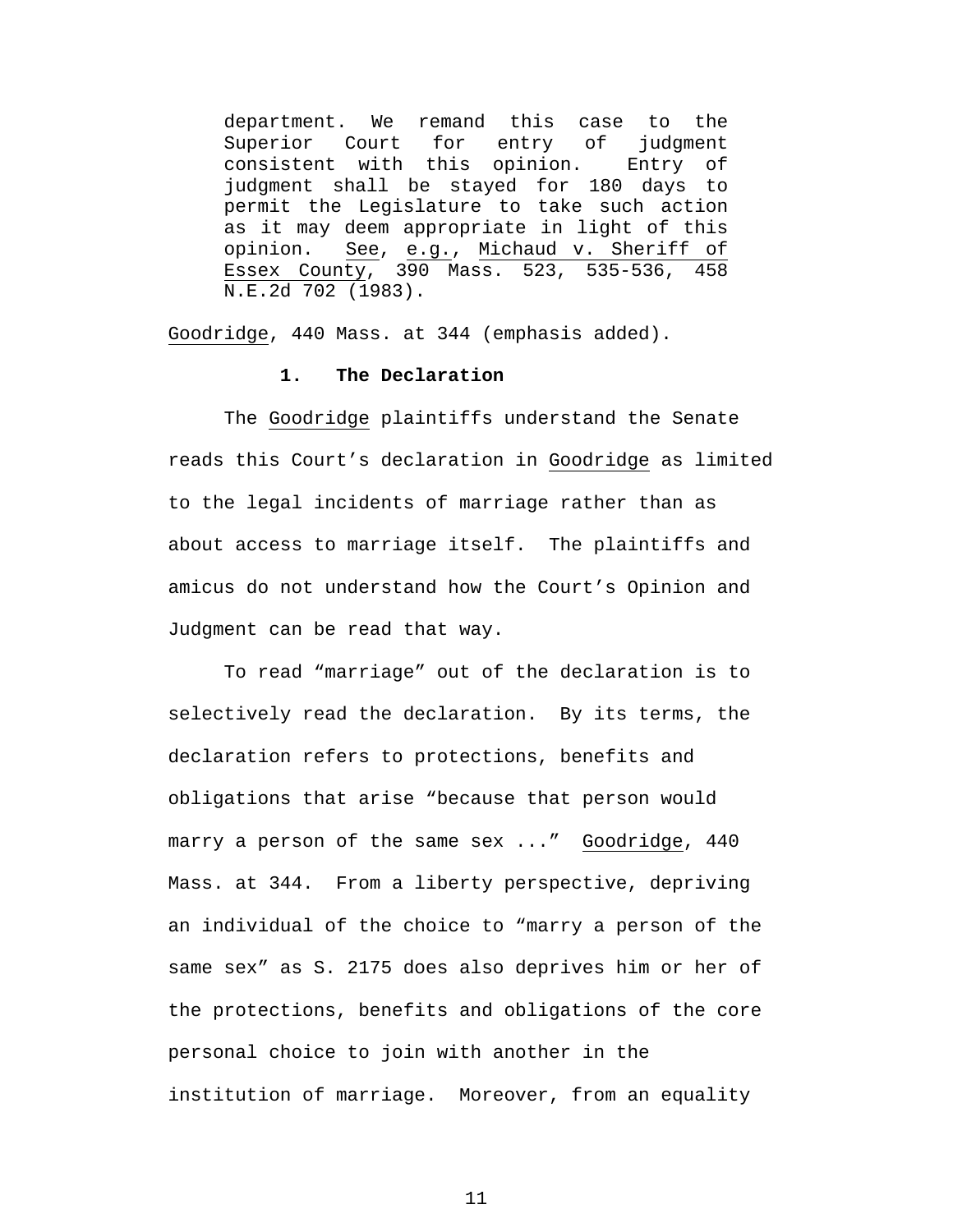> department. We remand this case to the Superior Court for entry of judgment consistent with this opinion. Entry of judgment shall be stayed for 180 days to permit the Legislature to take such action as it may deem appropriate in light of this opinion. See, e.g., Michaud v. Sheriff of Essex County, 390 Mass. 523, 535-536, 458 N.E.2d 702 (1983).

Goodridge, 440 Mass. at 344 (emphasis added).

**1. The Declaration**

The Goodridge plaintiffs understand the Senate reads this Court's declaration in Goodridge as limited to the legal incidents of marriage rather than as about access to marriage itself. The plaintiffs and amicus do not understand how the Court's Opinion and Judgment can be read that way.

To read "marriage" out of the declaration is to selectively read the declaration. By its terms, the declaration refers to protections, benefits and obligations that arise "because that person would marry a person of the same sex ..." Goodridge, 440 Mass. at 344. From a liberty perspective, depriving an individual of the choice to "marry a person of the same sex" as S. 2175 does also deprives him or her of the protections, benefits and obligations of the core personal choice to join with another in the institution of marriage. Moreover, from an equality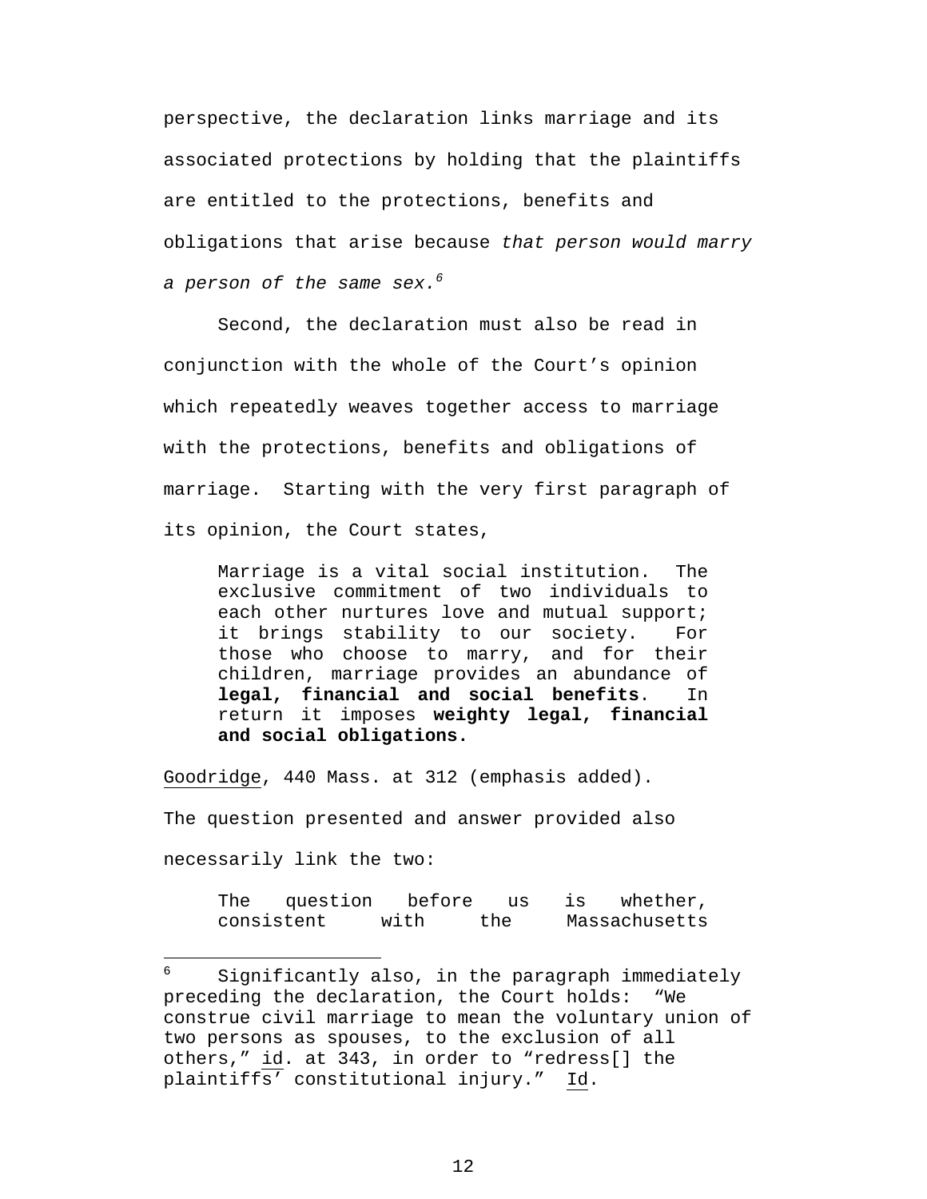perspective, the declaration links marriage and its associated protections by holding that the plaintiffs are entitled to the protections, benefits and obligations that arise because *that person would marry a person of the same sex.*[6]

Second, the declaration must also be read in conjunction with the whole of the Court's opinion which repeatedly weaves together access to marriage with the protections, benefits and obligations of marriage. Starting with the very first paragraph of its opinion, the Court states,

> Marriage is a vital social institution. The exclusive commitment of two individuals to each other nurtures love and mutual support; it brings stability to our society. For those who choose to marry, and for their children, marriage provides an abundance of **legal, financial and social benefits**. In return it imposes **weighty legal, financial and social obligations.**

Goodridge, 440 Mass. at 312 (emphasis added).

The question presented and answer provided also necessarily link the two:

> The question before us is whether, consistent with the Massachusetts

---

[6] Significantly also, in the paragraph immediately preceding the declaration, the Court holds: "We construe civil marriage to mean the voluntary union of two persons as spouses, to the exclusion of all others," id. at 343, in order to "redress[] the plaintiffs' constitutional injury." Id.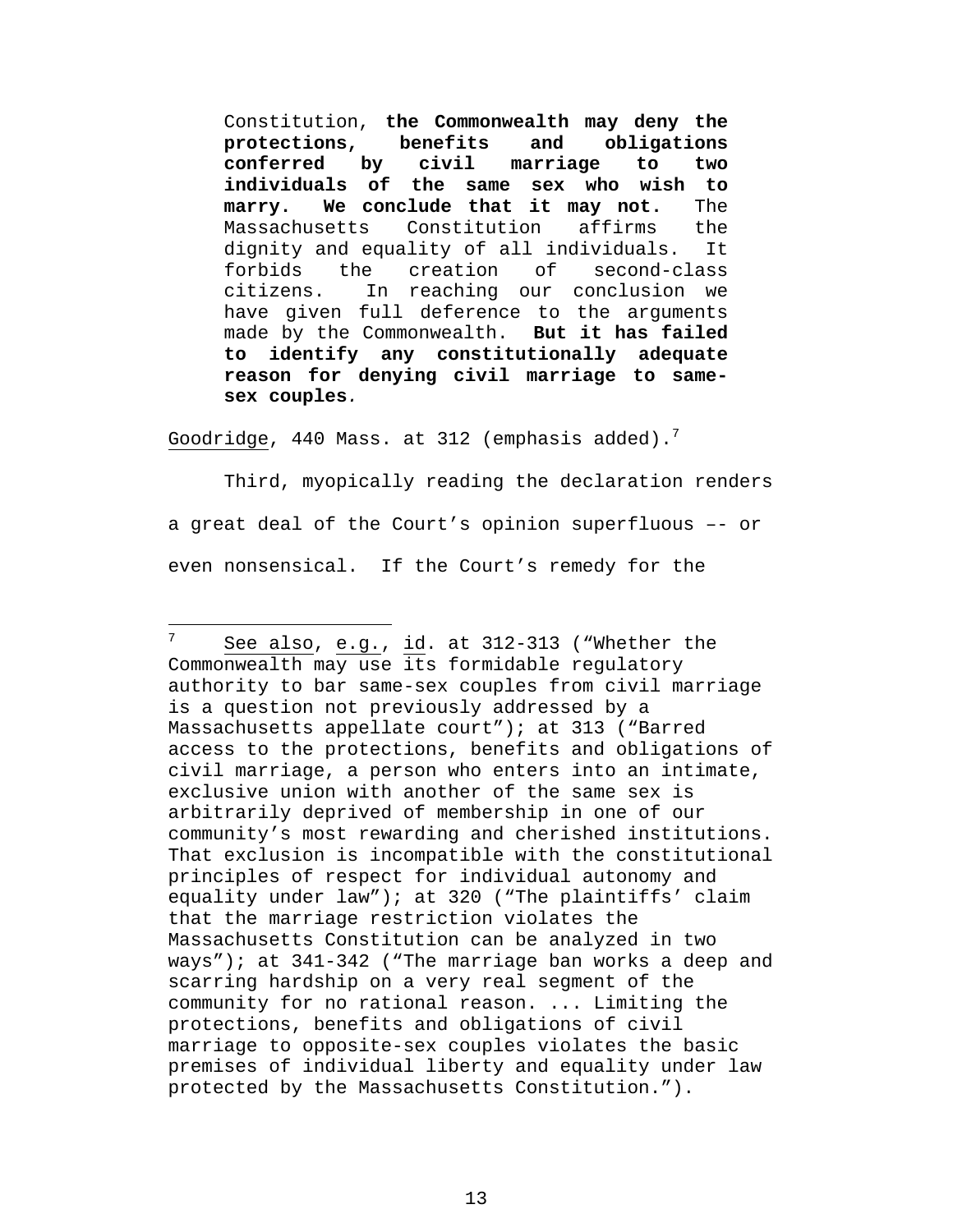> Constitution, **the Commonwealth may deny the protections, benefits and obligations conferred by civil marriage to two individuals of the same sex who wish to marry. We conclude that it may not.** The Massachusetts Constitution affirms the dignity and equality of all individuals. It forbids the creation of second-class citizens. In reaching our conclusion we have given full deference to the arguments made by the Commonwealth. **But it has failed to identify any constitutionally adequate reason for denying civil marriage to same-sex couples**.

Goodridge, 440 Mass. at 312 (emphasis added).[7]

Third, myopically reading the declaration renders a great deal of the Court's opinion superfluous –- or even nonsensical. If the Court's remedy for the

---

[7] See also, e.g., id. at 312-313 ("Whether the Commonwealth may use its formidable regulatory authority to bar same-sex couples from civil marriage is a question not previously addressed by a Massachusetts appellate court"); at 313 ("Barred access to the protections, benefits and obligations of civil marriage, a person who enters into an intimate, exclusive union with another of the same sex is arbitrarily deprived of membership in one of our community's most rewarding and cherished institutions. That exclusion is incompatible with the constitutional principles of respect for individual autonomy and equality under law"); at 320 ("The plaintiffs' claim that the marriage restriction violates the Massachusetts Constitution can be analyzed in two ways"); at 341-342 ("The marriage ban works a deep and scarring hardship on a very real segment of the community for no rational reason. ... Limiting the protections, benefits and obligations of civil marriage to opposite-sex couples violates the basic premises of individual liberty and equality under law protected by the Massachusetts Constitution.").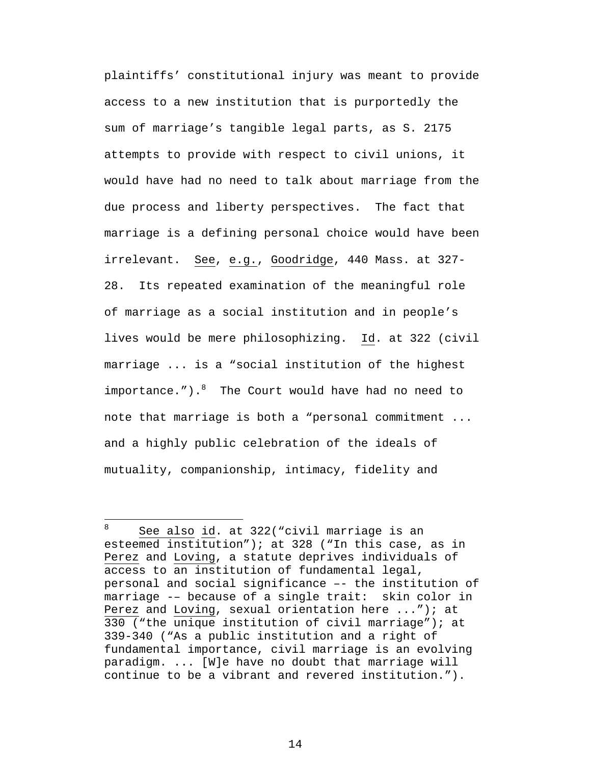plaintiffs' constitutional injury was meant to provide access to a new institution that is purportedly the sum of marriage's tangible legal parts, as S. 2175 attempts to provide with respect to civil unions, it would have had no need to talk about marriage from the due process and liberty perspectives. The fact that marriage is a defining personal choice would have been irrelevant. See, e.g., Goodridge, 440 Mass. at 327-28. Its repeated examination of the meaningful role of marriage as a social institution and in people's lives would be mere philosophizing. Id. at 322 (civil marriage ... is a "social institution of the highest importance.").[8] The Court would have had no need to note that marriage is both a "personal commitment ... and a highly public celebration of the ideals of mutuality, companionship, intimacy, fidelity and

---

[8] See also id. at 322("civil marriage is an esteemed institution"); at 328 ("In this case, as in Perez and Loving, a statute deprives individuals of access to an institution of fundamental legal, personal and social significance –- the institution of marriage -– because of a single trait: skin color in Perez and Loving, sexual orientation here ..."); at 330 ("the unique institution of civil marriage"); at 339-340 ("As a public institution and a right of fundamental importance, civil marriage is an evolving paradigm. ... [W]e have no doubt that marriage will continue to be a vibrant and revered institution.").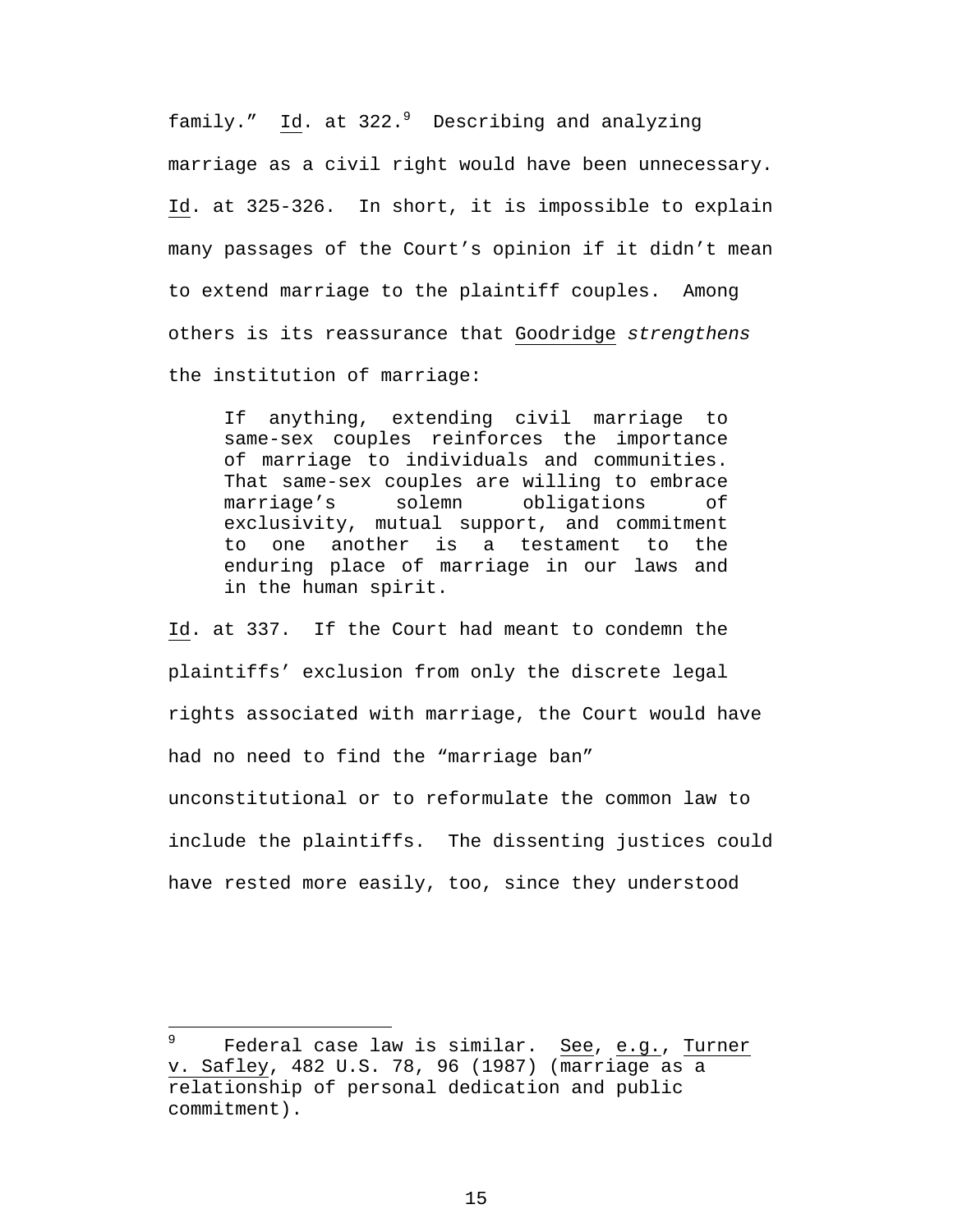family." Id. at 322.[9] Describing and analyzing marriage as a civil right would have been unnecessary. Id. at 325-326. In short, it is impossible to explain many passages of the Court's opinion if it didn't mean to extend marriage to the plaintiff couples. Among others is its reassurance that Goodridge *strengthens* the institution of marriage:

> If anything, extending civil marriage to same-sex couples reinforces the importance of marriage to individuals and communities. That same-sex couples are willing to embrace marriage's solemn obligations of exclusivity, mutual support, and commitment to one another is a testament to the enduring place of marriage in our laws and in the human spirit.

Id. at 337. If the Court had meant to condemn the plaintiffs' exclusion from only the discrete legal rights associated with marriage, the Court would have had no need to find the "marriage ban" unconstitutional or to reformulate the common law to include the plaintiffs. The dissenting justices could have rested more easily, too, since they understood

---

[9] Federal case law is similar. See, e.g., Turner v. Safley, 482 U.S. 78, 96 (1987) (marriage as a relationship of personal dedication and public commitment).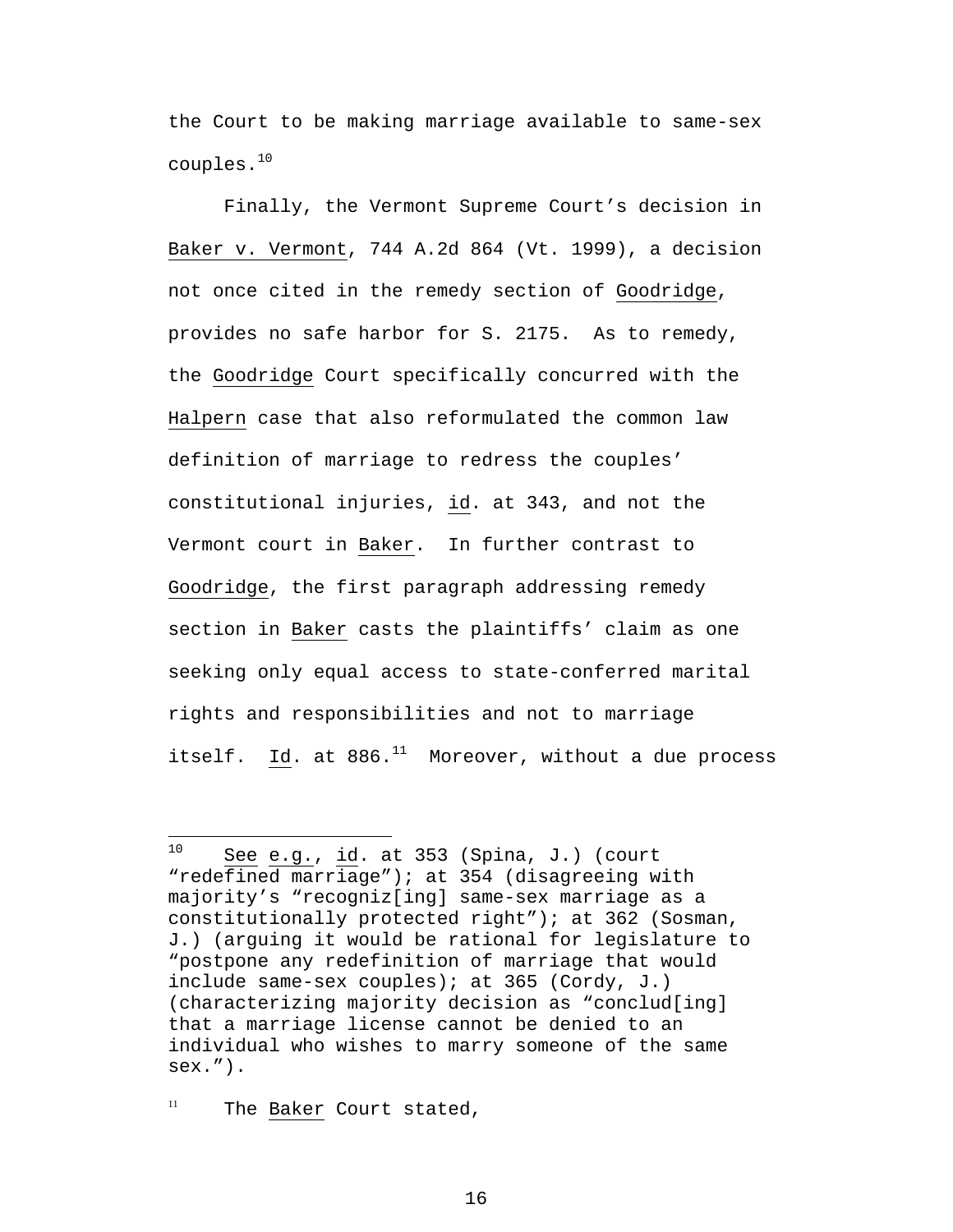the Court to be making marriage available to same-sex couples.[10]

Finally, the Vermont Supreme Court's decision in Baker v. Vermont, 744 A.2d 864 (Vt. 1999), a decision not once cited in the remedy section of Goodridge, provides no safe harbor for S. 2175. As to remedy, the Goodridge Court specifically concurred with the Halpern case that also reformulated the common law definition of marriage to redress the couples' constitutional injuries, id. at 343, and not the Vermont court in Baker. In further contrast to Goodridge, the first paragraph addressing remedy section in Baker casts the plaintiffs' claim as one seeking only equal access to state-conferred marital rights and responsibilities and not to marriage itself. Id. at 886.[11] Moreover, without a due process

---

[10] See e.g., id. at 353 (Spina, J.) (court "redefined marriage"); at 354 (disagreeing with majority's "recogniz[ing] same-sex marriage as a constitutionally protected right"); at 362 (Sosman, J.) (arguing it would be rational for legislature to "postpone any redefinition of marriage that would include same-sex couples); at 365 (Cordy, J.) (characterizing majority decision as "conclud[ing] that a marriage license cannot be denied to an individual who wishes to marry someone of the same sex.").

[11] The Baker Court stated,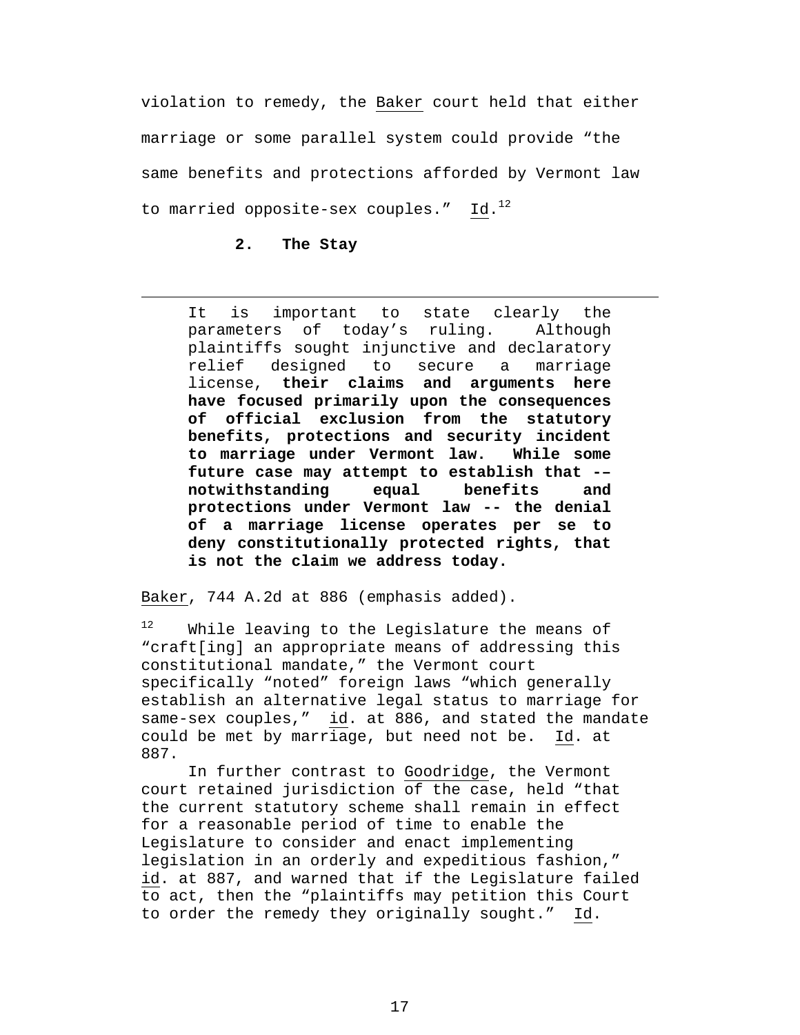violation to remedy, the Baker court held that either marriage or some parallel system could provide "the same benefits and protections afforded by Vermont law to married opposite-sex couples." Id.[12]

### 2. The Stay

> It is important to state clearly the parameters of today's ruling. Although plaintiffs sought injunctive and declaratory relief designed to secure a marriage license, **their claims and arguments here have focused primarily upon the consequences of official exclusion from the statutory benefits, protections and security incident to marriage under Vermont law. While some future case may attempt to establish that –– notwithstanding equal benefits and protections under Vermont law -- the denial of a marriage license operates per se to deny constitutionally protected rights, that is not the claim we address today.**

Baker, 744 A.2d at 886 (emphasis added).

[12] While leaving to the Legislature the means of "craft[ing] an appropriate means of addressing this constitutional mandate," the Vermont court specifically "noted" foreign laws "which generally establish an alternative legal status to marriage for same-sex couples," id. at 886, and stated the mandate could be met by marriage, but need not be. Id. at 887.

In further contrast to Goodridge, the Vermont court retained jurisdiction of the case, held "that the current statutory scheme shall remain in effect for a reasonable period of time to enable the Legislature to consider and enact implementing legislation in an orderly and expeditious fashion," id. at 887, and warned that if the Legislature failed to act, then the "plaintiffs may petition this Court to order the remedy they originally sought." Id.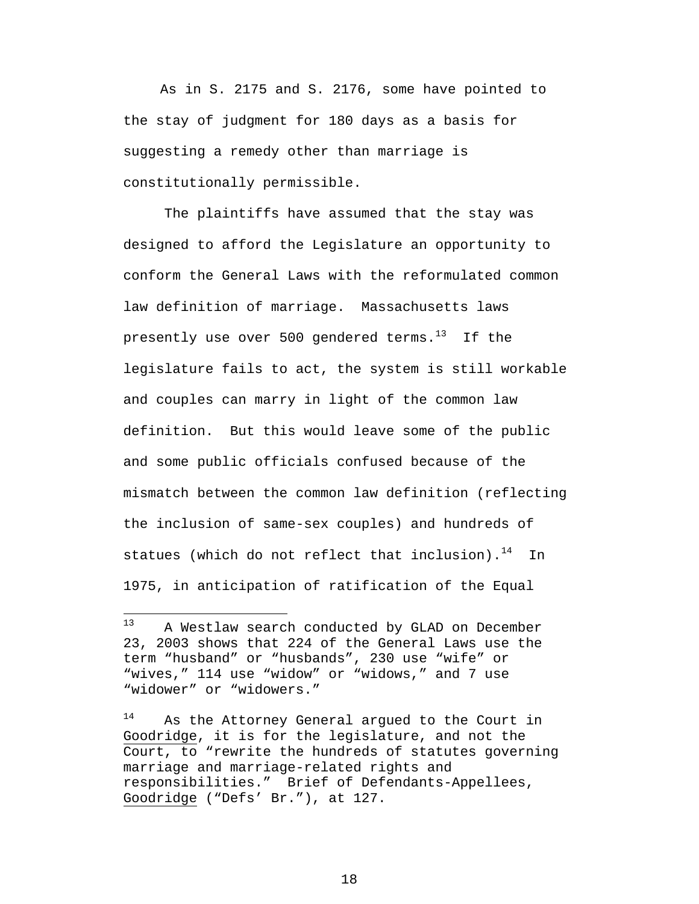As in S. 2175 and S. 2176, some have pointed to the stay of judgment for 180 days as a basis for suggesting a remedy other than marriage is constitutionally permissible.

The plaintiffs have assumed that the stay was designed to afford the Legislature an opportunity to conform the General Laws with the reformulated common law definition of marriage. Massachusetts laws presently use over 500 gendered terms.[13] If the legislature fails to act, the system is still workable and couples can marry in light of the common law definition. But this would leave some of the public and some public officials confused because of the mismatch between the common law definition (reflecting the inclusion of same-sex couples) and hundreds of statues (which do not reflect that inclusion).[14] In 1975, in anticipation of ratification of the Equal

---

[13] A Westlaw search conducted by GLAD on December 23, 2003 shows that 224 of the General Laws use the term "husband" or "husbands", 230 use "wife" or "wives," 114 use "widow" or "widows," and 7 use "widower" or "widowers."

[14] As the Attorney General argued to the Court in Goodridge, it is for the legislature, and not the Court, to "rewrite the hundreds of statutes governing marriage and marriage-related rights and responsibilities." Brief of Defendants-Appellees, Goodridge ("Defs' Br."), at 127.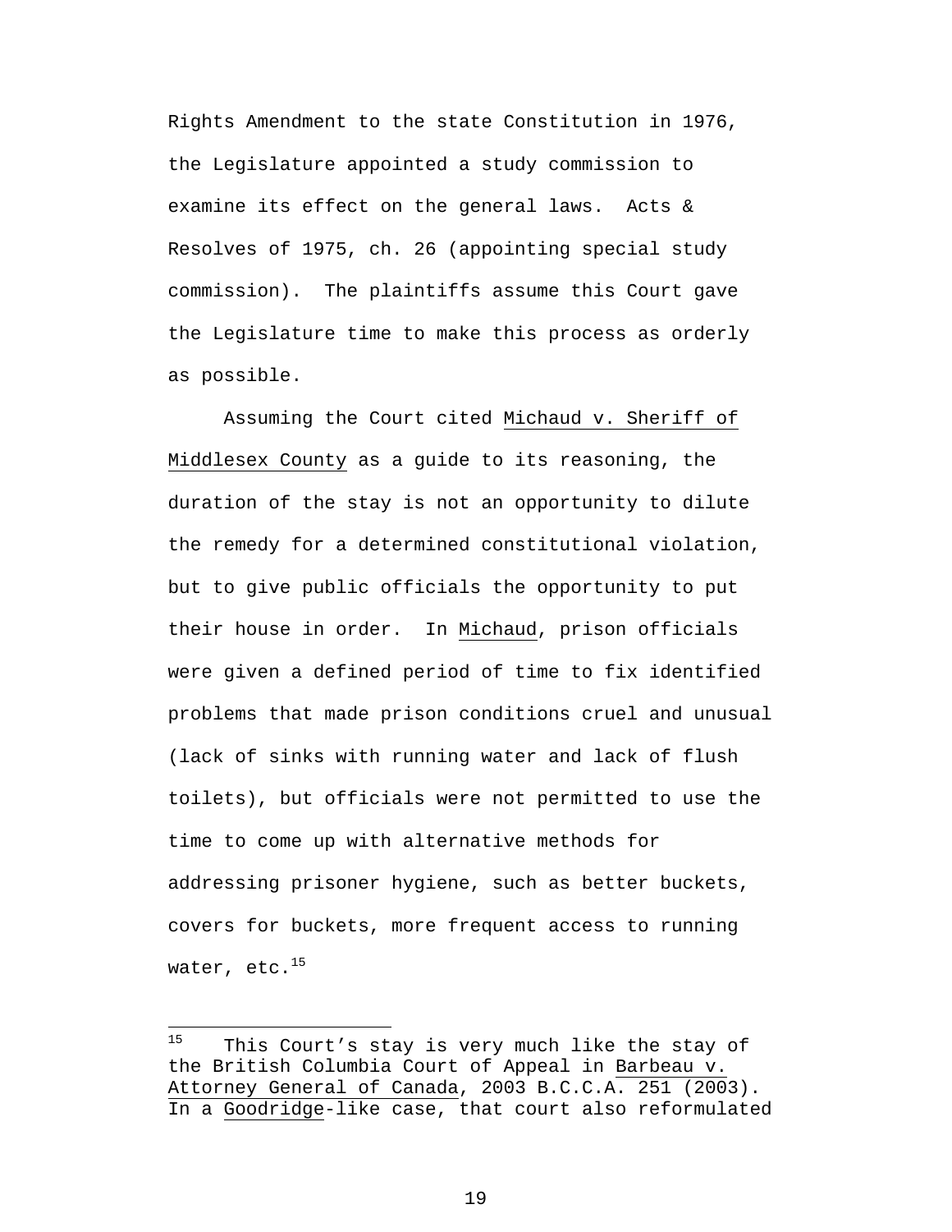Rights Amendment to the state Constitution in 1976, the Legislature appointed a study commission to examine its effect on the general laws. Acts & Resolves of 1975, ch. 26 (appointing special study commission). The plaintiffs assume this Court gave the Legislature time to make this process as orderly as possible.

Assuming the Court cited Michaud v. Sheriff of Middlesex County as a guide to its reasoning, the duration of the stay is not an opportunity to dilute the remedy for a determined constitutional violation, but to give public officials the opportunity to put their house in order. In Michaud, prison officials were given a defined period of time to fix identified problems that made prison conditions cruel and unusual (lack of sinks with running water and lack of flush toilets), but officials were not permitted to use the time to come up with alternative methods for addressing prisoner hygiene, such as better buckets, covers for buckets, more frequent access to running water, etc.[15]

---

[15] This Court's stay is very much like the stay of the British Columbia Court of Appeal in Barbeau v. Attorney General of Canada, 2003 B.C.C.A. 251 (2003). In a Goodridge-like case, that court also reformulated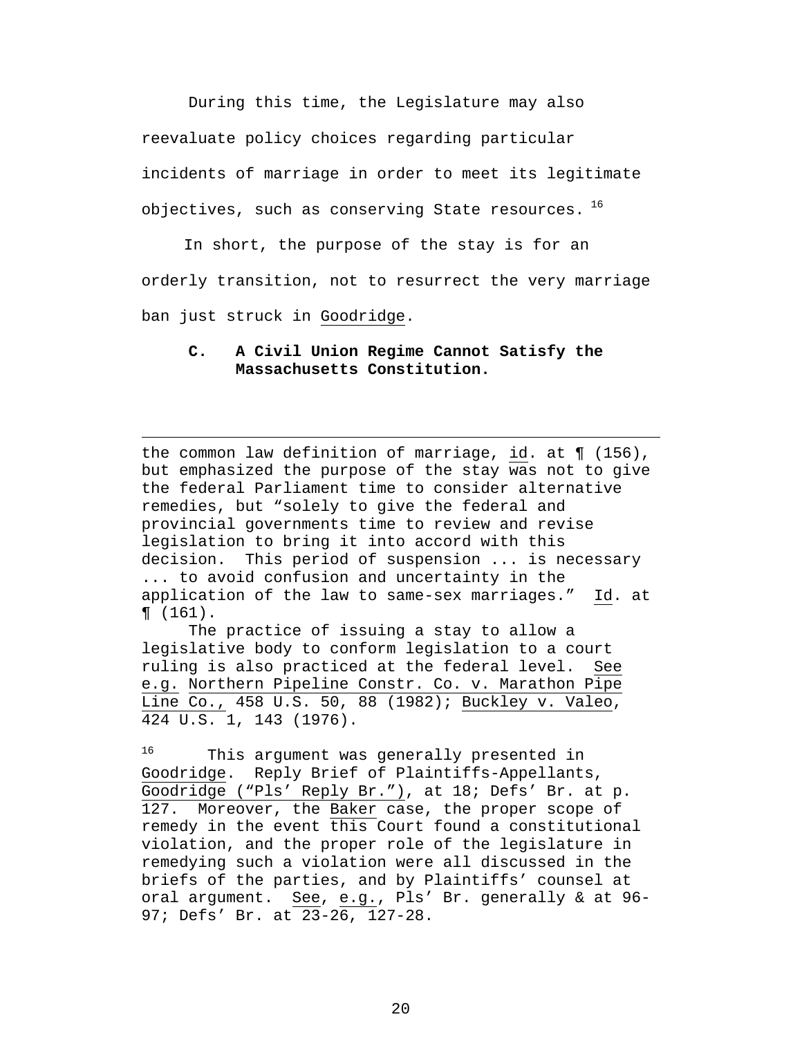During this time, the Legislature may also reevaluate policy choices regarding particular incidents of marriage in order to meet its legitimate objectives, such as conserving State resources.[16]

In short, the purpose of the stay is for an orderly transition, not to resurrect the very marriage ban just struck in Goodridge.

### C. A Civil Union Regime Cannot Satisfy the Massachusetts Constitution.

---

the common law definition of marriage, id. at ¶ (156), but emphasized the purpose of the stay was not to give the federal Parliament time to consider alternative remedies, but "solely to give the federal and provincial governments time to review and revise legislation to bring it into accord with this decision. This period of suspension ... is necessary ... to avoid confusion and uncertainty in the application of the law to same-sex marriages." Id. at ¶ (161).

The practice of issuing a stay to allow a legislative body to conform legislation to a court ruling is also practiced at the federal level. See e.g. Northern Pipeline Constr. Co. v. Marathon Pipe Line Co., 458 U.S. 50, 88 (1982); Buckley v. Valeo, 424 U.S. 1, 143 (1976).

[16] This argument was generally presented in Goodridge. Reply Brief of Plaintiffs-Appellants, Goodridge ("Pls' Reply Br."), at 18; Defs' Br. at p. 127. Moreover, the Baker case, the proper scope of remedy in the event this Court found a constitutional violation, and the proper role of the legislature in remedying such a violation were all discussed in the briefs of the parties, and by Plaintiffs' counsel at oral argument. See, e.g., Pls' Br. generally & at 96-97; Defs' Br. at 23-26, 127-28.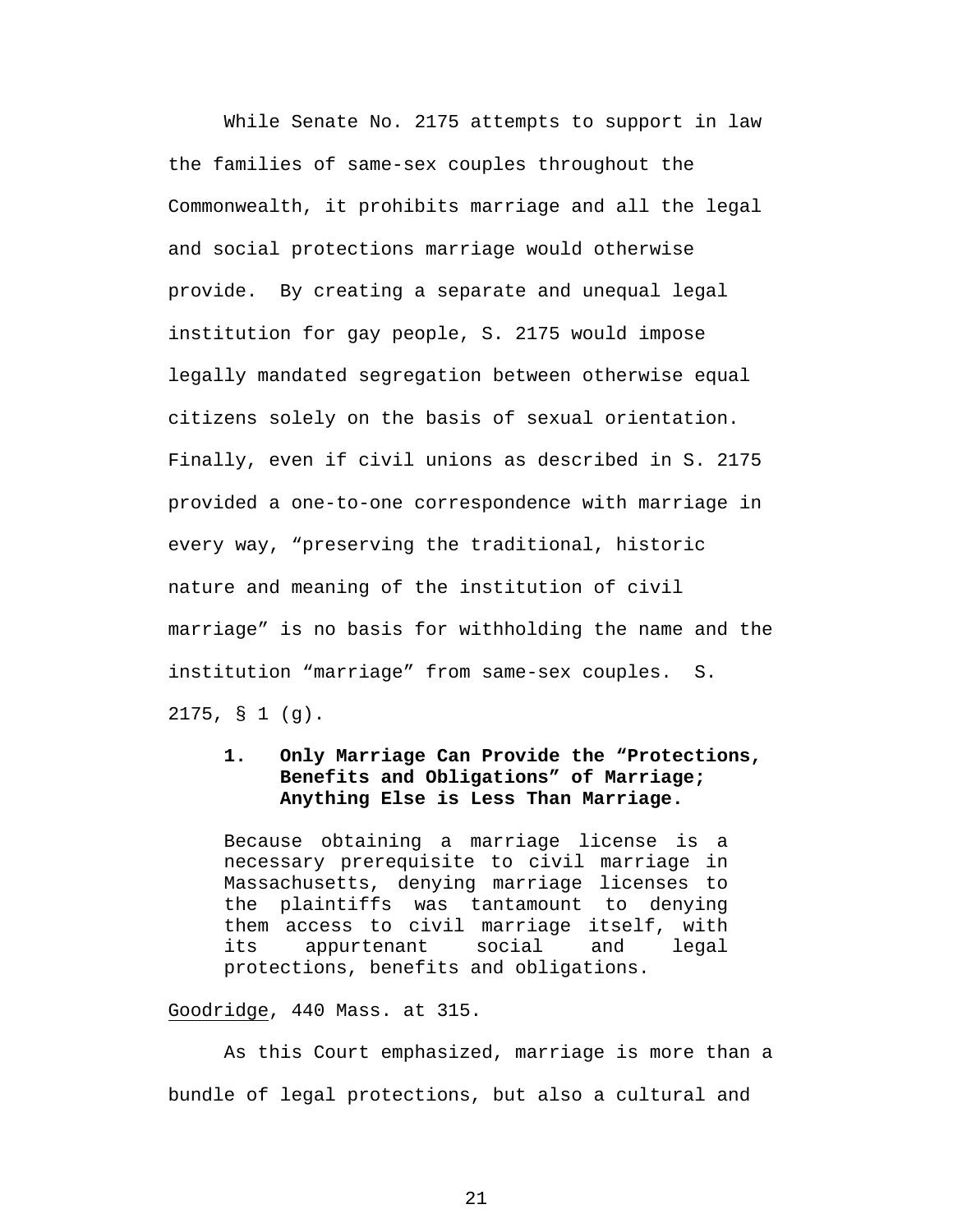While Senate No. 2175 attempts to support in law the families of same-sex couples throughout the Commonwealth, it prohibits marriage and all the legal and social protections marriage would otherwise provide. By creating a separate and unequal legal institution for gay people, S. 2175 would impose legally mandated segregation between otherwise equal citizens solely on the basis of sexual orientation. Finally, even if civil unions as described in S. 2175 provided a one-to-one correspondence with marriage in every way, "preserving the traditional, historic nature and meaning of the institution of civil marriage" is no basis for withholding the name and the institution "marriage" from same-sex couples. S. 2175, § 1 (g).

### 1. Only Marriage Can Provide the "Protections, Benefits and Obligations" of Marriage; Anything Else is Less Than Marriage.

> Because obtaining a marriage license is a necessary prerequisite to civil marriage in Massachusetts, denying marriage licenses to the plaintiffs was tantamount to denying them access to civil marriage itself, with its appurtenant social and legal protections, benefits and obligations.

Goodridge, 440 Mass. at 315.

As this Court emphasized, marriage is more than a bundle of legal protections, but also a cultural and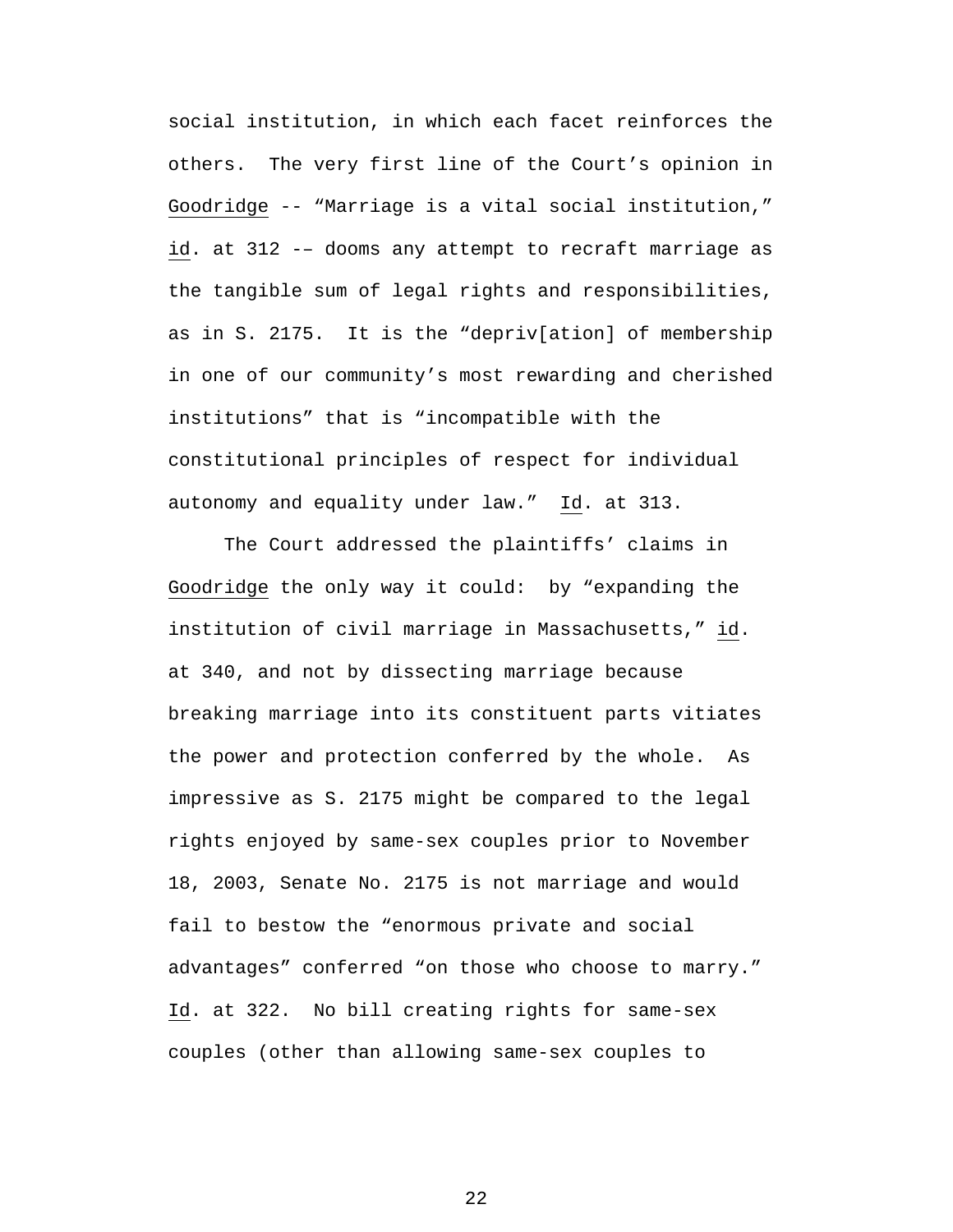social institution, in which each facet reinforces the others. The very first line of the Court's opinion in Goodridge -- "Marriage is a vital social institution," id. at 312 -– dooms any attempt to recraft marriage as the tangible sum of legal rights and responsibilities, as in S. 2175. It is the "depriv[ation] of membership in one of our community's most rewarding and cherished institutions" that is "incompatible with the constitutional principles of respect for individual autonomy and equality under law." Id. at 313.

The Court addressed the plaintiffs' claims in Goodridge the only way it could: by "expanding the institution of civil marriage in Massachusetts," id. at 340, and not by dissecting marriage because breaking marriage into its constituent parts vitiates the power and protection conferred by the whole. As impressive as S. 2175 might be compared to the legal rights enjoyed by same-sex couples prior to November 18, 2003, Senate No. 2175 is not marriage and would fail to bestow the "enormous private and social advantages" conferred "on those who choose to marry." Id. at 322. No bill creating rights for same-sex couples (other than allowing same-sex couples to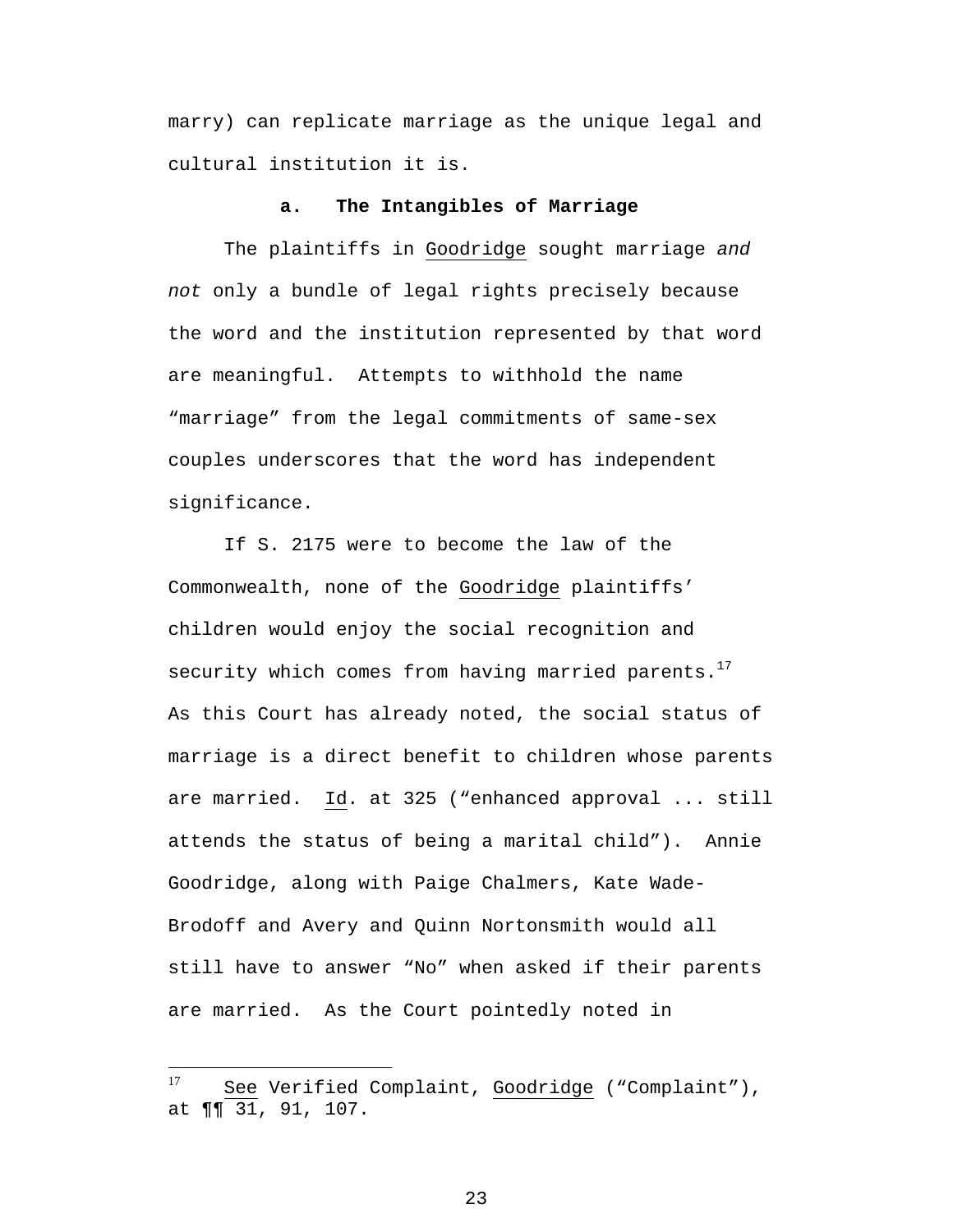marry) can replicate marriage as the unique legal and cultural institution it is.

### a. The Intangibles of Marriage

The plaintiffs in Goodridge sought marriage *and not* only a bundle of legal rights precisely because the word and the institution represented by that word are meaningful. Attempts to withhold the name "marriage" from the legal commitments of same-sex couples underscores that the word has independent significance.

If S. 2175 were to become the law of the Commonwealth, none of the Goodridge plaintiffs' children would enjoy the social recognition and security which comes from having married parents.[17] As this Court has already noted, the social status of marriage is a direct benefit to children whose parents are married. Id. at 325 ("enhanced approval ... still attends the status of being a marital child"). Annie Goodridge, along with Paige Chalmers, Kate Wade-Brodoff and Avery and Quinn Nortonsmith would all still have to answer "No" when asked if their parents are married. As the Court pointedly noted in

---

[17] See Verified Complaint, Goodridge ("Complaint"), at ¶¶ 31, 91, 107.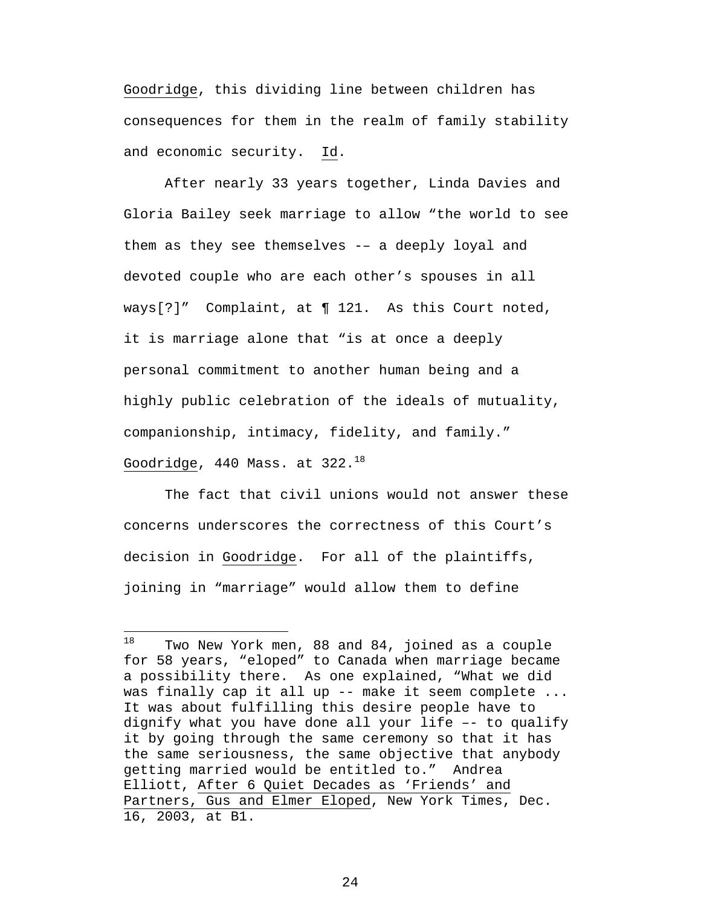Goodridge, this dividing line between children has consequences for them in the realm of family stability and economic security. Id.

After nearly 33 years together, Linda Davies and Gloria Bailey seek marriage to allow "the world to see them as they see themselves -– a deeply loyal and devoted couple who are each other's spouses in all ways[?]" Complaint, at ¶ 121. As this Court noted, it is marriage alone that "is at once a deeply personal commitment to another human being and a highly public celebration of the ideals of mutuality, companionship, intimacy, fidelity, and family." Goodridge, 440 Mass. at 322.[18]

The fact that civil unions would not answer these concerns underscores the correctness of this Court's decision in Goodridge. For all of the plaintiffs, joining in "marriage" would allow them to define

---

[18] Two New York men, 88 and 84, joined as a couple for 58 years, "eloped" to Canada when marriage became a possibility there. As one explained, "What we did was finally cap it all up -- make it seem complete ... It was about fulfilling this desire people have to dignify what you have done all your life –- to qualify it by going through the same ceremony so that it has the same seriousness, the same objective that anybody getting married would be entitled to." Andrea Elliott, After 6 Quiet Decades as 'Friends' and Partners, Gus and Elmer Eloped, New York Times, Dec. 16, 2003, at B1.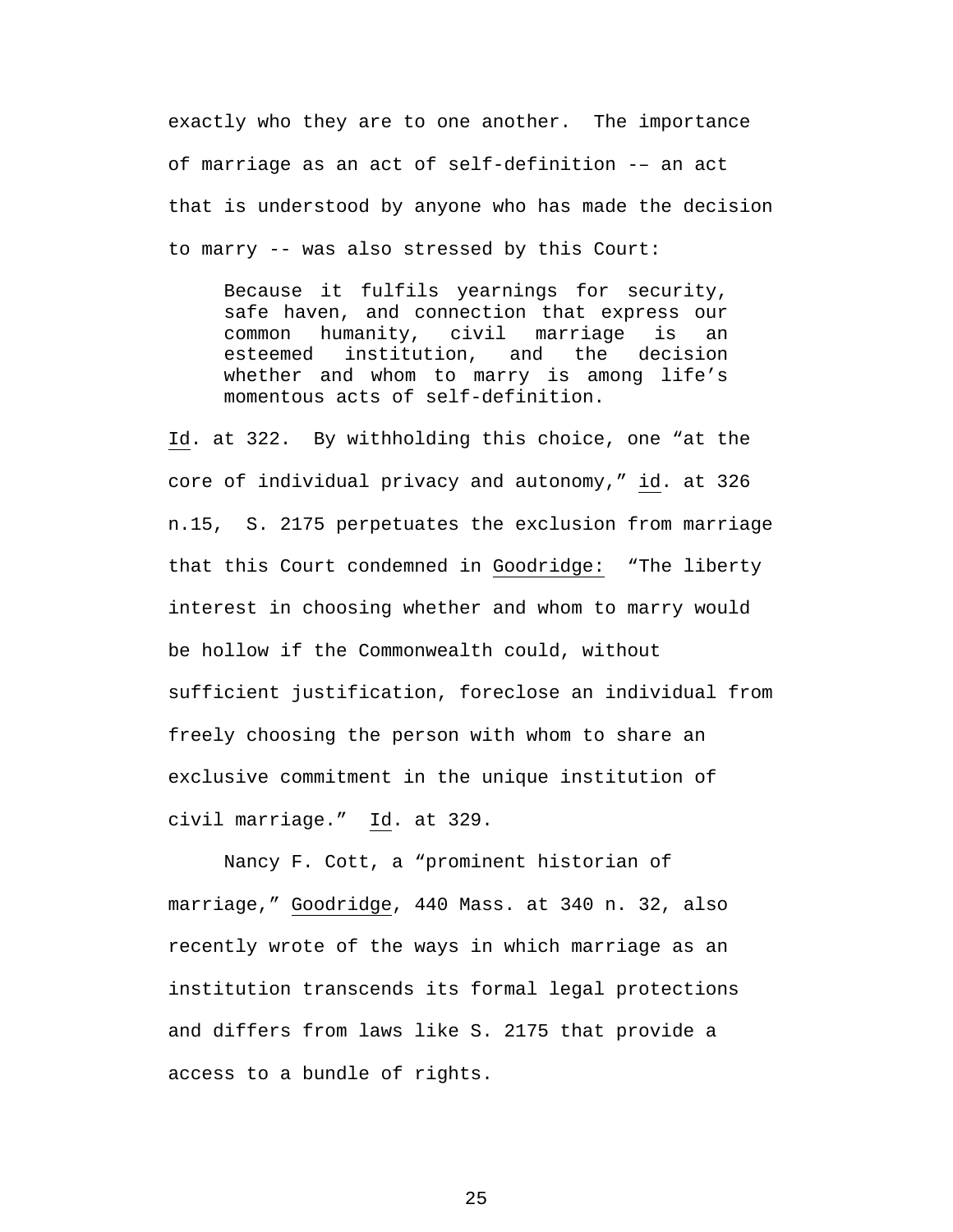exactly who they are to one another. The importance of marriage as an act of self-definition -– an act that is understood by anyone who has made the decision to marry -- was also stressed by this Court:

> Because it fulfils yearnings for security, safe haven, and connection that express our common humanity, civil marriage is an esteemed institution, and the decision whether and whom to marry is among life's momentous acts of self-definition.

Id. at 322. By withholding this choice, one "at the core of individual privacy and autonomy," id. at 326 n.15, S. 2175 perpetuates the exclusion from marriage that this Court condemned in Goodridge: "The liberty interest in choosing whether and whom to marry would be hollow if the Commonwealth could, without sufficient justification, foreclose an individual from freely choosing the person with whom to share an exclusive commitment in the unique institution of civil marriage." Id. at 329.

Nancy F. Cott, a "prominent historian of marriage," Goodridge, 440 Mass. at 340 n. 32, also recently wrote of the ways in which marriage as an institution transcends its formal legal protections and differs from laws like S. 2175 that provide a access to a bundle of rights.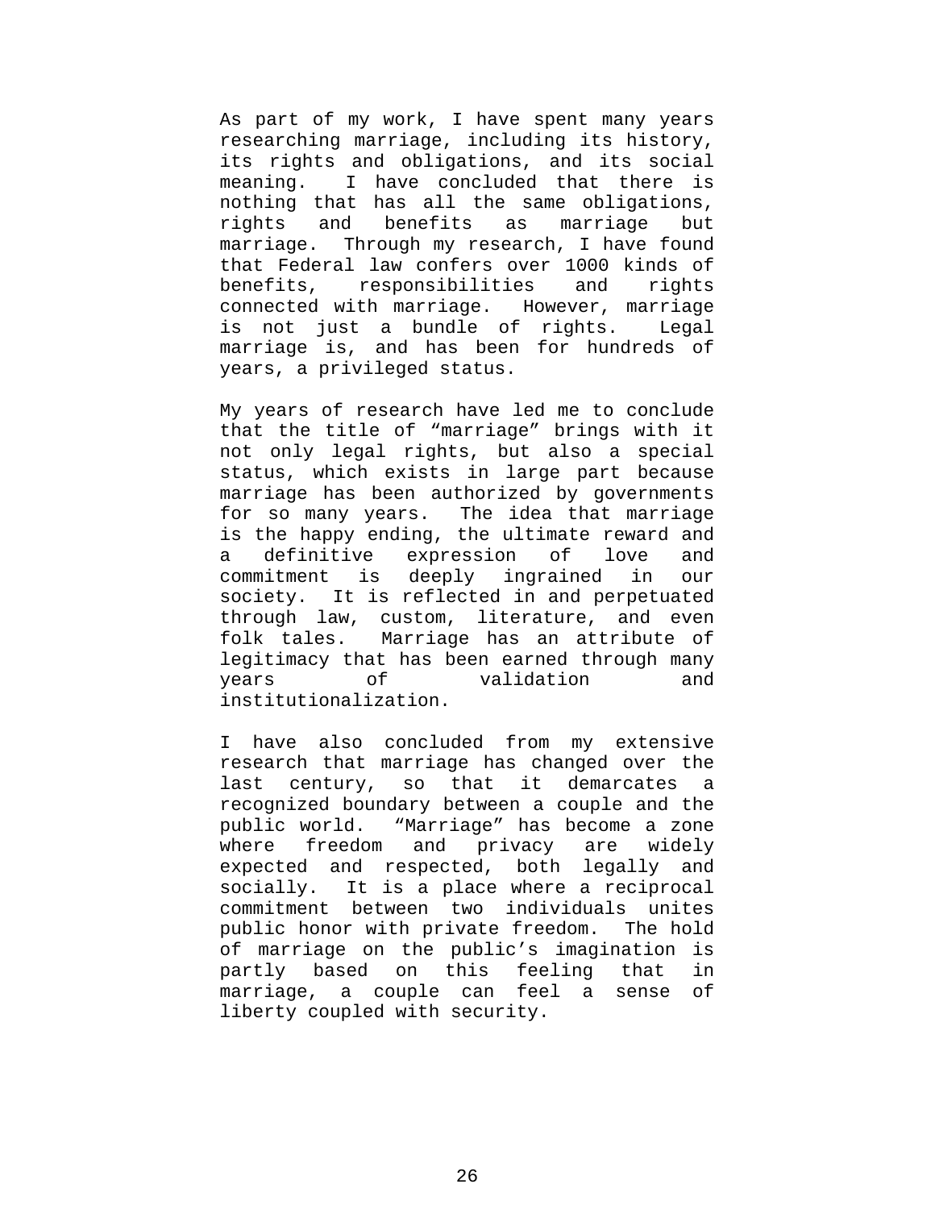As part of my work, I have spent many years researching marriage, including its history, its rights and obligations, and its social meaning. I have concluded that there is nothing that has all the same obligations, rights and benefits as marriage but marriage. Through my research, I have found that Federal law confers over 1000 kinds of benefits, responsibilities and rights connected with marriage. However, marriage is not just a bundle of rights. Legal marriage is, and has been for hundreds of years, a privileged status.

My years of research have led me to conclude that the title of "marriage" brings with it not only legal rights, but also a special status, which exists in large part because marriage has been authorized by governments for so many years. The idea that marriage is the happy ending, the ultimate reward and a definitive expression of love and commitment is deeply ingrained in our society. It is reflected in and perpetuated through law, custom, literature, and even folk tales. Marriage has an attribute of legitimacy that has been earned through many years of validation and institutionalization.

I have also concluded from my extensive research that marriage has changed over the last century, so that it demarcates a recognized boundary between a couple and the public world. "Marriage" has become a zone where freedom and privacy are widely expected and respected, both legally and socially. It is a place where a reciprocal commitment between two individuals unites public honor with private freedom. The hold of marriage on the public's imagination is partly based on this feeling that in marriage, a couple can feel a sense of liberty coupled with security.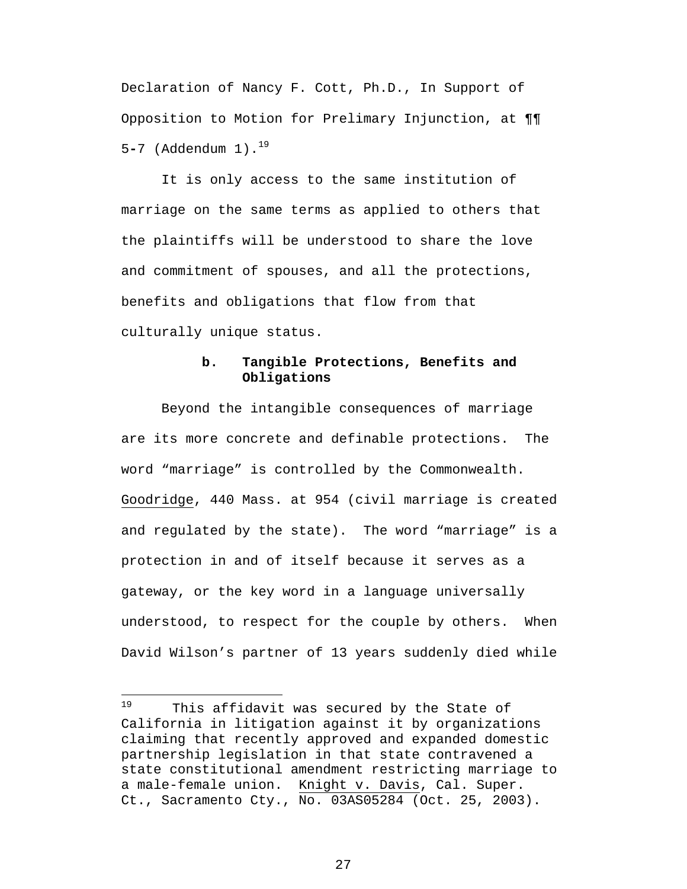Declaration of Nancy F. Cott, Ph.D., In Support of Opposition to Motion for Prelimary Injunction, at ¶¶ 5-7 (Addendum 1).[19]

It is only access to the same institution of marriage on the same terms as applied to others that the plaintiffs will be understood to share the love and commitment of spouses, and all the protections, benefits and obligations that flow from that culturally unique status.

**b. Tangible Protections, Benefits and Obligations**

Beyond the intangible consequences of marriage are its more concrete and definable protections. The word "marriage" is controlled by the Commonwealth. Goodridge, 440 Mass. at 954 (civil marriage is created and regulated by the state). The word "marriage" is a protection in and of itself because it serves as a gateway, or the key word in a language universally understood, to respect for the couple by others. When David Wilson's partner of 13 years suddenly died while

---

[19] This affidavit was secured by the State of California in litigation against it by organizations claiming that recently approved and expanded domestic partnership legislation in that state contravened a state constitutional amendment restricting marriage to a male-female union. Knight v. Davis, Cal. Super. Ct., Sacramento Cty., No. 03AS05284 (Oct. 25, 2003).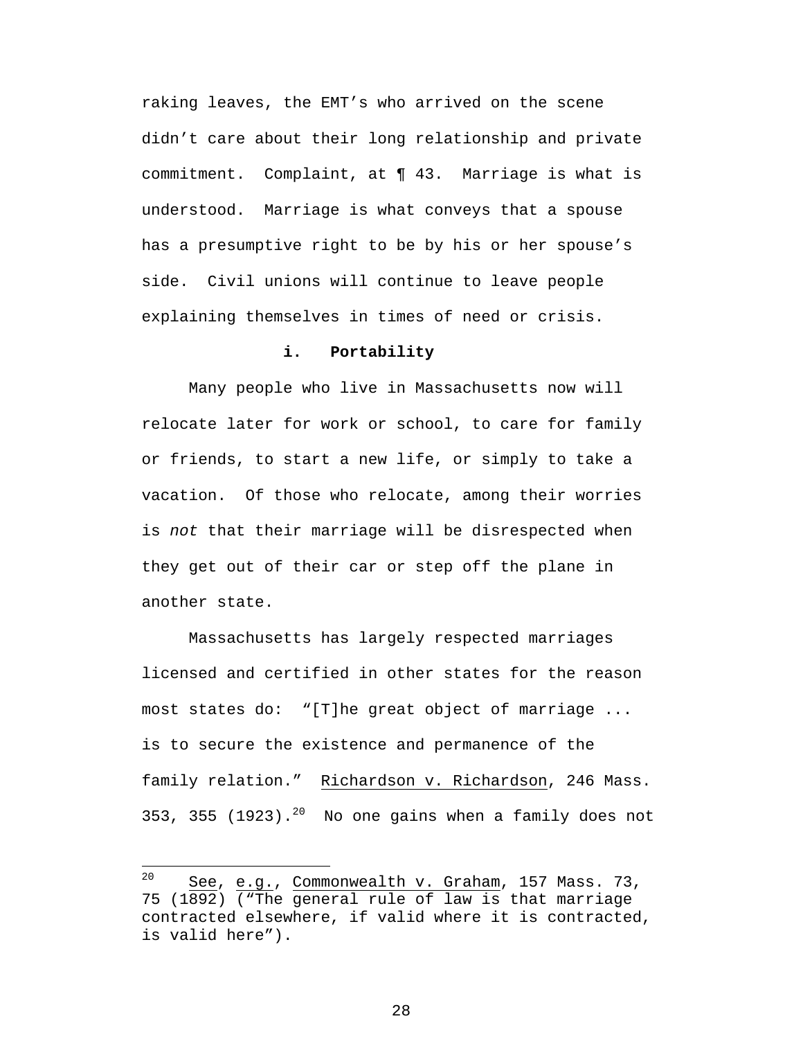raking leaves, the EMT's who arrived on the scene didn't care about their long relationship and private commitment. Complaint, at ¶ 43. Marriage is what is understood. Marriage is what conveys that a spouse has a presumptive right to be by his or her spouse's side. Civil unions will continue to leave people explaining themselves in times of need or crisis.

#### i. Portability

Many people who live in Massachusetts now will relocate later for work or school, to care for family or friends, to start a new life, or simply to take a vacation. Of those who relocate, among their worries is *not* that their marriage will be disrespected when they get out of their car or step off the plane in another state.

Massachusetts has largely respected marriages licensed and certified in other states for the reason most states do: "[T]he great object of marriage ... is to secure the existence and permanence of the family relation." Richardson v. Richardson, 246 Mass. 353, 355 (1923).[20] No one gains when a family does not

---

[20] See, e.g., Commonwealth v. Graham, 157 Mass. 73, 75 (1892) ("The general rule of law is that marriage contracted elsewhere, if valid where it is contracted, is valid here").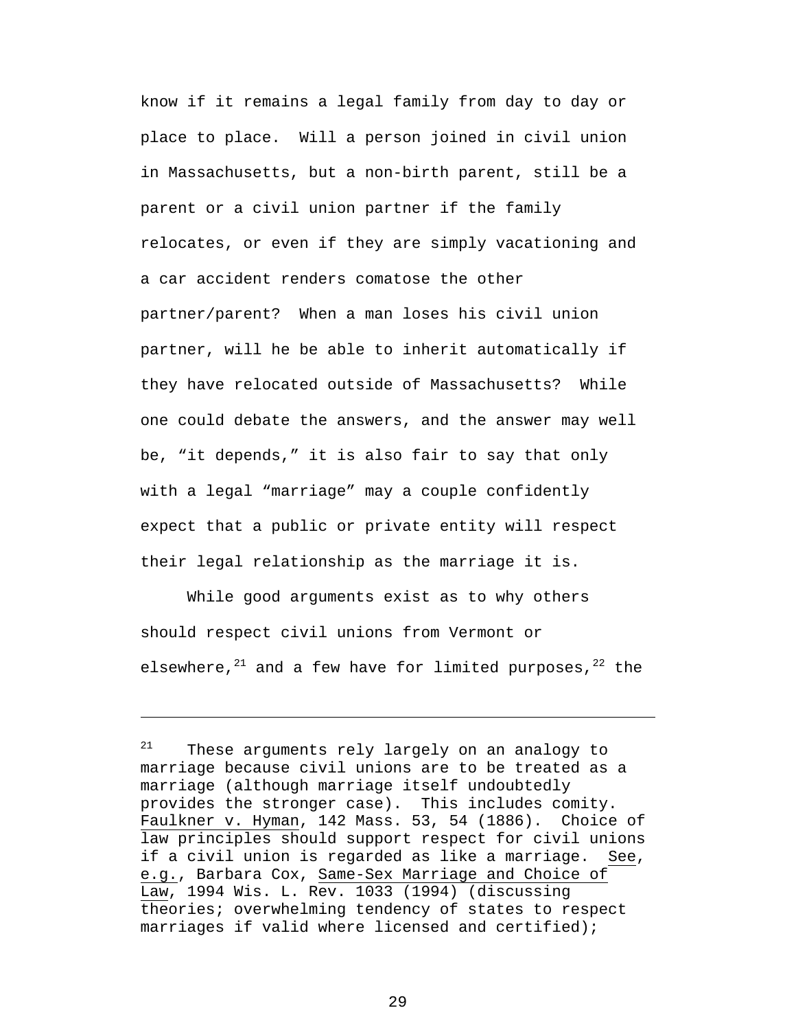know if it remains a legal family from day to day or place to place. Will a person joined in civil union in Massachusetts, but a non-birth parent, still be a parent or a civil union partner if the family relocates, or even if they are simply vacationing and a car accident renders comatose the other partner/parent? When a man loses his civil union partner, will he be able to inherit automatically if they have relocated outside of Massachusetts? While one could debate the answers, and the answer may well be, "it depends," it is also fair to say that only with a legal "marriage" may a couple confidently expect that a public or private entity will respect their legal relationship as the marriage it is.

While good arguments exist as to why others should respect civil unions from Vermont or elsewhere,[21] and a few have for limited purposes,[22] the

---

[21] These arguments rely largely on an analogy to marriage because civil unions are to be treated as a marriage (although marriage itself undoubtedly provides the stronger case). This includes comity. Faulkner v. Hyman, 142 Mass. 53, 54 (1886). Choice of law principles should support respect for civil unions if a civil union is regarded as like a marriage. See, e.g., Barbara Cox, Same-Sex Marriage and Choice of Law, 1994 Wis. L. Rev. 1033 (1994) (discussing theories; overwhelming tendency of states to respect marriages if valid where licensed and certified);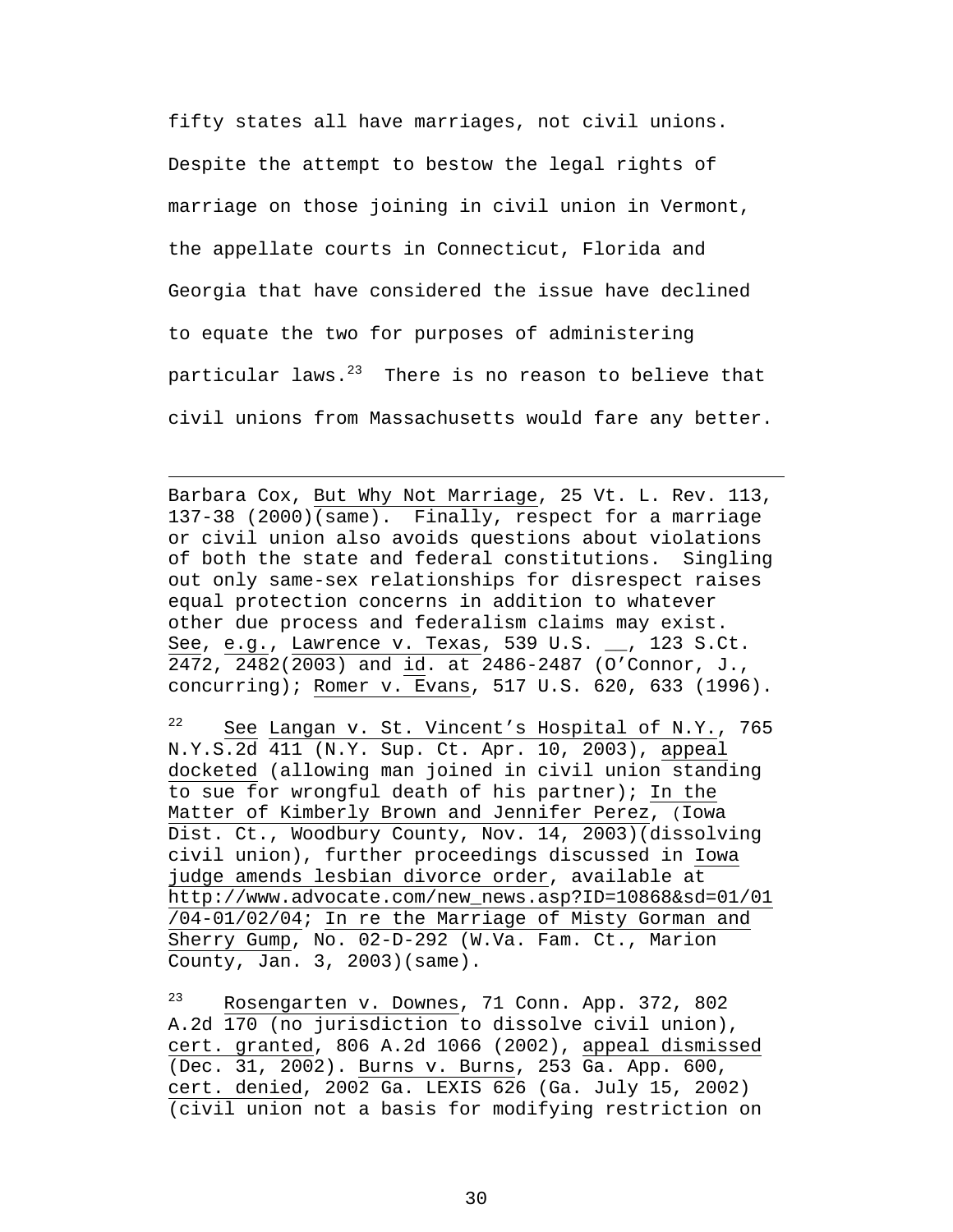fifty states all have marriages, not civil unions. Despite the attempt to bestow the legal rights of marriage on those joining in civil union in Vermont, the appellate courts in Connecticut, Florida and Georgia that have considered the issue have declined to equate the two for purposes of administering particular laws.[23] There is no reason to believe that civil unions from Massachusetts would fare any better.

---

Barbara Cox, But Why Not Marriage, 25 Vt. L. Rev. 113, 137-38 (2000)(same). Finally, respect for a marriage or civil union also avoids questions about violations of both the state and federal constitutions. Singling out only same-sex relationships for disrespect raises equal protection concerns in addition to whatever other due process and federalism claims may exist. See, e.g., Lawrence v. Texas, 539 U.S. __, 123 S.Ct. 2472, 2482(2003) and id. at 2486-2487 (O'Connor, J., concurring); Romer v. Evans, 517 U.S. 620, 633 (1996).

[22] See Langan v. St. Vincent's Hospital of N.Y., 765 N.Y.S.2d 411 (N.Y. Sup. Ct. Apr. 10, 2003), appeal docketed (allowing man joined in civil union standing to sue for wrongful death of his partner); In the Matter of Kimberly Brown and Jennifer Perez, (Iowa Dist. Ct., Woodbury County, Nov. 14, 2003)(dissolving civil union), further proceedings discussed in Iowa judge amends lesbian divorce order, available at http://www.advocate.com/new_news.asp?ID=10868&sd=01/01/04-01/02/04; In re the Marriage of Misty Gorman and Sherry Gump, No. 02-D-292 (W.Va. Fam. Ct., Marion County, Jan. 3, 2003)(same).

[23] Rosengarten v. Downes, 71 Conn. App. 372, 802 A.2d 170 (no jurisdiction to dissolve civil union), cert. granted, 806 A.2d 1066 (2002), appeal dismissed (Dec. 31, 2002). Burns v. Burns, 253 Ga. App. 600, cert. denied, 2002 Ga. LEXIS 626 (Ga. July 15, 2002) (civil union not a basis for modifying restriction on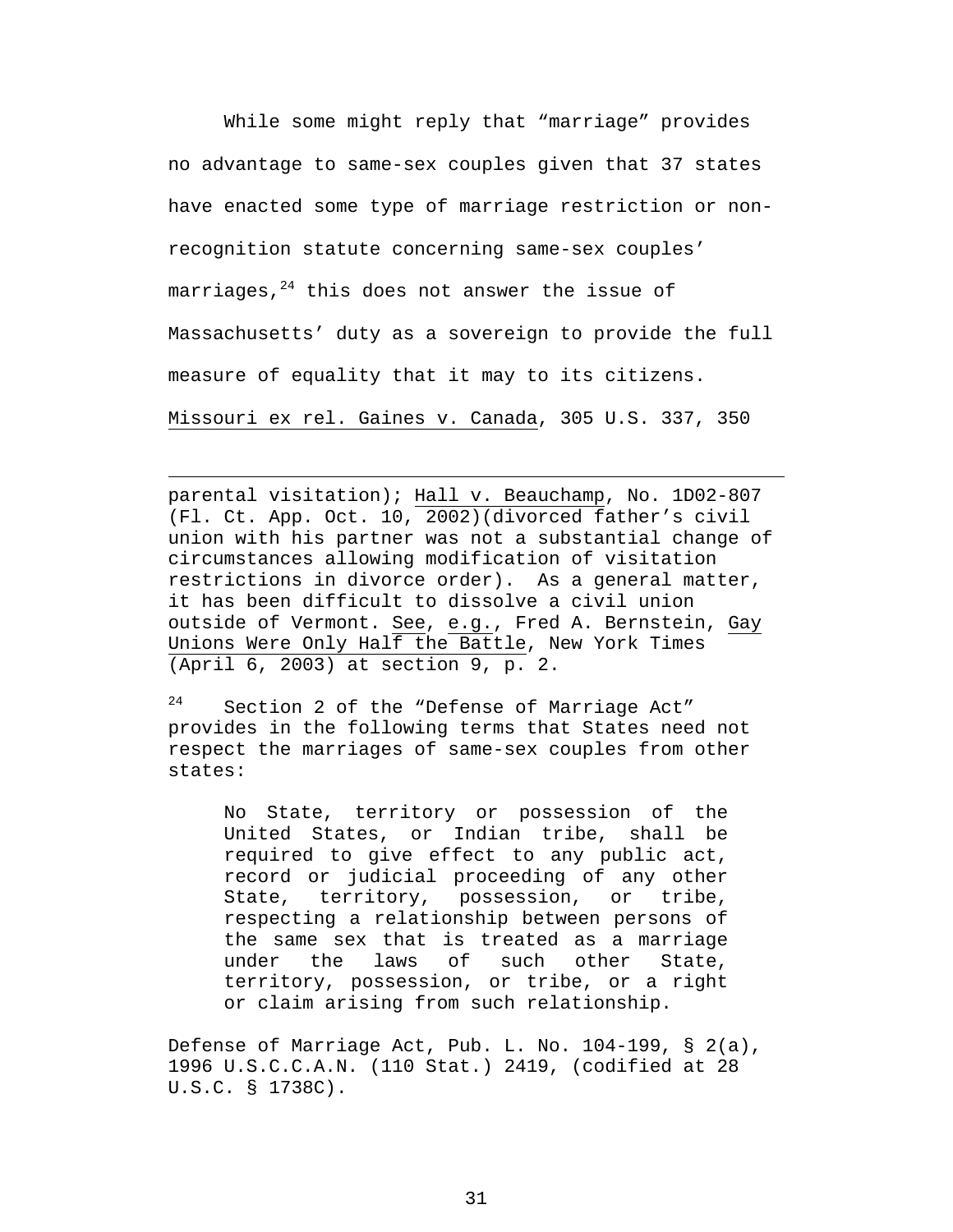While some might reply that "marriage" provides no advantage to same-sex couples given that 37 states have enacted some type of marriage restriction or non-recognition statute concerning same-sex couples' marriages,[24] this does not answer the issue of Massachusetts' duty as a sovereign to provide the full measure of equality that it may to its citizens. Missouri ex rel. Gaines v. Canada, 305 U.S. 337, 350

---

parental visitation); Hall v. Beauchamp, No. 1D02-807 (Fl. Ct. App. Oct. 10, 2002)(divorced father's civil union with his partner was not a substantial change of circumstances allowing modification of visitation restrictions in divorce order). As a general matter, it has been difficult to dissolve a civil union outside of Vermont. See, e.g., Fred A. Bernstein, Gay Unions Were Only Half the Battle, New York Times (April 6, 2003) at section 9, p. 2.

[24] Section 2 of the "Defense of Marriage Act" provides in the following terms that States need not respect the marriages of same-sex couples from other states:

> No State, territory or possession of the United States, or Indian tribe, shall be required to give effect to any public act, record or judicial proceeding of any other State, territory, possession, or tribe, respecting a relationship between persons of the same sex that is treated as a marriage under the laws of such other State, territory, possession, or tribe, or a right or claim arising from such relationship.

Defense of Marriage Act, Pub. L. No. 104-199, § 2(a), 1996 U.S.C.C.A.N. (110 Stat.) 2419, (codified at 28 U.S.C. § 1738C).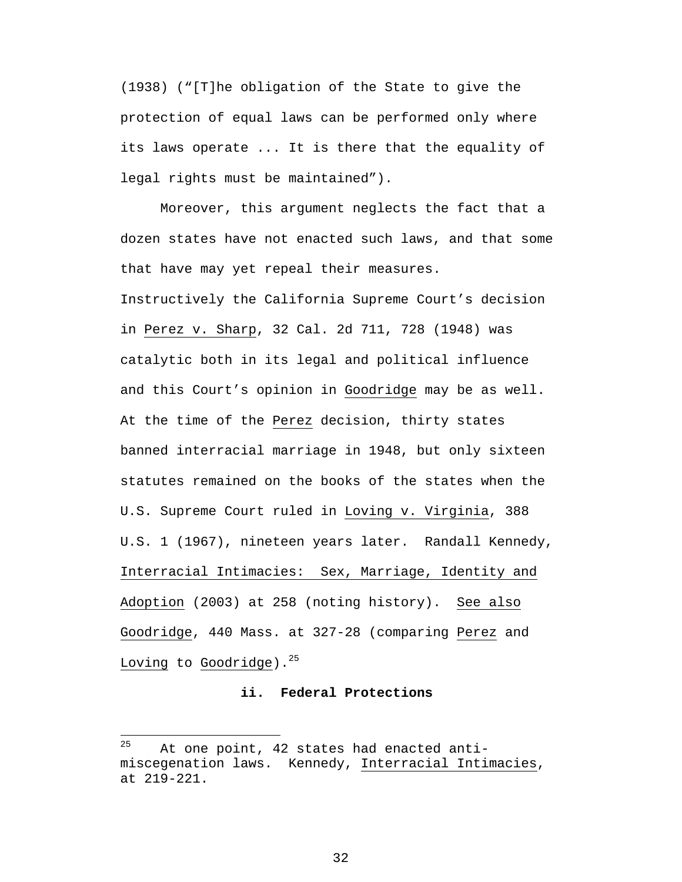(1938) ("[T]he obligation of the State to give the protection of equal laws can be performed only where its laws operate ... It is there that the equality of legal rights must be maintained").

Moreover, this argument neglects the fact that a dozen states have not enacted such laws, and that some that have may yet repeal their measures. Instructively the California Supreme Court's decision in Perez v. Sharp, 32 Cal. 2d 711, 728 (1948) was catalytic both in its legal and political influence and this Court's opinion in Goodridge may be as well. At the time of the Perez decision, thirty states banned interracial marriage in 1948, but only sixteen statutes remained on the books of the states when the U.S. Supreme Court ruled in Loving v. Virginia, 388 U.S. 1 (1967), nineteen years later. Randall Kennedy, Interracial Intimacies: Sex, Marriage, Identity and Adoption (2003) at 258 (noting history). See also Goodridge, 440 Mass. at 327-28 (comparing Perez and Loving to Goodridge).[25]

**ii. Federal Protections**

---

[25] At one point, 42 states had enacted anti-miscegenation laws. Kennedy, Interracial Intimacies, at 219-221.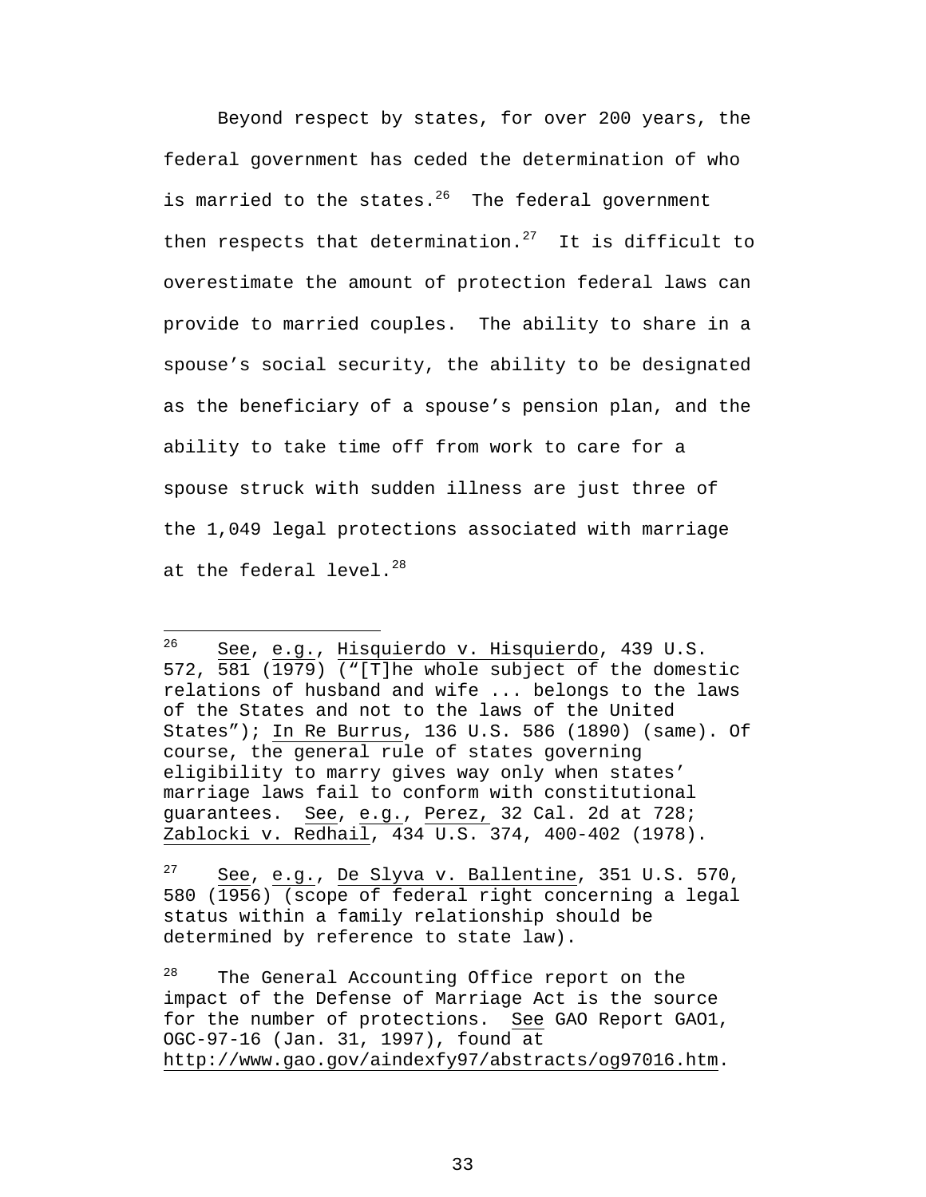Beyond respect by states, for over 200 years, the federal government has ceded the determination of who is married to the states.[26] The federal government then respects that determination.[27] It is difficult to overestimate the amount of protection federal laws can provide to married couples. The ability to share in a spouse's social security, the ability to be designated as the beneficiary of a spouse's pension plan, and the ability to take time off from work to care for a spouse struck with sudden illness are just three of the 1,049 legal protections associated with marriage at the federal level.[28]

---

[26] See, e.g., Hisquierdo v. Hisquierdo, 439 U.S. 572, 581 (1979) ("[T]he whole subject of the domestic relations of husband and wife ... belongs to the laws of the States and not to the laws of the United States"); In Re Burrus, 136 U.S. 586 (1890) (same). Of course, the general rule of states governing eligibility to marry gives way only when states' marriage laws fail to conform with constitutional guarantees. See, e.g., Perez, 32 Cal. 2d at 728; Zablocki v. Redhail, 434 U.S. 374, 400-402 (1978).

[27] See, e.g., De Slyva v. Ballentine, 351 U.S. 570, 580 (1956) (scope of federal right concerning a legal status within a family relationship should be determined by reference to state law).

[28] The General Accounting Office report on the impact of the Defense of Marriage Act is the source for the number of protections. See GAO Report GAO1, OGC-97-16 (Jan. 31, 1997), found at http://www.gao.gov/aindexfy97/abstracts/og97016.htm.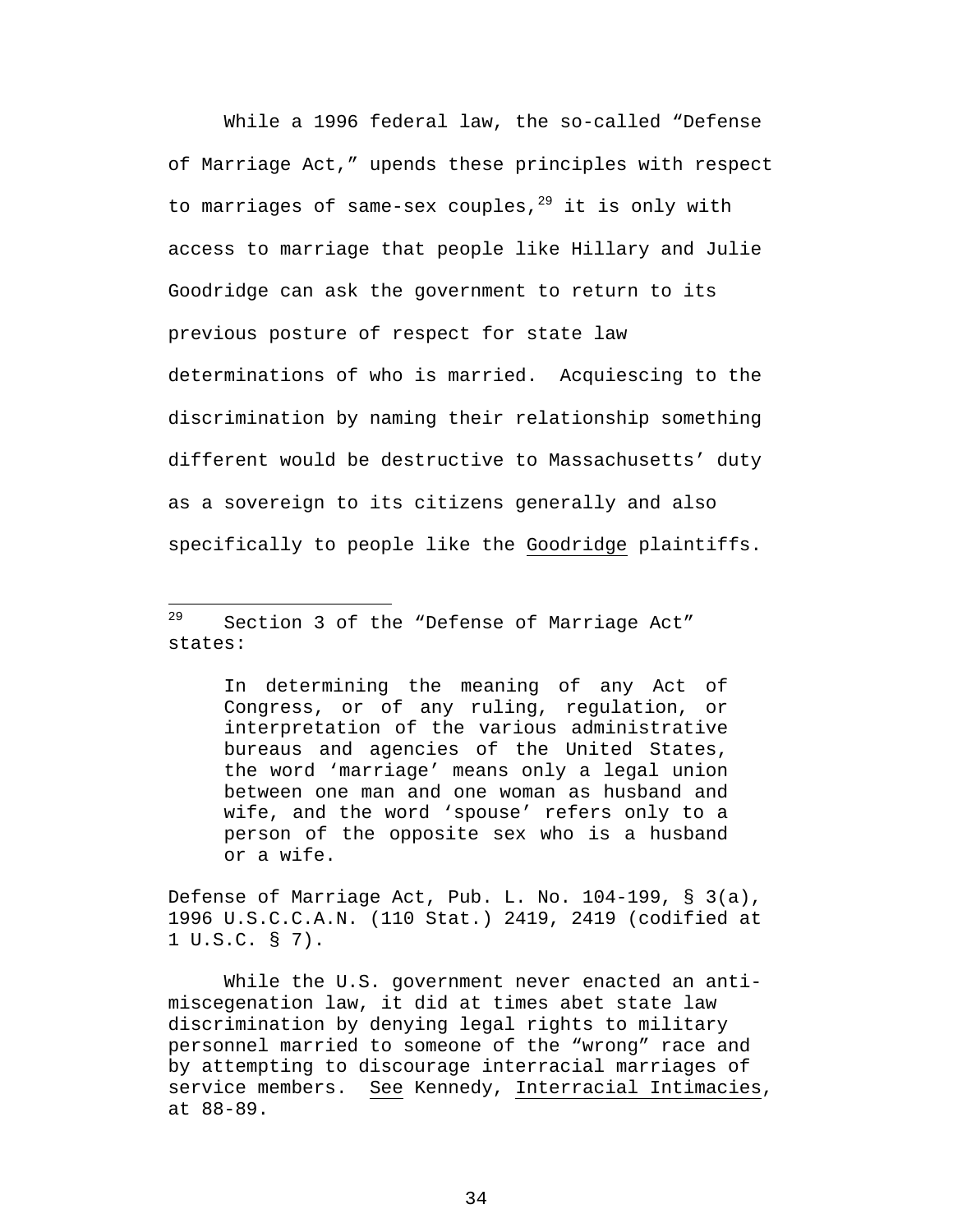While a 1996 federal law, the so-called "Defense of Marriage Act," upends these principles with respect to marriages of same-sex couples,[29] it is only with access to marriage that people like Hillary and Julie Goodridge can ask the government to return to its previous posture of respect for state law determinations of who is married. Acquiescing to the discrimination by naming their relationship something different would be destructive to Massachusetts' duty as a sovereign to its citizens generally and also specifically to people like the Goodridge plaintiffs.

---

[29] Section 3 of the "Defense of Marriage Act" states:

> In determining the meaning of any Act of Congress, or of any ruling, regulation, or interpretation of the various administrative bureaus and agencies of the United States, the word 'marriage' means only a legal union between one man and one woman as husband and wife, and the word 'spouse' refers only to a person of the opposite sex who is a husband or a wife.

Defense of Marriage Act, Pub. L. No. 104-199, § 3(a), 1996 U.S.C.C.A.N. (110 Stat.) 2419, 2419 (codified at 1 U.S.C. § 7).

While the U.S. government never enacted an anti-miscegenation law, it did at times abet state law discrimination by denying legal rights to military personnel married to someone of the "wrong" race and by attempting to discourage interracial marriages of service members. See Kennedy, Interracial Intimacies, at 88-89.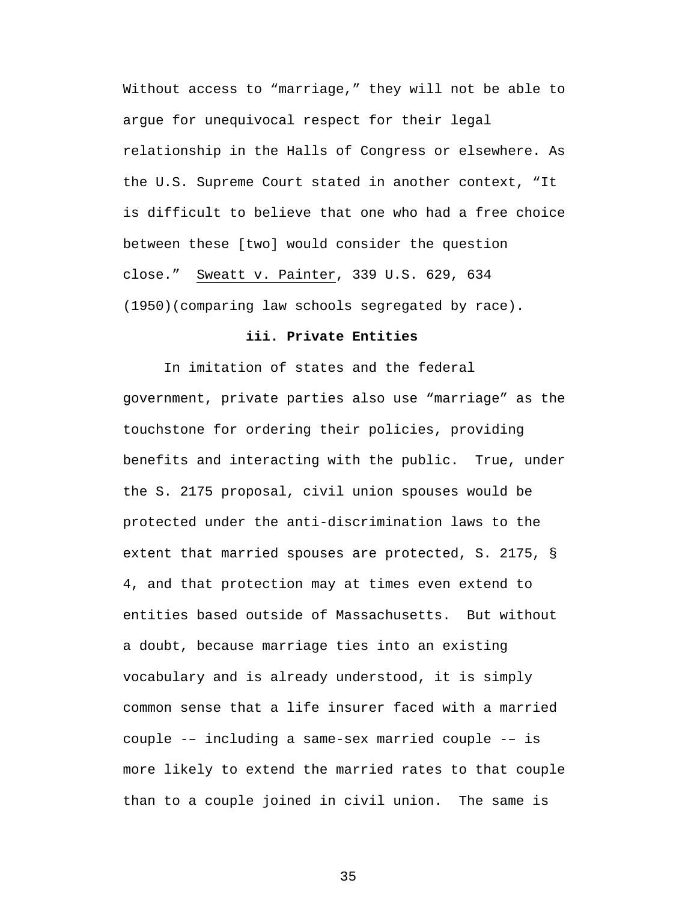Without access to "marriage," they will not be able to argue for unequivocal respect for their legal relationship in the Halls of Congress or elsewhere. As the U.S. Supreme Court stated in another context, "It is difficult to believe that one who had a free choice between these [two] would consider the question close." Sweatt v. Painter, 339 U.S. 629, 634 (1950)(comparing law schools segregated by race).

**iii. Private Entities**

In imitation of states and the federal government, private parties also use "marriage" as the touchstone for ordering their policies, providing benefits and interacting with the public. True, under the S. 2175 proposal, civil union spouses would be protected under the anti-discrimination laws to the extent that married spouses are protected, S. 2175, § 4, and that protection may at times even extend to entities based outside of Massachusetts. But without a doubt, because marriage ties into an existing vocabulary and is already understood, it is simply common sense that a life insurer faced with a married couple -– including a same-sex married couple -– is more likely to extend the married rates to that couple than to a couple joined in civil union. The same is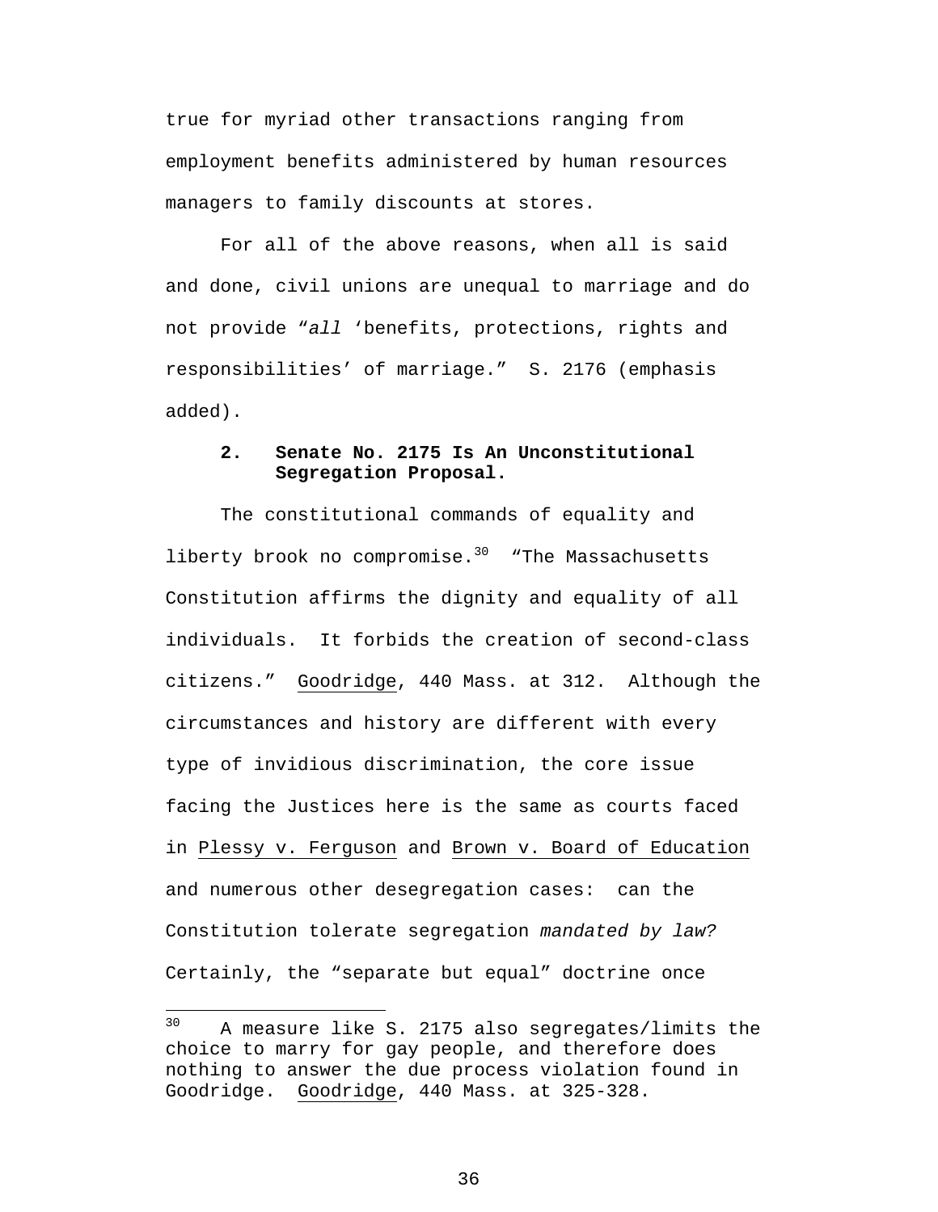true for myriad other transactions ranging from employment benefits administered by human resources managers to family discounts at stores.

For all of the above reasons, when all is said and done, civil unions are unequal to marriage and do not provide "*all* 'benefits, protections, rights and responsibilities' of marriage." S. 2176 (emphasis added).

### 2. Senate No. 2175 Is An Unconstitutional Segregation Proposal.

The constitutional commands of equality and liberty brook no compromise.[30] "The Massachusetts Constitution affirms the dignity and equality of all individuals. It forbids the creation of second-class citizens." Goodridge, 440 Mass. at 312. Although the circumstances and history are different with every type of invidious discrimination, the core issue facing the Justices here is the same as courts faced in Plessy v. Ferguson and Brown v. Board of Education and numerous other desegregation cases: can the Constitution tolerate segregation *mandated by law?* Certainly, the "separate but equal" doctrine once

---

[30] A measure like S. 2175 also segregates/limits the choice to marry for gay people, and therefore does nothing to answer the due process violation found in Goodridge. Goodridge, 440 Mass. at 325-328.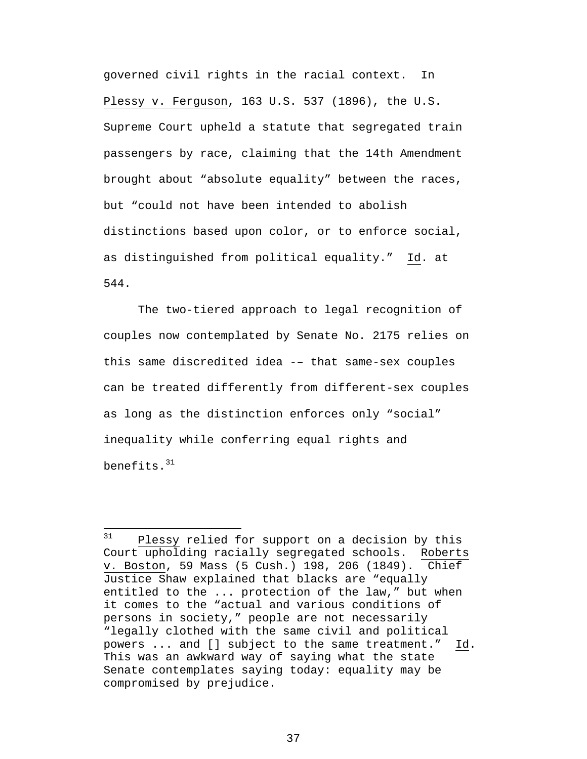governed civil rights in the racial context. In Plessy v. Ferguson, 163 U.S. 537 (1896), the U.S. Supreme Court upheld a statute that segregated train passengers by race, claiming that the 14th Amendment brought about "absolute equality" between the races, but "could not have been intended to abolish distinctions based upon color, or to enforce social, as distinguished from political equality." Id. at 544.

The two-tiered approach to legal recognition of couples now contemplated by Senate No. 2175 relies on this same discredited idea -– that same-sex couples can be treated differently from different-sex couples as long as the distinction enforces only "social" inequality while conferring equal rights and benefits.[31]

---

[31] Plessy relied for support on a decision by this Court upholding racially segregated schools. Roberts v. Boston, 59 Mass (5 Cush.) 198, 206 (1849). Chief Justice Shaw explained that blacks are "equally entitled to the ... protection of the law," but when it comes to the "actual and various conditions of persons in society," people are not necessarily "legally clothed with the same civil and political powers ... and [] subject to the same treatment." Id. This was an awkward way of saying what the state Senate contemplates saying today: equality may be compromised by prejudice.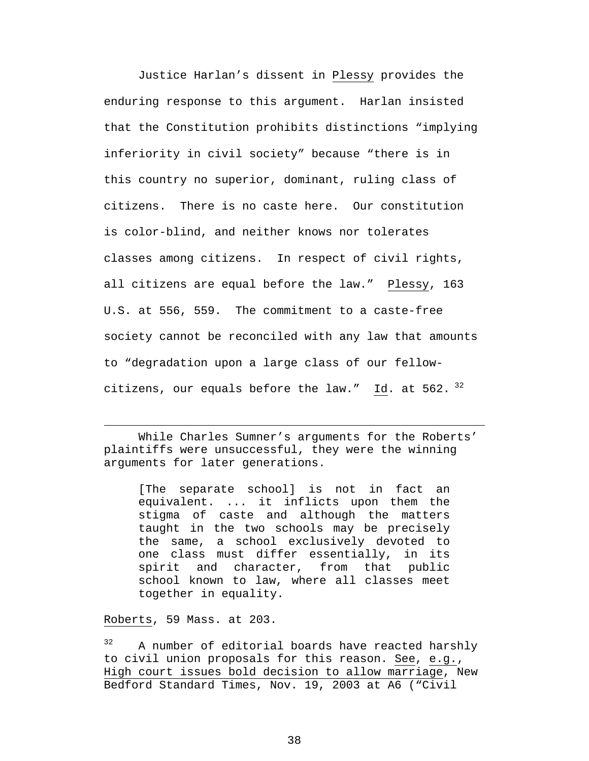Justice Harlan's dissent in Plessy provides the enduring response to this argument. Harlan insisted that the Constitution prohibits distinctions "implying inferiority in civil society" because "there is in this country no superior, dominant, ruling class of citizens. There is no caste here. Our constitution is color-blind, and neither knows nor tolerates classes among citizens. In respect of civil rights, all citizens are equal before the law." Plessy, 163 U.S. at 556, 559. The commitment to a caste-free society cannot be reconciled with any law that amounts to "degradation upon a large class of our fellow-citizens, our equals before the law." Id. at 562.[32]

---

While Charles Sumner's arguments for the Roberts' plaintiffs were unsuccessful, they were the winning arguments for later generations.

> [The separate school] is not in fact an equivalent. ... it inflicts upon them the stigma of caste and although the matters taught in the two schools may be precisely the same, a school exclusively devoted to one class must differ essentially, in its spirit and character, from that public school known to law, where all classes meet together in equality.

Roberts, 59 Mass. at 203.

[32] A number of editorial boards have reacted harshly to civil union proposals for this reason. See, e.g., High court issues bold decision to allow marriage, New Bedford Standard Times, Nov. 19, 2003 at A6 ("Civil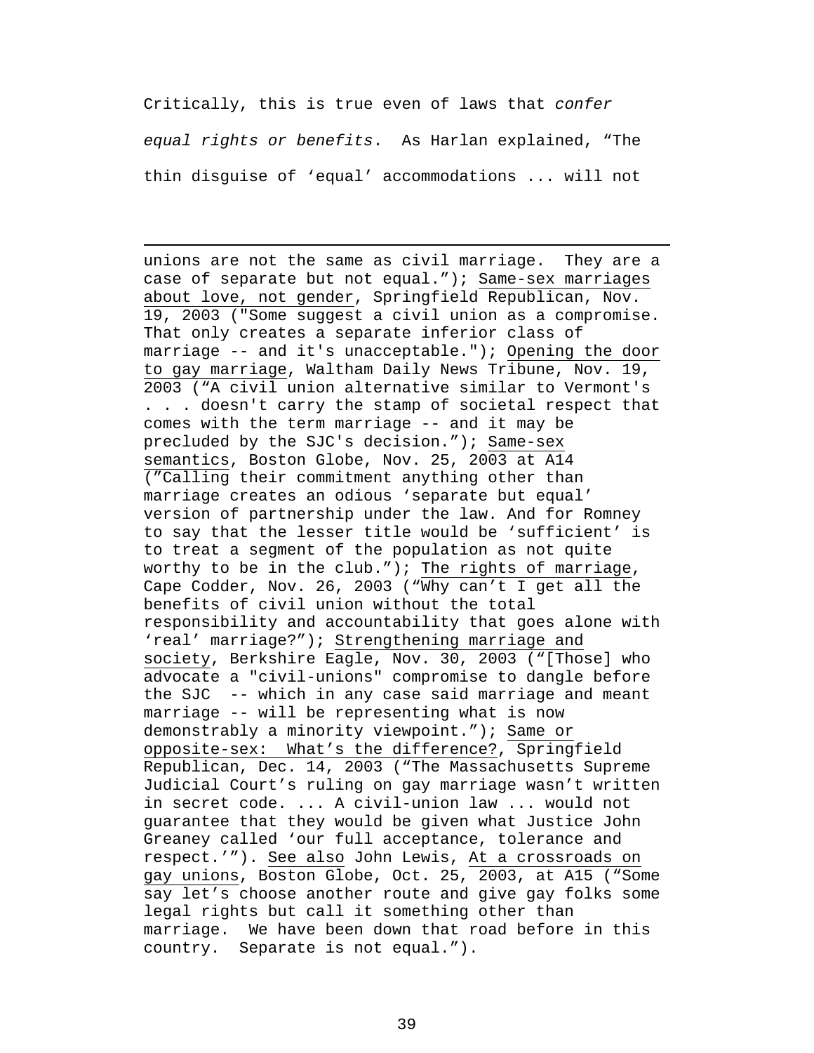Critically, this is true even of laws that *confer equal rights or benefits*. As Harlan explained, “The thin disguise of ‘equal’ accommodations ... will not

---

unions are not the same as civil marriage. They are a case of separate but not equal.”); Same-sex marriages about love, not gender, Springfield Republican, Nov. 19, 2003 ("Some suggest a civil union as a compromise. That only creates a separate inferior class of marriage -- and it's unacceptable."); Opening the door to gay marriage, Waltham Daily News Tribune, Nov. 19, 2003 (“A civil union alternative similar to Vermont's . . . doesn't carry the stamp of societal respect that comes with the term marriage -- and it may be precluded by the SJC's decision.”); Same-sex semantics, Boston Globe, Nov. 25, 2003 at A14 (”Calling their commitment anything other than marriage creates an odious ‘separate but equal’ version of partnership under the law. And for Romney to say that the lesser title would be ‘sufficient’ is to treat a segment of the population as not quite worthy to be in the club.”); The rights of marriage, Cape Codder, Nov. 26, 2003 (“Why can’t I get all the benefits of civil union without the total responsibility and accountability that goes alone with ‘real’ marriage?”); Strengthening marriage and society, Berkshire Eagle, Nov. 30, 2003 (“[Those] who advocate a "civil-unions" compromise to dangle before the SJC -- which in any case said marriage and meant marriage -- will be representing what is now demonstrably a minority viewpoint.”); Same or opposite-sex: What’s the difference?, Springfield Republican, Dec. 14, 2003 (“The Massachusetts Supreme Judicial Court’s ruling on gay marriage wasn’t written in secret code. ... A civil-union law ... would not guarantee that they would be given what Justice John Greaney called ‘our full acceptance, tolerance and respect.’”). See also John Lewis, At a crossroads on gay unions, Boston Globe, Oct. 25, 2003, at A15 (“Some say let’s choose another route and give gay folks some legal rights but call it something other than marriage. We have been down that road before in this country. Separate is not equal.”).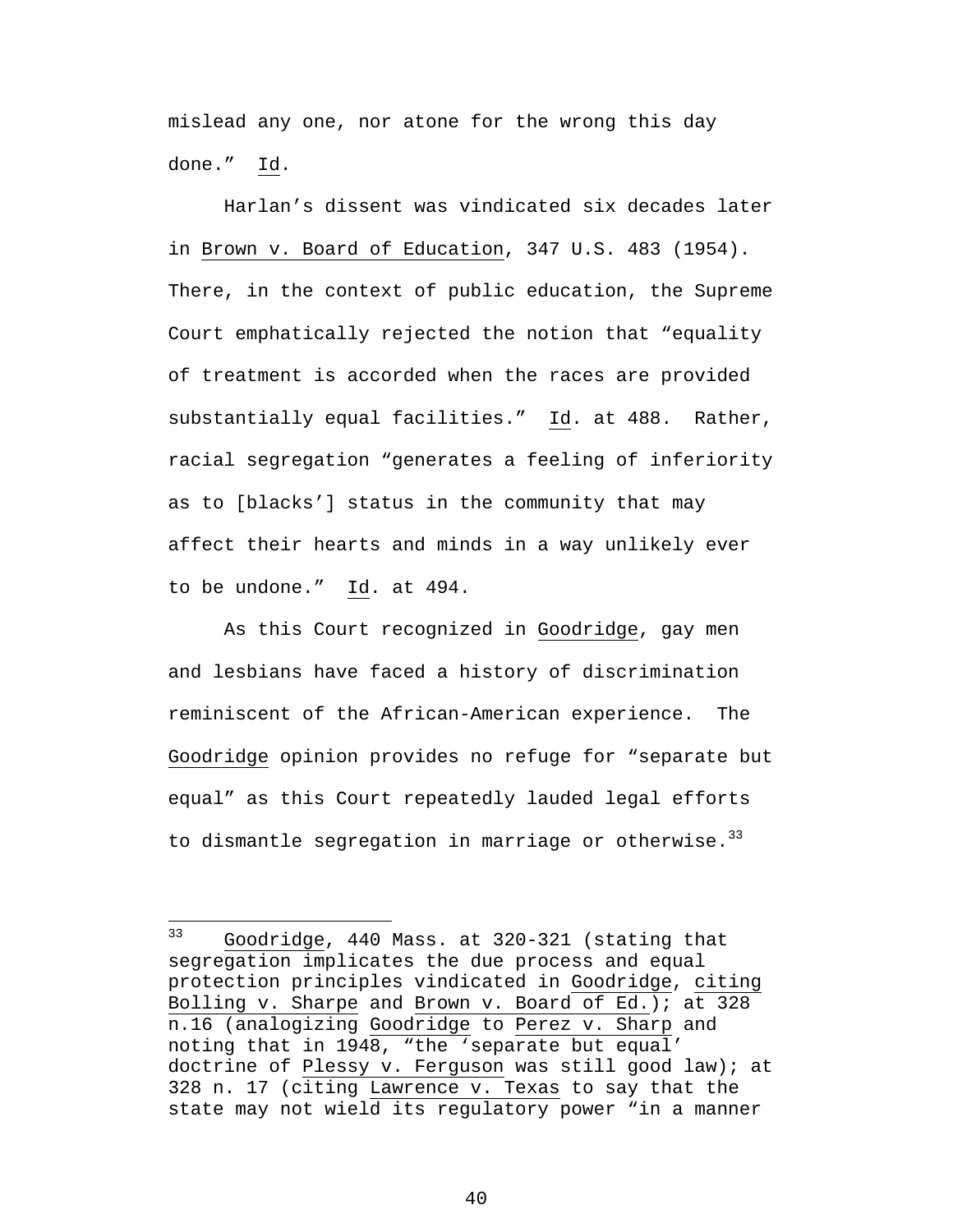mislead any one, nor atone for the wrong this day done." Id.

Harlan's dissent was vindicated six decades later in Brown v. Board of Education, 347 U.S. 483 (1954). There, in the context of public education, the Supreme Court emphatically rejected the notion that "equality of treatment is accorded when the races are provided substantially equal facilities." Id. at 488. Rather, racial segregation "generates a feeling of inferiority as to [blacks'] status in the community that may affect their hearts and minds in a way unlikely ever to be undone." Id. at 494.

As this Court recognized in Goodridge, gay men and lesbians have faced a history of discrimination reminiscent of the African-American experience. The Goodridge opinion provides no refuge for "separate but equal" as this Court repeatedly lauded legal efforts to dismantle segregation in marriage or otherwise.[33]

---

[33] Goodridge, 440 Mass. at 320-321 (stating that segregation implicates the due process and equal protection principles vindicated in Goodridge, citing Bolling v. Sharpe and Brown v. Board of Ed.); at 328 n.16 (analogizing Goodridge to Perez v. Sharp and noting that in 1948, "the 'separate but equal' doctrine of Plessy v. Ferguson was still good law); at 328 n. 17 (citing Lawrence v. Texas to say that the state may not wield its regulatory power "in a manner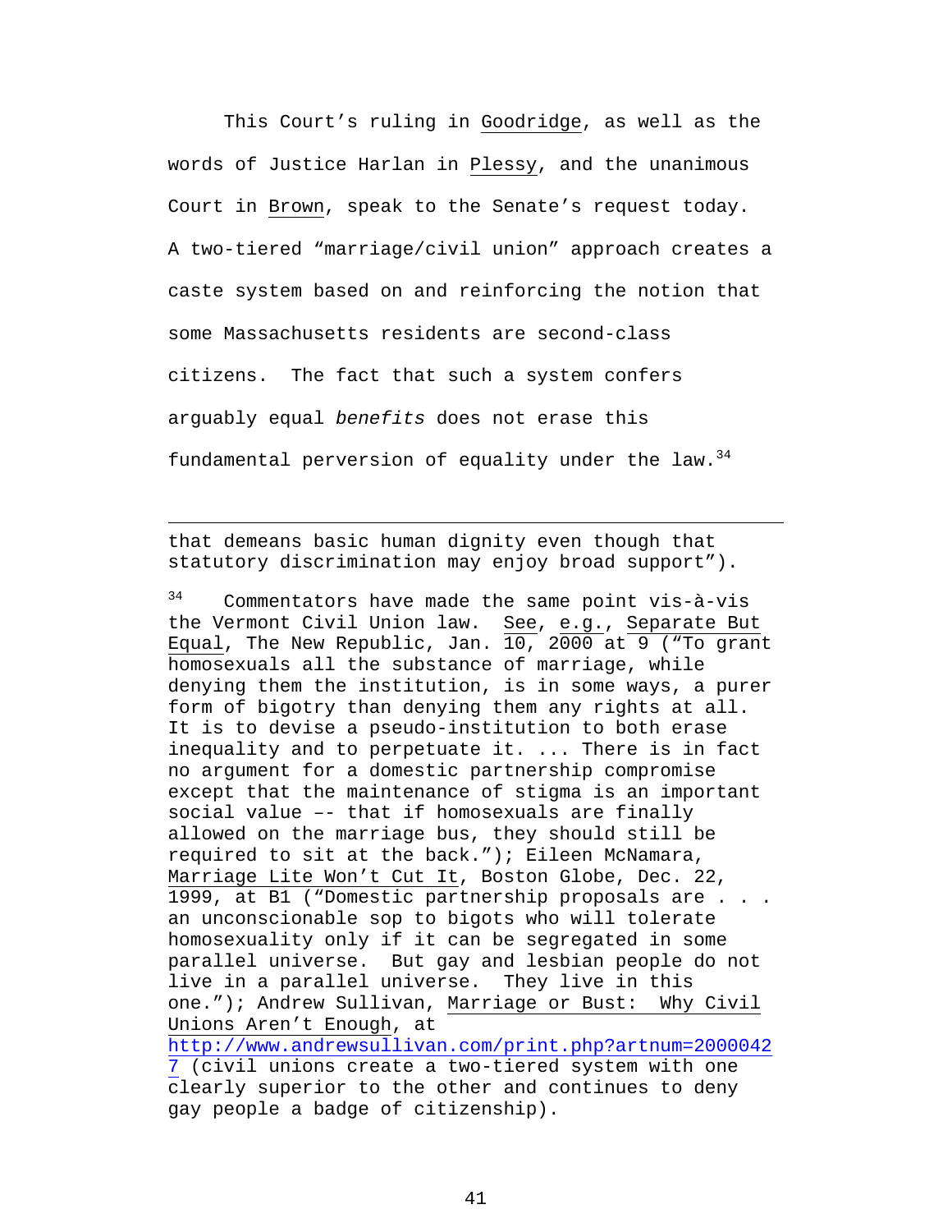This Court's ruling in Goodridge, as well as the words of Justice Harlan in Plessy, and the unanimous Court in Brown, speak to the Senate's request today. A two-tiered "marriage/civil union" approach creates a caste system based on and reinforcing the notion that some Massachusetts residents are second-class citizens. The fact that such a system confers arguably equal *benefits* does not erase this fundamental perversion of equality under the law.[34]

---

that demeans basic human dignity even though that statutory discrimination may enjoy broad support").

[34] Commentators have made the same point vis-à-vis the Vermont Civil Union law. See, e.g., Separate But Equal, The New Republic, Jan. 10, 2000 at 9 ("To grant homosexuals all the substance of marriage, while denying them the institution, is in some ways, a purer form of bigotry than denying them any rights at all. It is to devise a pseudo-institution to both erase inequality and to perpetuate it. ... There is in fact no argument for a domestic partnership compromise except that the maintenance of stigma is an important social value -- that if homosexuals are finally allowed on the marriage bus, they should still be required to sit at the back."); Eileen McNamara, Marriage Lite Won't Cut It, Boston Globe, Dec. 22, 1999, at B1 ("Domestic partnership proposals are . . . an unconscionable sop to bigots who will tolerate homosexuality only if it can be segregated in some parallel universe. But gay and lesbian people do not live in a parallel universe. They live in this one."); Andrew Sullivan, Marriage or Bust: Why Civil Unions Aren't Enough, at http://www.andrewsullivan.com/print.php?artnum=20000427 (civil unions create a two-tiered system with one clearly superior to the other and continues to deny gay people a badge of citizenship).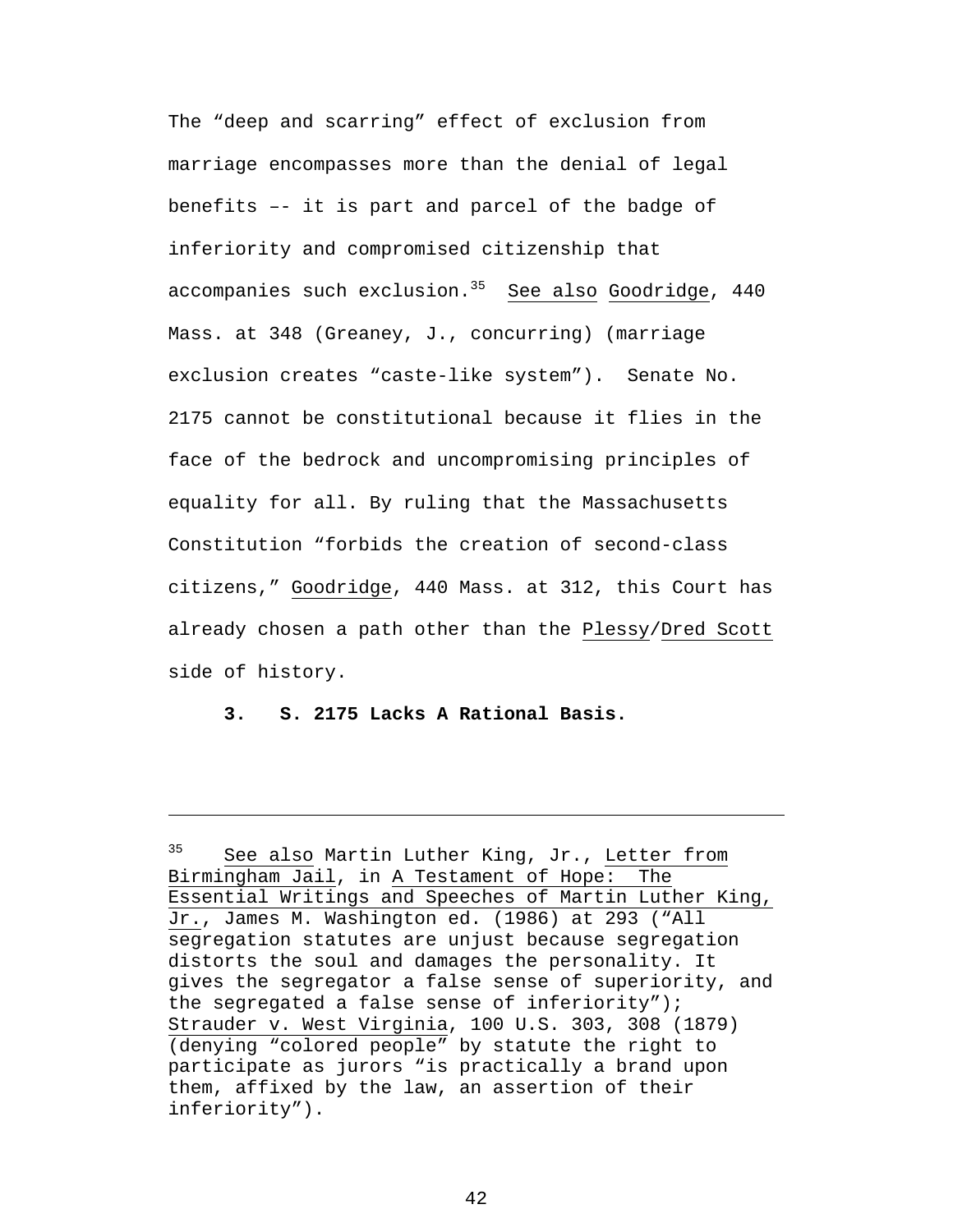The "deep and scarring" effect of exclusion from marriage encompasses more than the denial of legal benefits –- it is part and parcel of the badge of inferiority and compromised citizenship that accompanies such exclusion.[35] See also Goodridge, 440 Mass. at 348 (Greaney, J., concurring) (marriage exclusion creates "caste-like system"). Senate No. 2175 cannot be constitutional because it flies in the face of the bedrock and uncompromising principles of equality for all. By ruling that the Massachusetts Constitution "forbids the creation of second-class citizens," Goodridge, 440 Mass. at 312, this Court has already chosen a path other than the Plessy/Dred Scott side of history.

**3. S. 2175 Lacks A Rational Basis.**

---

[35] See also Martin Luther King, Jr., Letter from Birmingham Jail, in A Testament of Hope: The Essential Writings and Speeches of Martin Luther King, Jr., James M. Washington ed. (1986) at 293 ("All segregation statutes are unjust because segregation distorts the soul and damages the personality. It gives the segregator a false sense of superiority, and the segregated a false sense of inferiority"); Strauder v. West Virginia, 100 U.S. 303, 308 (1879) (denying "colored people" by statute the right to participate as jurors "is practically a brand upon them, affixed by the law, an assertion of their inferiority").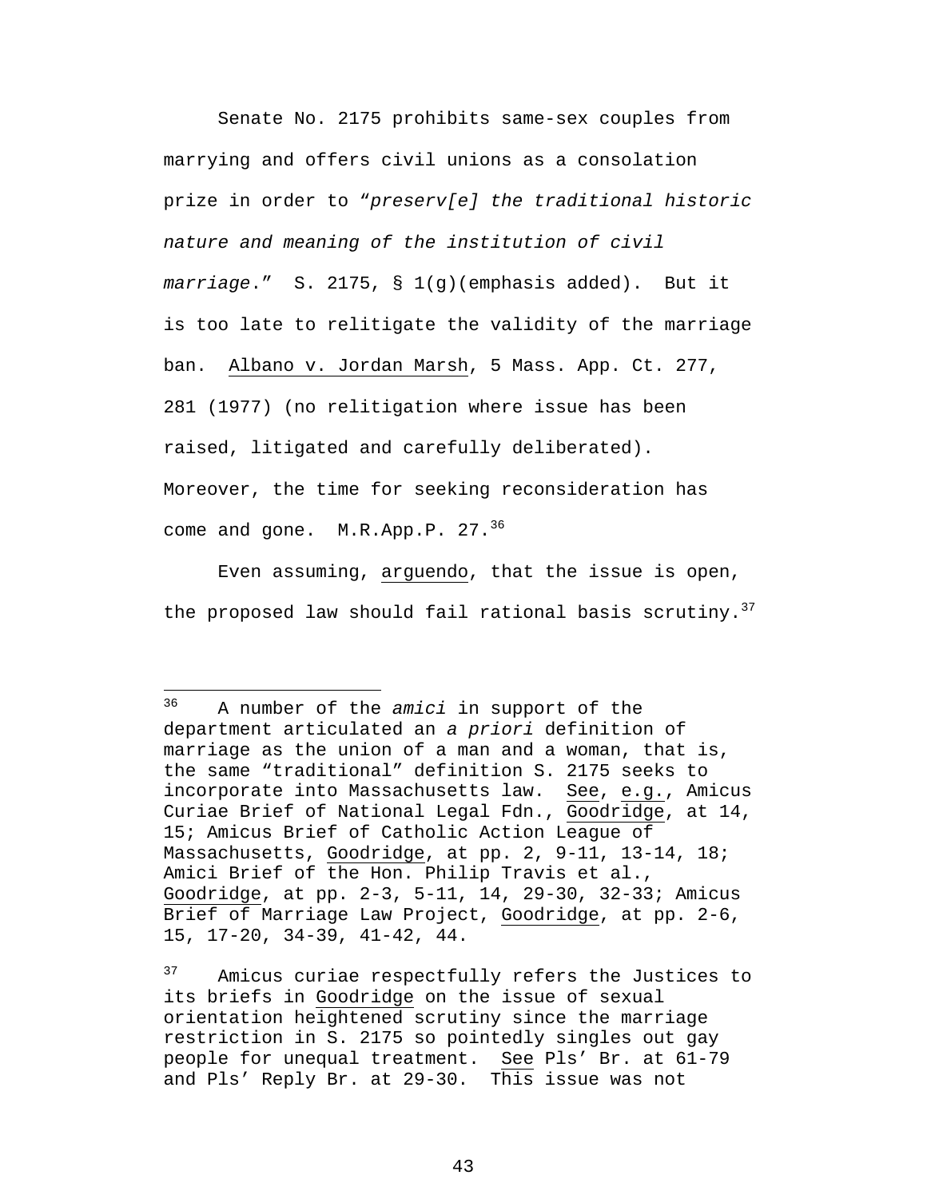Senate No. 2175 prohibits same-sex couples from marrying and offers civil unions as a consolation prize in order to "*preserv[e] the traditional historic nature and meaning of the institution of civil marriage*." S. 2175, § 1(g)(emphasis added). But it is too late to relitigate the validity of the marriage ban. Albano v. Jordan Marsh, 5 Mass. App. Ct. 277, 281 (1977) (no relitigation where issue has been raised, litigated and carefully deliberated). Moreover, the time for seeking reconsideration has come and gone. M.R.App.P. 27.[36]

Even assuming, arguendo, that the issue is open, the proposed law should fail rational basis scrutiny.[37]

---

[36] A number of the *amici* in support of the department articulated an *a priori* definition of marriage as the union of a man and a woman, that is, the same "traditional" definition S. 2175 seeks to incorporate into Massachusetts law. See, e.g., Amicus Curiae Brief of National Legal Fdn., Goodridge, at 14, 15; Amicus Brief of Catholic Action League of Massachusetts, Goodridge, at pp. 2, 9-11, 13-14, 18; Amici Brief of the Hon. Philip Travis et al., Goodridge, at pp. 2-3, 5-11, 14, 29-30, 32-33; Amicus Brief of Marriage Law Project, Goodridge, at pp. 2-6, 15, 17-20, 34-39, 41-42, 44.

[37] Amicus curiae respectfully refers the Justices to its briefs in Goodridge on the issue of sexual orientation heightened scrutiny since the marriage restriction in S. 2175 so pointedly singles out gay people for unequal treatment. See Pls' Br. at 61-79 and Pls' Reply Br. at 29-30. This issue was not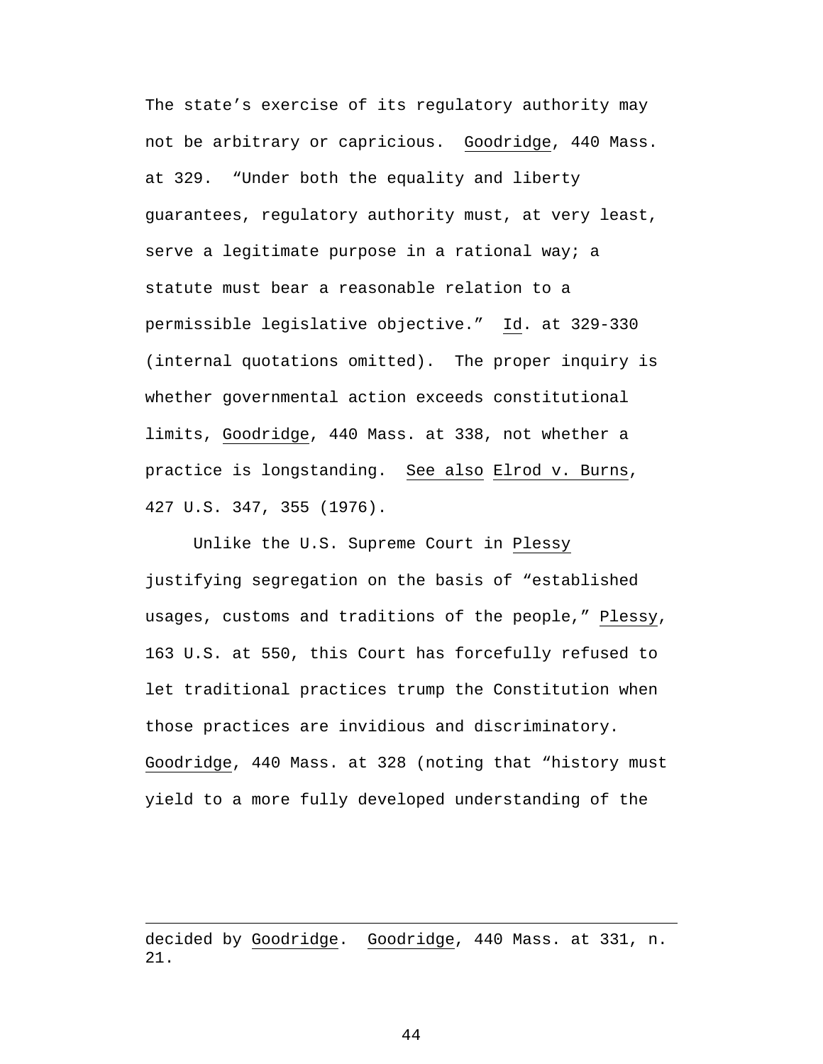The state's exercise of its regulatory authority may not be arbitrary or capricious. Goodridge, 440 Mass. at 329. "Under both the equality and liberty guarantees, regulatory authority must, at very least, serve a legitimate purpose in a rational way; a statute must bear a reasonable relation to a permissible legislative objective." Id. at 329-330 (internal quotations omitted). The proper inquiry is whether governmental action exceeds constitutional limits, Goodridge, 440 Mass. at 338, not whether a practice is longstanding. See also Elrod v. Burns, 427 U.S. 347, 355 (1976).

Unlike the U.S. Supreme Court in Plessy justifying segregation on the basis of "established usages, customs and traditions of the people," Plessy, 163 U.S. at 550, this Court has forcefully refused to let traditional practices trump the Constitution when those practices are invidious and discriminatory. Goodridge, 440 Mass. at 328 (noting that "history must yield to a more fully developed understanding of the

---

decided by Goodridge. Goodridge, 440 Mass. at 331, n. 21.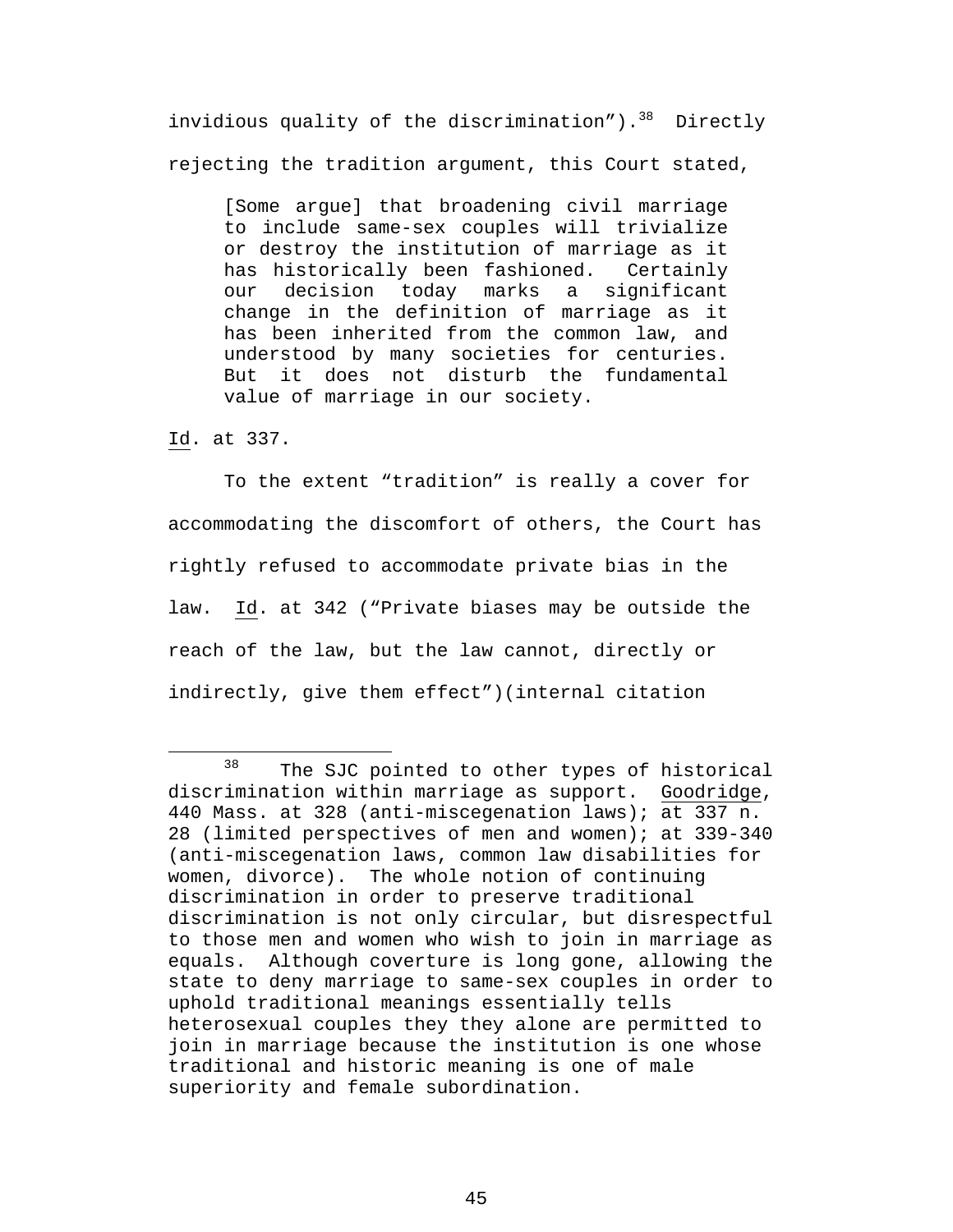invidious quality of the discrimination").[38] Directly rejecting the tradition argument, this Court stated,

> [Some argue] that broadening civil marriage to include same-sex couples will trivialize or destroy the institution of marriage as it has historically been fashioned. Certainly our decision today marks a significant change in the definition of marriage as it has been inherited from the common law, and understood by many societies for centuries. But it does not disturb the fundamental value of marriage in our society.

Id. at 337.

To the extent "tradition" is really a cover for accommodating the discomfort of others, the Court has rightly refused to accommodate private bias in the law. Id. at 342 ("Private biases may be outside the reach of the law, but the law cannot, directly or indirectly, give them effect")(internal citation

---

[38] The SJC pointed to other types of historical discrimination within marriage as support. Goodridge, 440 Mass. at 328 (anti-miscegenation laws); at 337 n. 28 (limited perspectives of men and women); at 339-340 (anti-miscegenation laws, common law disabilities for women, divorce). The whole notion of continuing discrimination in order to preserve traditional discrimination is not only circular, but disrespectful to those men and women who wish to join in marriage as equals. Although coverture is long gone, allowing the state to deny marriage to same-sex couples in order to uphold traditional meanings essentially tells heterosexual couples they they alone are permitted to join in marriage because the institution is one whose traditional and historic meaning is one of male superiority and female subordination.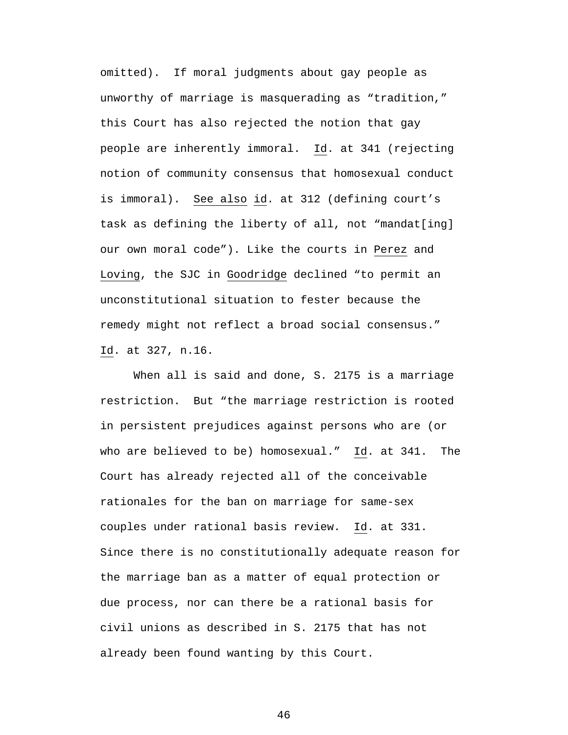omitted). If moral judgments about gay people as unworthy of marriage is masquerading as "tradition," this Court has also rejected the notion that gay people are inherently immoral. Id. at 341 (rejecting notion of community consensus that homosexual conduct is immoral). See also id. at 312 (defining court's task as defining the liberty of all, not "mandat[ing] our own moral code"). Like the courts in Perez and Loving, the SJC in Goodridge declined "to permit an unconstitutional situation to fester because the remedy might not reflect a broad social consensus." Id. at 327, n.16.

When all is said and done, S. 2175 is a marriage restriction. But "the marriage restriction is rooted in persistent prejudices against persons who are (or who are believed to be) homosexual." Id. at 341. The Court has already rejected all of the conceivable rationales for the ban on marriage for same-sex couples under rational basis review. Id. at 331. Since there is no constitutionally adequate reason for the marriage ban as a matter of equal protection or due process, nor can there be a rational basis for civil unions as described in S. 2175 that has not already been found wanting by this Court.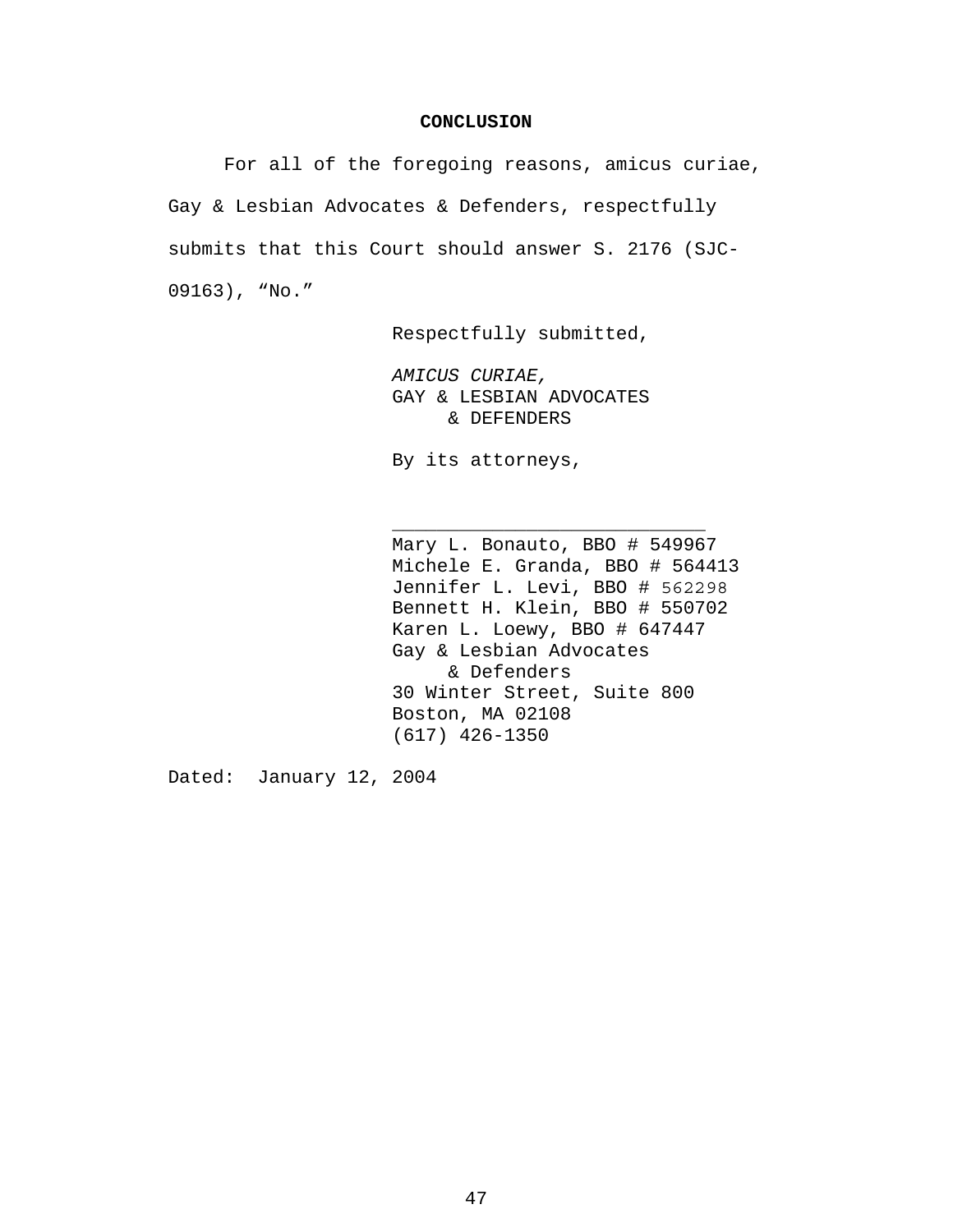## CONCLUSION

For all of the foregoing reasons, amicus curiae, Gay & Lesbian Advocates & Defenders, respectfully submits that this Court should answer S. 2176 (SJC-09163), "No."

Respectfully submitted,

*AMICUS CURIAE,*
GAY & LESBIAN ADVOCATES
& DEFENDERS

By its attorneys,

\_\_\_\_\_\_\_\_\_\_\_\_\_\_\_\_\_\_\_\_\_\_\_\_\_\_\_\_
Mary L. Bonauto, BBO # 549967
Michele E. Granda, BBO # 564413
Jennifer L. Levi, BBO # 562298
Bennett H. Klein, BBO # 550702
Karen L. Loewy, BBO # 647447
Gay & Lesbian Advocates
& Defenders
30 Winter Street, Suite 800
Boston, MA 02108
(617) 426-1350

Dated: January 12, 2004